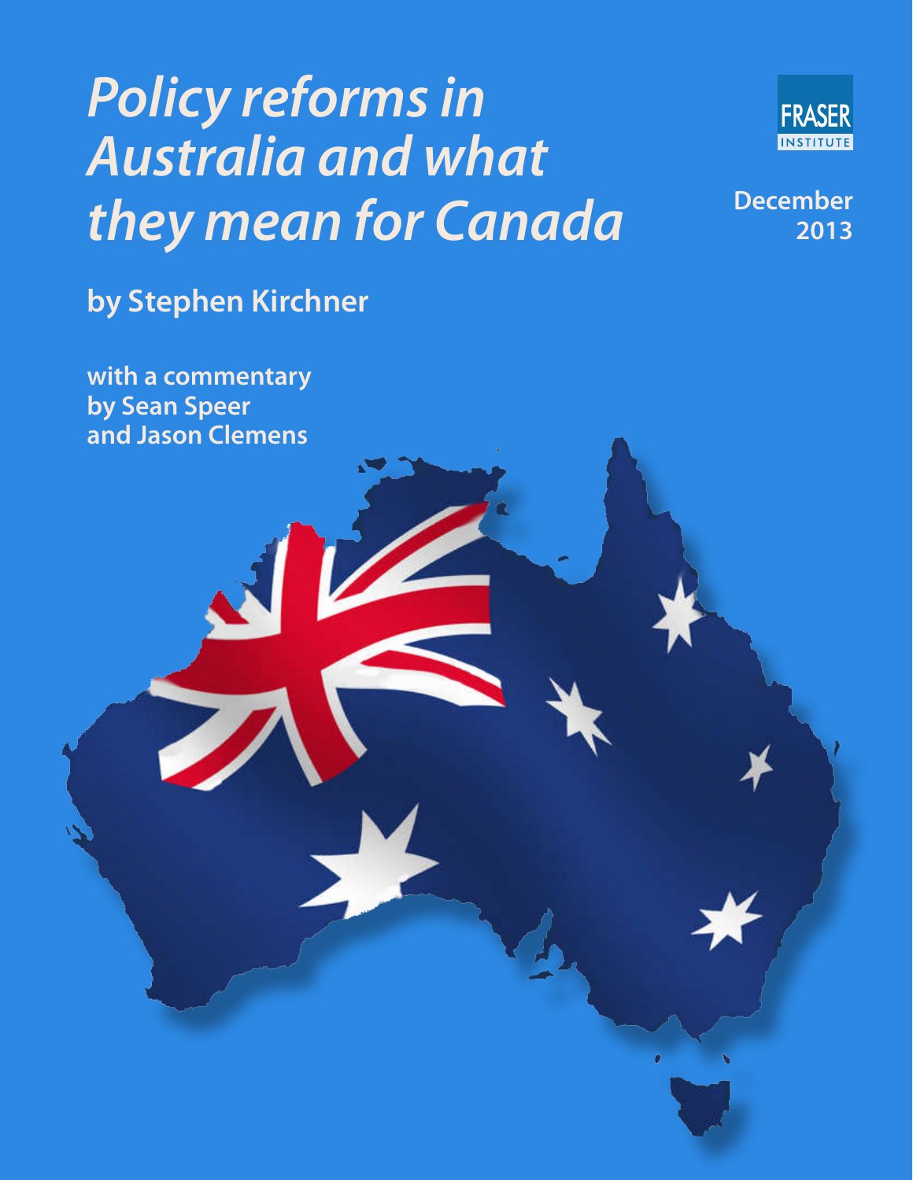# *Policy reforms in Australia and what they mean for Canada*

FRASER INSTITUTE

December 2013

**by Stephen Kirchner**

**with a commentary by Sean Speer and Jason Clemens**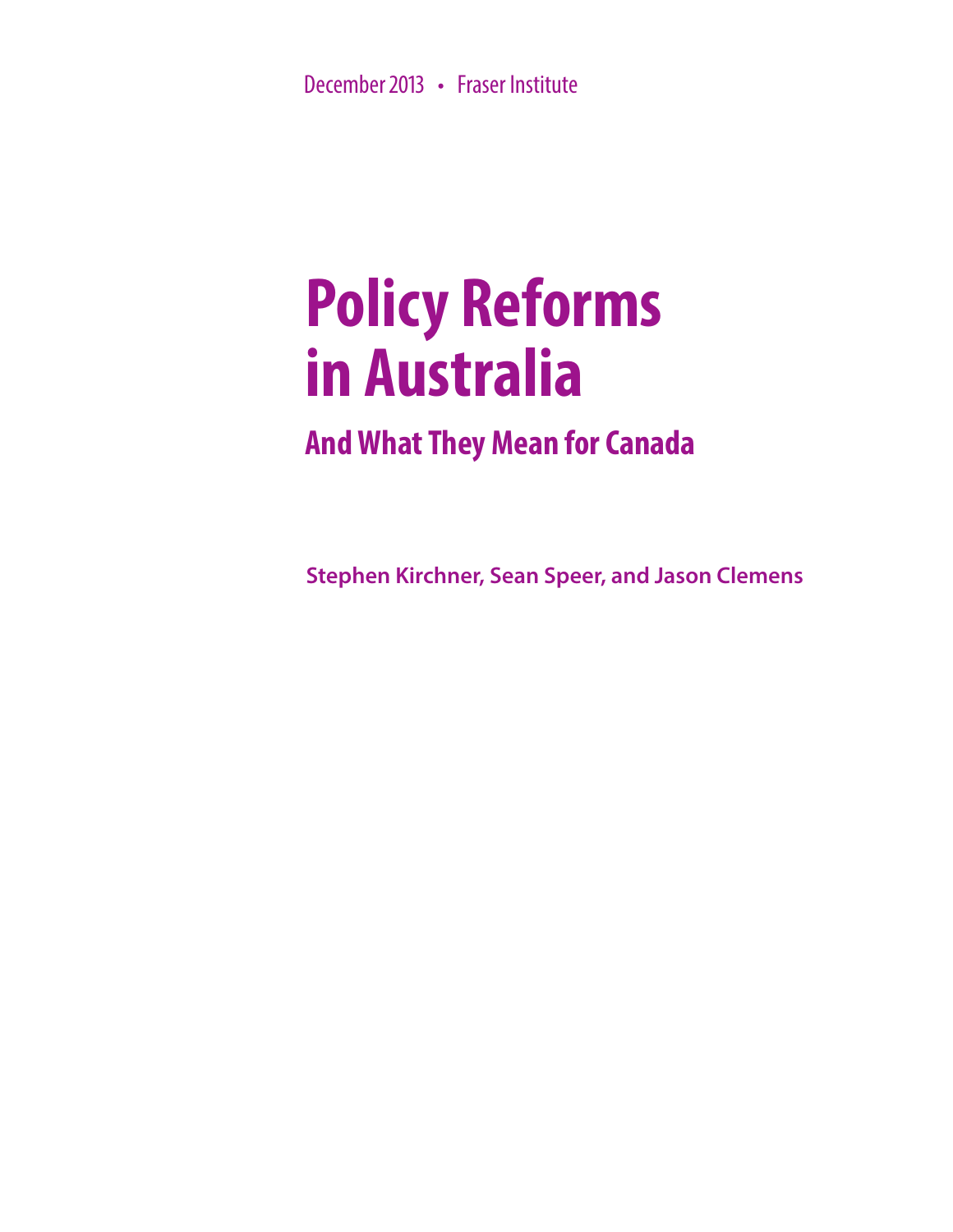December 2013 • Fraser Institute

# Policy Reforms in Australia

## And What They Mean for Canada

**Stephen Kirchner, Sean Speer, and Jason Clemens**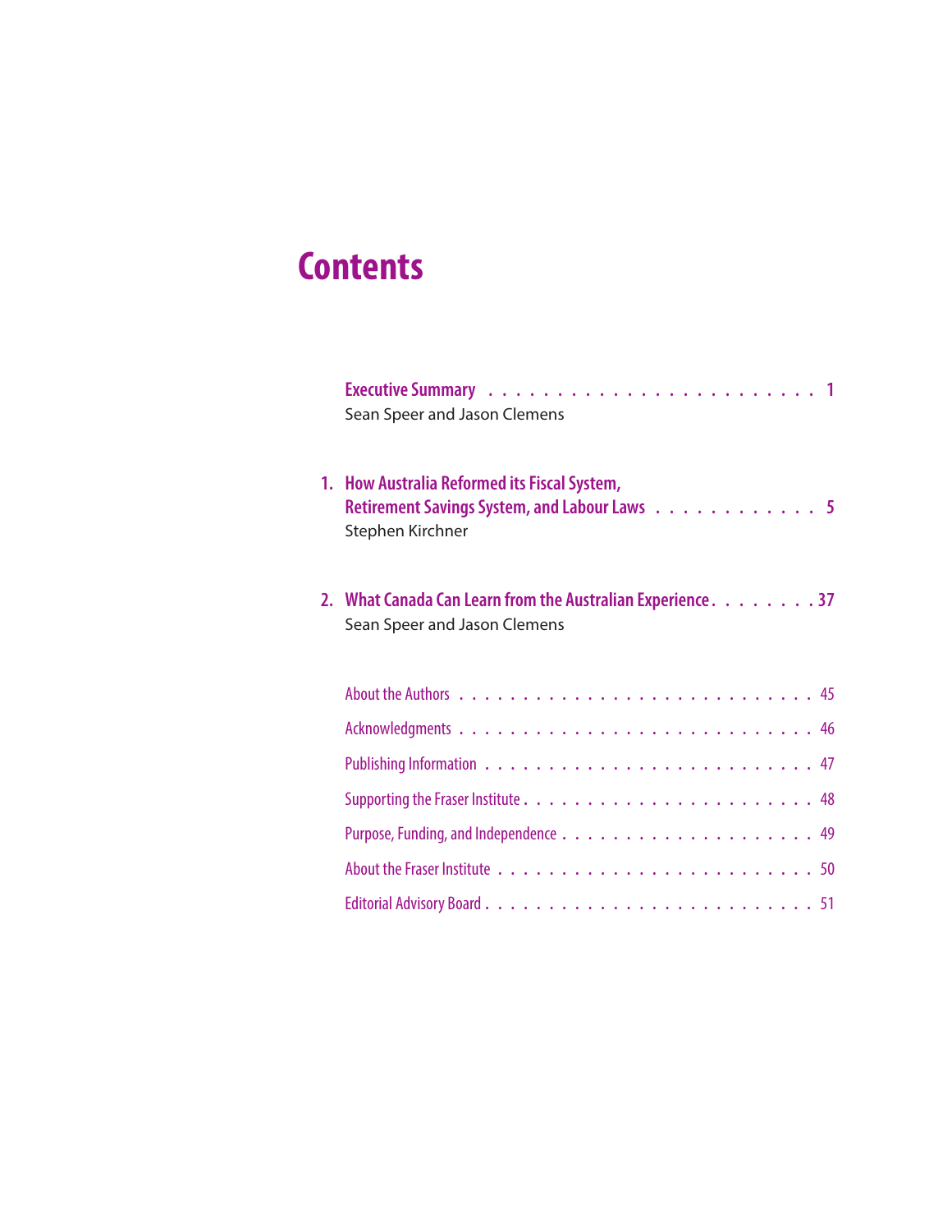# Contents

**Executive Summary** . . . . . . . . . . . . . . . . . . . . . . . . 1
Sean Speer and Jason Clemens

**1. How Australia Reformed its Fiscal System, Retirement Savings System, and Labour Laws** . . . . . . . . . . . . 5
Stephen Kirchner

**2. What Canada Can Learn from the Australian Experience** . . . . . . . . 37
Sean Speer and Jason Clemens

About the Authors . . . . . . . . . . . . . . . . . . . . . . . . . . 45

Acknowledgments . . . . . . . . . . . . . . . . . . . . . . . . . . 46

Publishing Information . . . . . . . . . . . . . . . . . . . . . . . . 47

Supporting the Fraser Institute . . . . . . . . . . . . . . . . . . . . . . 48

Purpose, Funding, and Independence . . . . . . . . . . . . . . . . . . . 49

About the Fraser Institute . . . . . . . . . . . . . . . . . . . . . . . 50

Editorial Advisory Board . . . . . . . . . . . . . . . . . . . . . . . . 51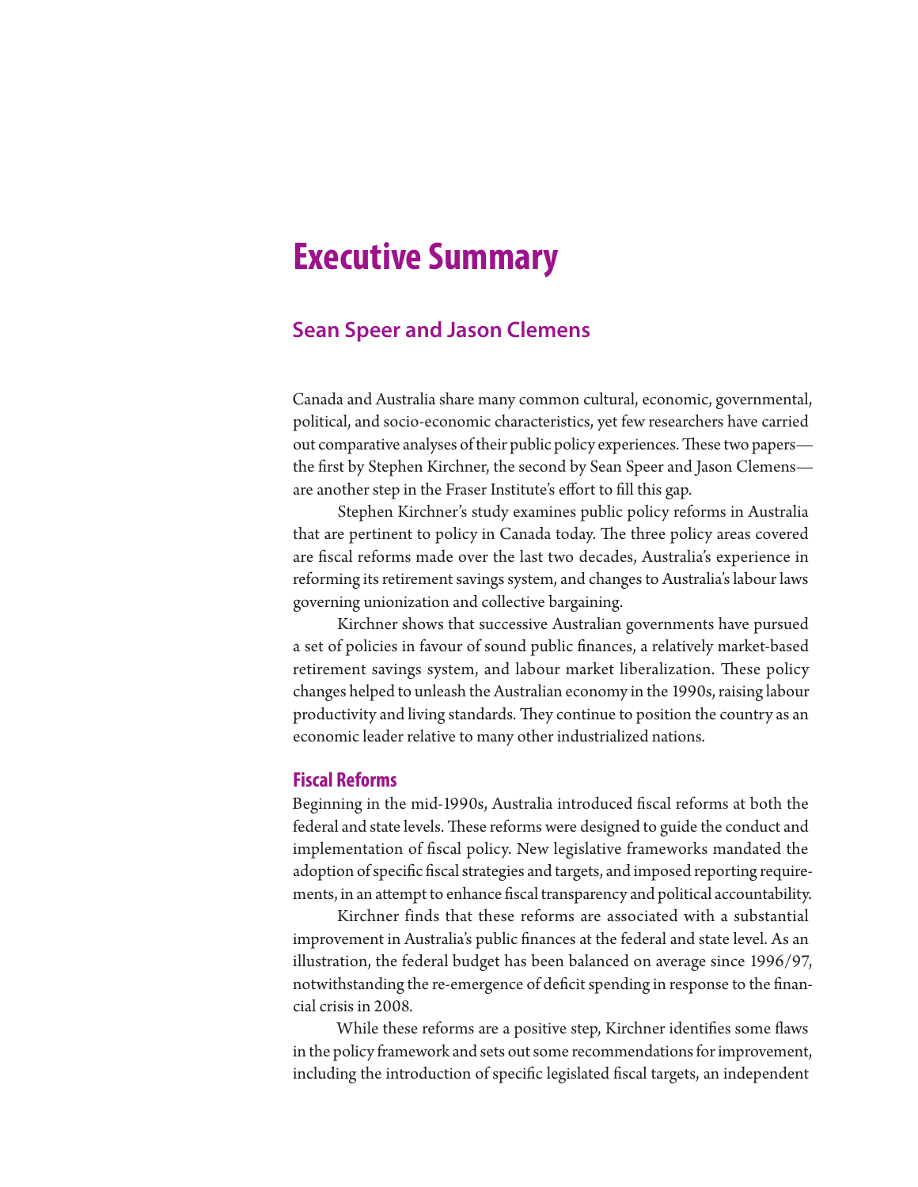# Executive Summary

## Sean Speer and Jason Clemens

Canada and Australia share many common cultural, economic, governmental, political, and socio-economic characteristics, yet few researchers have carried out comparative analyses of their public policy experiences. These two papers—the first by Stephen Kirchner, the second by Sean Speer and Jason Clemens—are another step in the Fraser Institute's effort to fill this gap.

Stephen Kirchner's study examines public policy reforms in Australia that are pertinent to policy in Canada today. The three policy areas covered are fiscal reforms made over the last two decades, Australia's experience in reforming its retirement savings system, and changes to Australia's labour laws governing unionization and collective bargaining.

Kirchner shows that successive Australian governments have pursued a set of policies in favour of sound public finances, a relatively market-based retirement savings system, and labour market liberalization. These policy changes helped to unleash the Australian economy in the 1990s, raising labour productivity and living standards. They continue to position the country as an economic leader relative to many other industrialized nations.

### Fiscal Reforms

Beginning in the mid-1990s, Australia introduced fiscal reforms at both the federal and state levels. These reforms were designed to guide the conduct and implementation of fiscal policy. New legislative frameworks mandated the adoption of specific fiscal strategies and targets, and imposed reporting requirements, in an attempt to enhance fiscal transparency and political accountability.

Kirchner finds that these reforms are associated with a substantial improvement in Australia's public finances at the federal and state level. As an illustration, the federal budget has been balanced on average since 1996/97, notwithstanding the re-emergence of deficit spending in response to the financial crisis in 2008.

While these reforms are a positive step, Kirchner identifies some flaws in the policy framework and sets out some recommendations for improvement, including the introduction of specific legislated fiscal targets, an independent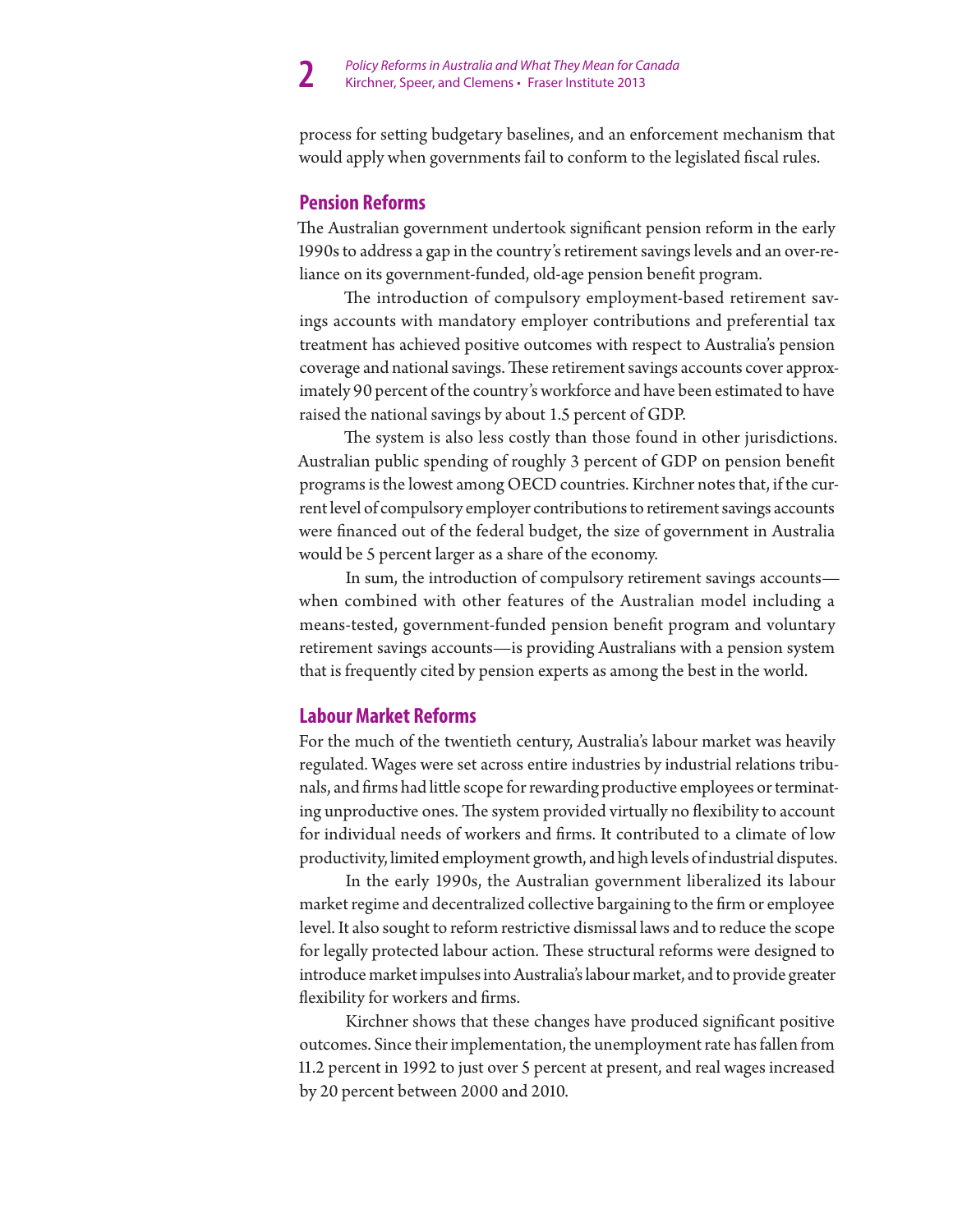process for setting budgetary baselines, and an enforcement mechanism that would apply when governments fail to conform to the legislated fiscal rules.

## Pension Reforms

The Australian government undertook significant pension reform in the early 1990s to address a gap in the country's retirement savings levels and an over-reliance on its government-funded, old-age pension benefit program.

The introduction of compulsory employment-based retirement savings accounts with mandatory employer contributions and preferential tax treatment has achieved positive outcomes with respect to Australia's pension coverage and national savings. These retirement savings accounts cover approximately 90 percent of the country's workforce and have been estimated to have raised the national savings by about 1.5 percent of GDP.

The system is also less costly than those found in other jurisdictions. Australian public spending of roughly 3 percent of GDP on pension benefit programs is the lowest among OECD countries. Kirchner notes that, if the current level of compulsory employer contributions to retirement savings accounts were financed out of the federal budget, the size of government in Australia would be 5 percent larger as a share of the economy.

In sum, the introduction of compulsory retirement savings accounts—when combined with other features of the Australian model including a means-tested, government-funded pension benefit program and voluntary retirement savings accounts—is providing Australians with a pension system that is frequently cited by pension experts as among the best in the world.

## Labour Market Reforms

For the much of the twentieth century, Australia's labour market was heavily regulated. Wages were set across entire industries by industrial relations tribunals, and firms had little scope for rewarding productive employees or terminating unproductive ones. The system provided virtually no flexibility to account for individual needs of workers and firms. It contributed to a climate of low productivity, limited employment growth, and high levels of industrial disputes.

In the early 1990s, the Australian government liberalized its labour market regime and decentralized collective bargaining to the firm or employee level. It also sought to reform restrictive dismissal laws and to reduce the scope for legally protected labour action. These structural reforms were designed to introduce market impulses into Australia's labour market, and to provide greater flexibility for workers and firms.

Kirchner shows that these changes have produced significant positive outcomes. Since their implementation, the unemployment rate has fallen from 11.2 percent in 1992 to just over 5 percent at present, and real wages increased by 20 percent between 2000 and 2010.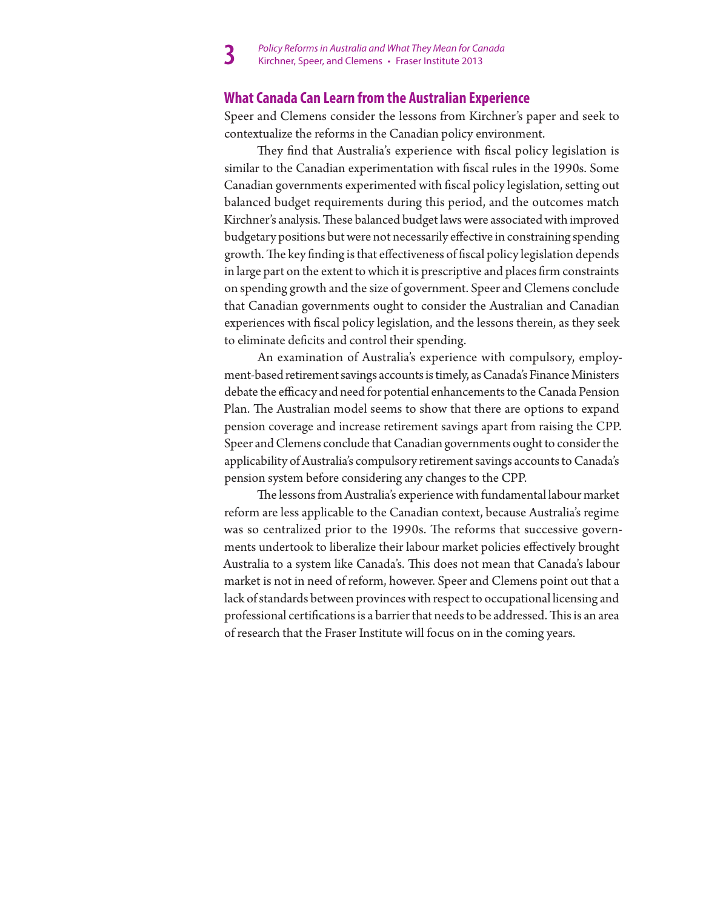## What Canada Can Learn from the Australian Experience

Speer and Clemens consider the lessons from Kirchner's paper and seek to contextualize the reforms in the Canadian policy environment.

They find that Australia's experience with fiscal policy legislation is similar to the Canadian experimentation with fiscal rules in the 1990s. Some Canadian governments experimented with fiscal policy legislation, setting out balanced budget requirements during this period, and the outcomes match Kirchner's analysis. These balanced budget laws were associated with improved budgetary positions but were not necessarily effective in constraining spending growth. The key finding is that effectiveness of fiscal policy legislation depends in large part on the extent to which it is prescriptive and places firm constraints on spending growth and the size of government. Speer and Clemens conclude that Canadian governments ought to consider the Australian and Canadian experiences with fiscal policy legislation, and the lessons therein, as they seek to eliminate deficits and control their spending.

An examination of Australia's experience with compulsory, employment-based retirement savings accounts is timely, as Canada's Finance Ministers debate the efficacy and need for potential enhancements to the Canada Pension Plan. The Australian model seems to show that there are options to expand pension coverage and increase retirement savings apart from raising the CPP. Speer and Clemens conclude that Canadian governments ought to consider the applicability of Australia's compulsory retirement savings accounts to Canada's pension system before considering any changes to the CPP.

The lessons from Australia's experience with fundamental labour market reform are less applicable to the Canadian context, because Australia's regime was so centralized prior to the 1990s. The reforms that successive governments undertook to liberalize their labour market policies effectively brought Australia to a system like Canada's. This does not mean that Canada's labour market is not in need of reform, however. Speer and Clemens point out that a lack of standards between provinces with respect to occupational licensing and professional certifications is a barrier that needs to be addressed. This is an area of research that the Fraser Institute will focus on in the coming years.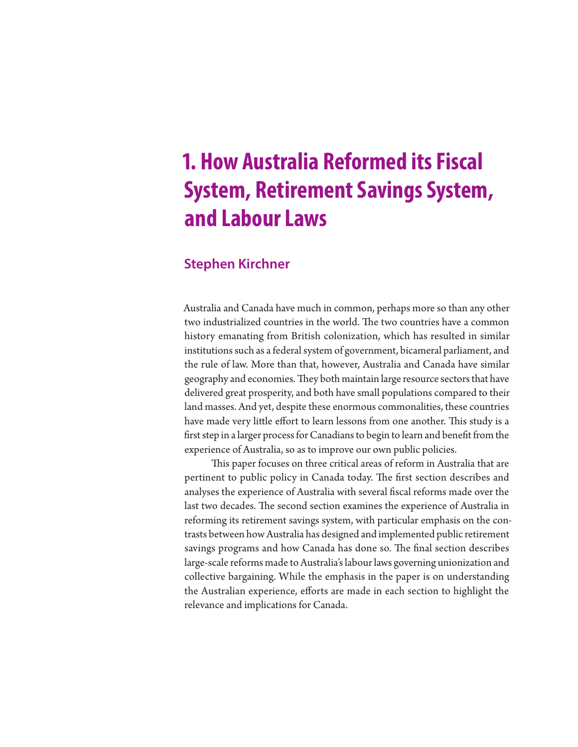# 1. How Australia Reformed its Fiscal System, Retirement Savings System, and Labour Laws

## Stephen Kirchner

Australia and Canada have much in common, perhaps more so than any other two industrialized countries in the world. The two countries have a common history emanating from British colonization, which has resulted in similar institutions such as a federal system of government, bicameral parliament, and the rule of law. More than that, however, Australia and Canada have similar geography and economies. They both maintain large resource sectors that have delivered great prosperity, and both have small populations compared to their land masses. And yet, despite these enormous commonalities, these countries have made very little effort to learn lessons from one another. This study is a first step in a larger process for Canadians to begin to learn and benefit from the experience of Australia, so as to improve our own public policies.

This paper focuses on three critical areas of reform in Australia that are pertinent to public policy in Canada today. The first section describes and analyses the experience of Australia with several fiscal reforms made over the last two decades. The second section examines the experience of Australia in reforming its retirement savings system, with particular emphasis on the contrasts between how Australia has designed and implemented public retirement savings programs and how Canada has done so. The final section describes large-scale reforms made to Australia's labour laws governing unionization and collective bargaining. While the emphasis in the paper is on understanding the Australian experience, efforts are made in each section to highlight the relevance and implications for Canada.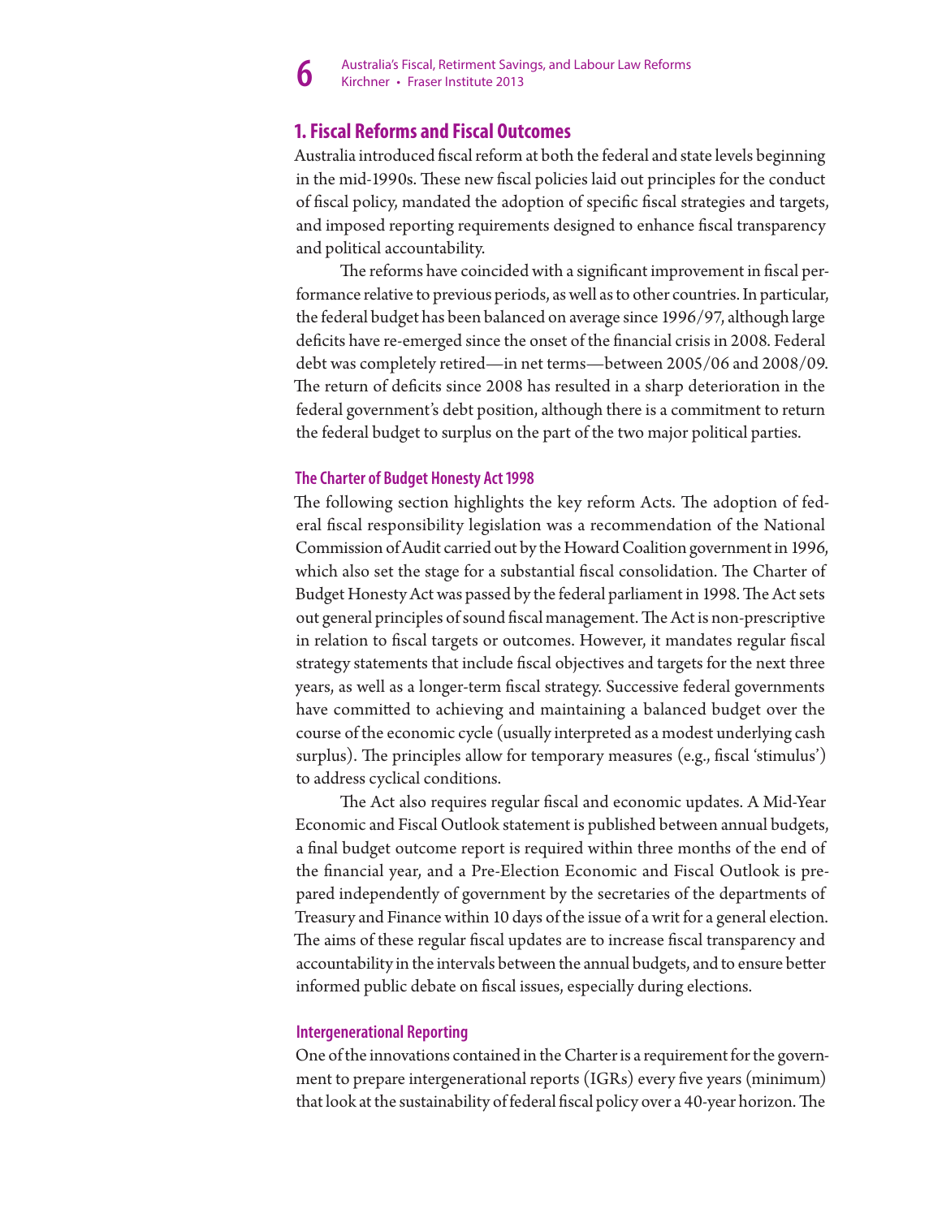## 1. Fiscal Reforms and Fiscal Outcomes

Australia introduced fiscal reform at both the federal and state levels beginning in the mid-1990s. These new fiscal policies laid out principles for the conduct of fiscal policy, mandated the adoption of specific fiscal strategies and targets, and imposed reporting requirements designed to enhance fiscal transparency and political accountability.

The reforms have coincided with a significant improvement in fiscal performance relative to previous periods, as well as to other countries. In particular, the federal budget has been balanced on average since 1996/97, although large deficits have re-emerged since the onset of the financial crisis in 2008. Federal debt was completely retired—in net terms—between 2005/06 and 2008/09. The return of deficits since 2008 has resulted in a sharp deterioration in the federal government's debt position, although there is a commitment to return the federal budget to surplus on the part of the two major political parties.

### The Charter of Budget Honesty Act 1998

The following section highlights the key reform Acts. The adoption of federal fiscal responsibility legislation was a recommendation of the National Commission of Audit carried out by the Howard Coalition government in 1996, which also set the stage for a substantial fiscal consolidation. The Charter of Budget Honesty Act was passed by the federal parliament in 1998. The Act sets out general principles of sound fiscal management. The Act is non-prescriptive in relation to fiscal targets or outcomes. However, it mandates regular fiscal strategy statements that include fiscal objectives and targets for the next three years, as well as a longer-term fiscal strategy. Successive federal governments have committed to achieving and maintaining a balanced budget over the course of the economic cycle (usually interpreted as a modest underlying cash surplus). The principles allow for temporary measures (e.g., fiscal 'stimulus') to address cyclical conditions.

The Act also requires regular fiscal and economic updates. A Mid-Year Economic and Fiscal Outlook statement is published between annual budgets, a final budget outcome report is required within three months of the end of the financial year, and a Pre-Election Economic and Fiscal Outlook is prepared independently of government by the secretaries of the departments of Treasury and Finance within 10 days of the issue of a writ for a general election. The aims of these regular fiscal updates are to increase fiscal transparency and accountability in the intervals between the annual budgets, and to ensure better informed public debate on fiscal issues, especially during elections.

### Intergenerational Reporting

One of the innovations contained in the Charter is a requirement for the government to prepare intergenerational reports (IGRs) every five years (minimum) that look at the sustainability of federal fiscal policy over a 40-year horizon. The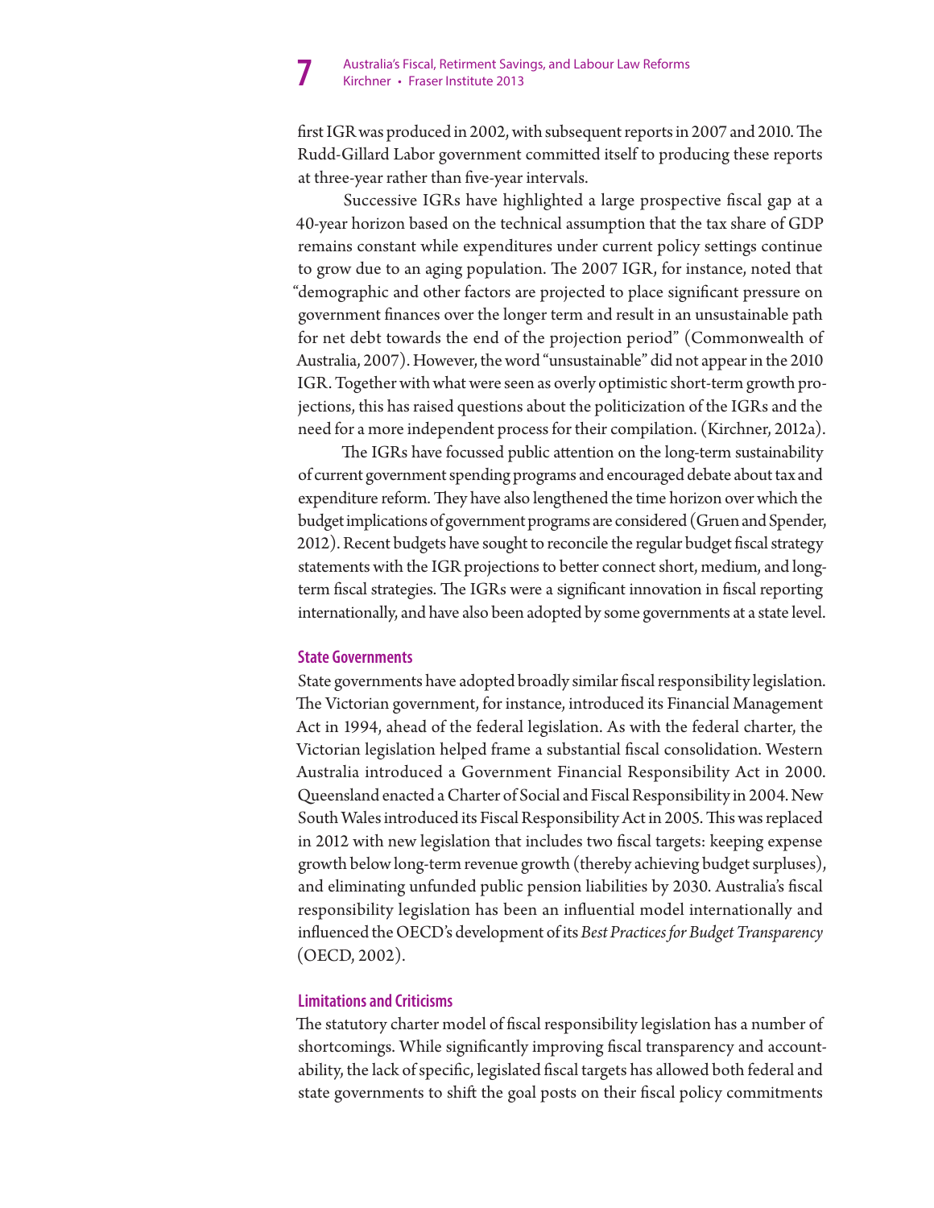first IGR was produced in 2002, with subsequent reports in 2007 and 2010. The Rudd-Gillard Labor government committed itself to producing these reports at three-year rather than five-year intervals.

Successive IGRs have highlighted a large prospective fiscal gap at a 40-year horizon based on the technical assumption that the tax share of GDP remains constant while expenditures under current policy settings continue to grow due to an aging population. The 2007 IGR, for instance, noted that "demographic and other factors are projected to place significant pressure on government finances over the longer term and result in an unsustainable path for net debt towards the end of the projection period" (Commonwealth of Australia, 2007). However, the word "unsustainable" did not appear in the 2010 IGR. Together with what were seen as overly optimistic short-term growth projections, this has raised questions about the politicization of the IGRs and the need for a more independent process for their compilation. (Kirchner, 2012a).

The IGRs have focussed public attention on the long-term sustainability of current government spending programs and encouraged debate about tax and expenditure reform. They have also lengthened the time horizon over which the budget implications of government programs are considered (Gruen and Spender, 2012). Recent budgets have sought to reconcile the regular budget fiscal strategy statements with the IGR projections to better connect short, medium, and long-term fiscal strategies. The IGRs were a significant innovation in fiscal reporting internationally, and have also been adopted by some governments at a state level.

### State Governments

State governments have adopted broadly similar fiscal responsibility legislation. The Victorian government, for instance, introduced its Financial Management Act in 1994, ahead of the federal legislation. As with the federal charter, the Victorian legislation helped frame a substantial fiscal consolidation. Western Australia introduced a Government Financial Responsibility Act in 2000. Queensland enacted a Charter of Social and Fiscal Responsibility in 2004. New South Wales introduced its Fiscal Responsibility Act in 2005. This was replaced in 2012 with new legislation that includes two fiscal targets: keeping expense growth below long-term revenue growth (thereby achieving budget surpluses), and eliminating unfunded public pension liabilities by 2030. Australia's fiscal responsibility legislation has been an influential model internationally and influenced the OECD's development of its *Best Practices for Budget Transparency* (OECD, 2002).

### Limitations and Criticisms

The statutory charter model of fiscal responsibility legislation has a number of shortcomings. While significantly improving fiscal transparency and accountability, the lack of specific, legislated fiscal targets has allowed both federal and state governments to shift the goal posts on their fiscal policy commitments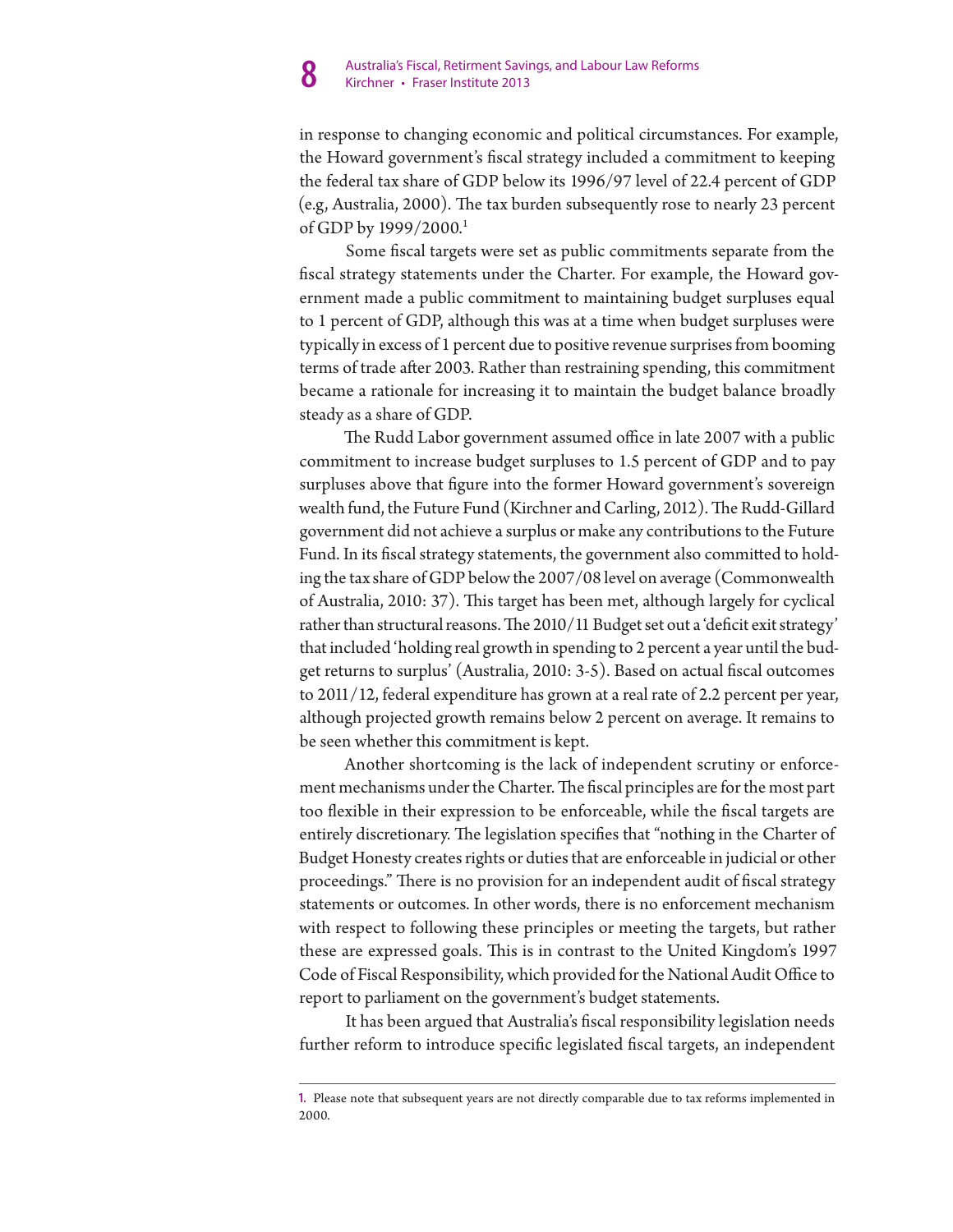in response to changing economic and political circumstances. For example, the Howard government's fiscal strategy included a commitment to keeping the federal tax share of GDP below its 1996/97 level of 22.4 percent of GDP (e.g, Australia, 2000). The tax burden subsequently rose to nearly 23 percent of GDP by 1999/2000.[1]

Some fiscal targets were set as public commitments separate from the fiscal strategy statements under the Charter. For example, the Howard government made a public commitment to maintaining budget surpluses equal to 1 percent of GDP, although this was at a time when budget surpluses were typically in excess of 1 percent due to positive revenue surprises from booming terms of trade after 2003. Rather than restraining spending, this commitment became a rationale for increasing it to maintain the budget balance broadly steady as a share of GDP.

The Rudd Labor government assumed office in late 2007 with a public commitment to increase budget surpluses to 1.5 percent of GDP and to pay surpluses above that figure into the former Howard government's sovereign wealth fund, the Future Fund (Kirchner and Carling, 2012). The Rudd-Gillard government did not achieve a surplus or make any contributions to the Future Fund. In its fiscal strategy statements, the government also committed to holding the tax share of GDP below the 2007/08 level on average (Commonwealth of Australia, 2010: 37). This target has been met, although largely for cyclical rather than structural reasons. The 2010/11 Budget set out a 'deficit exit strategy' that included 'holding real growth in spending to 2 percent a year until the budget returns to surplus' (Australia, 2010: 3-5). Based on actual fiscal outcomes to 2011/12, federal expenditure has grown at a real rate of 2.2 percent per year, although projected growth remains below 2 percent on average. It remains to be seen whether this commitment is kept.

Another shortcoming is the lack of independent scrutiny or enforcement mechanisms under the Charter. The fiscal principles are for the most part too flexible in their expression to be enforceable, while the fiscal targets are entirely discretionary. The legislation specifies that "nothing in the Charter of Budget Honesty creates rights or duties that are enforceable in judicial or other proceedings." There is no provision for an independent audit of fiscal strategy statements or outcomes. In other words, there is no enforcement mechanism with respect to following these principles or meeting the targets, but rather these are expressed goals. This is in contrast to the United Kingdom's 1997 Code of Fiscal Responsibility, which provided for the National Audit Office to report to parliament on the government's budget statements.

It has been argued that Australia's fiscal responsibility legislation needs further reform to introduce specific legislated fiscal targets, an independent

---

1. Please note that subsequent years are not directly comparable due to tax reforms implemented in 2000.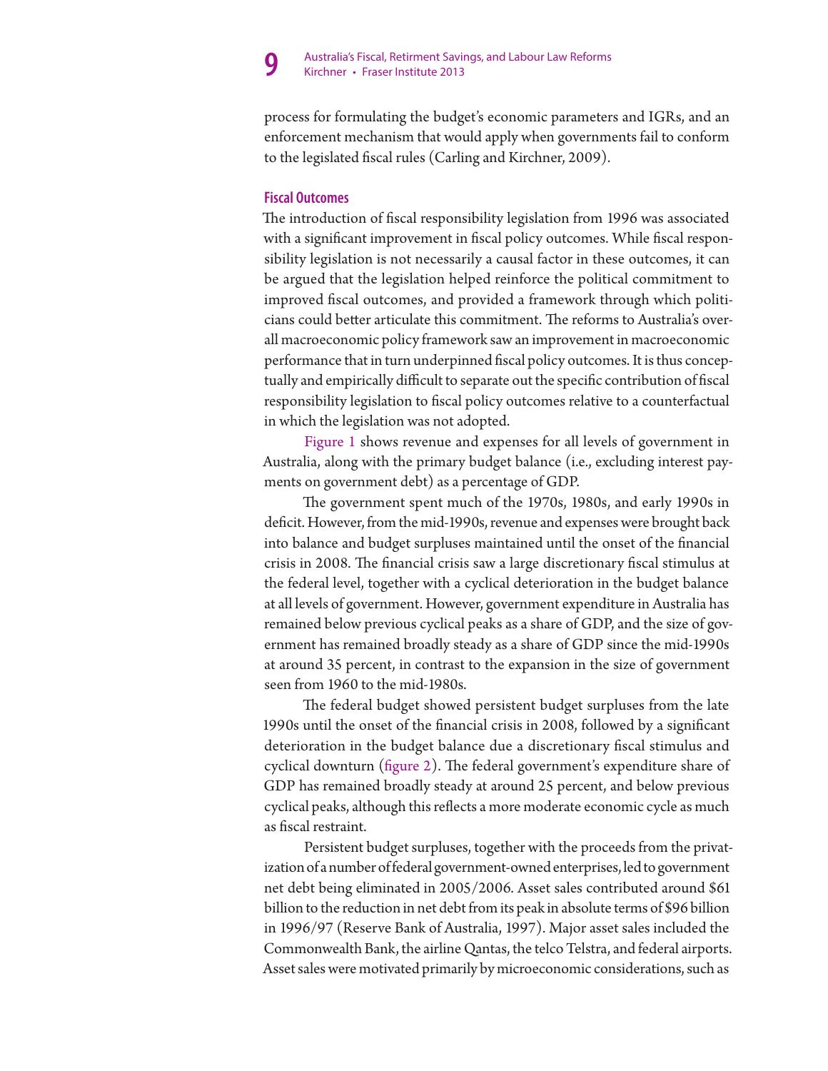process for formulating the budget's economic parameters and IGRs, and an enforcement mechanism that would apply when governments fail to conform to the legislated fiscal rules (Carling and Kirchner, 2009).

### Fiscal Outcomes

The introduction of fiscal responsibility legislation from 1996 was associated with a significant improvement in fiscal policy outcomes. While fiscal responsibility legislation is not necessarily a causal factor in these outcomes, it can be argued that the legislation helped reinforce the political commitment to improved fiscal outcomes, and provided a framework through which politicians could better articulate this commitment. The reforms to Australia's overall macroeconomic policy framework saw an improvement in macroeconomic performance that in turn underpinned fiscal policy outcomes. It is thus conceptually and empirically difficult to separate out the specific contribution of fiscal responsibility legislation to fiscal policy outcomes relative to a counterfactual in which the legislation was not adopted.

Figure 1 shows revenue and expenses for all levels of government in Australia, along with the primary budget balance (i.e., excluding interest payments on government debt) as a percentage of GDP.

The government spent much of the 1970s, 1980s, and early 1990s in deficit. However, from the mid-1990s, revenue and expenses were brought back into balance and budget surpluses maintained until the onset of the financial crisis in 2008. The financial crisis saw a large discretionary fiscal stimulus at the federal level, together with a cyclical deterioration in the budget balance at all levels of government. However, government expenditure in Australia has remained below previous cyclical peaks as a share of GDP, and the size of government has remained broadly steady as a share of GDP since the mid-1990s at around 35 percent, in contrast to the expansion in the size of government seen from 1960 to the mid-1980s.

The federal budget showed persistent budget surpluses from the late 1990s until the onset of the financial crisis in 2008, followed by a significant deterioration in the budget balance due a discretionary fiscal stimulus and cyclical downturn (figure 2). The federal government's expenditure share of GDP has remained broadly steady at around 25 percent, and below previous cyclical peaks, although this reflects a more moderate economic cycle as much as fiscal restraint.

Persistent budget surpluses, together with the proceeds from the privatization of a number of federal government-owned enterprises, led to government net debt being eliminated in 2005/2006. Asset sales contributed around $61 billion to the reduction in net debt from its peak in absolute terms of $96 billion in 1996/97 (Reserve Bank of Australia, 1997). Major asset sales included the Commonwealth Bank, the airline Qantas, the telco Telstra, and federal airports. Asset sales were motivated primarily by microeconomic considerations, such as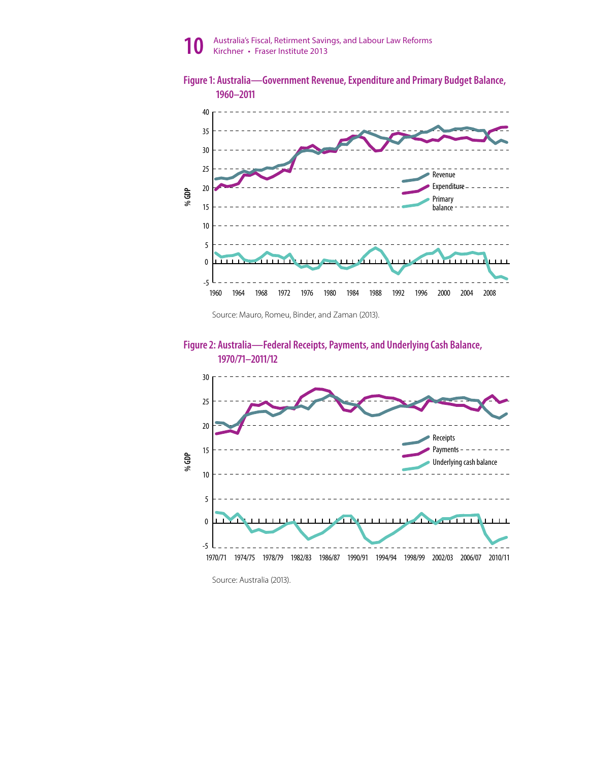**Figure 1: Australia—Government Revenue, Expenditure and Primary Budget Balance, 1960–2011**

Source: Mauro, Romeu, Binder, and Zaman (2013).

**Figure 2: Australia—Federal Receipts, Payments, and Underlying Cash Balance, 1970/71–2011/12**

Source: Australia (2013).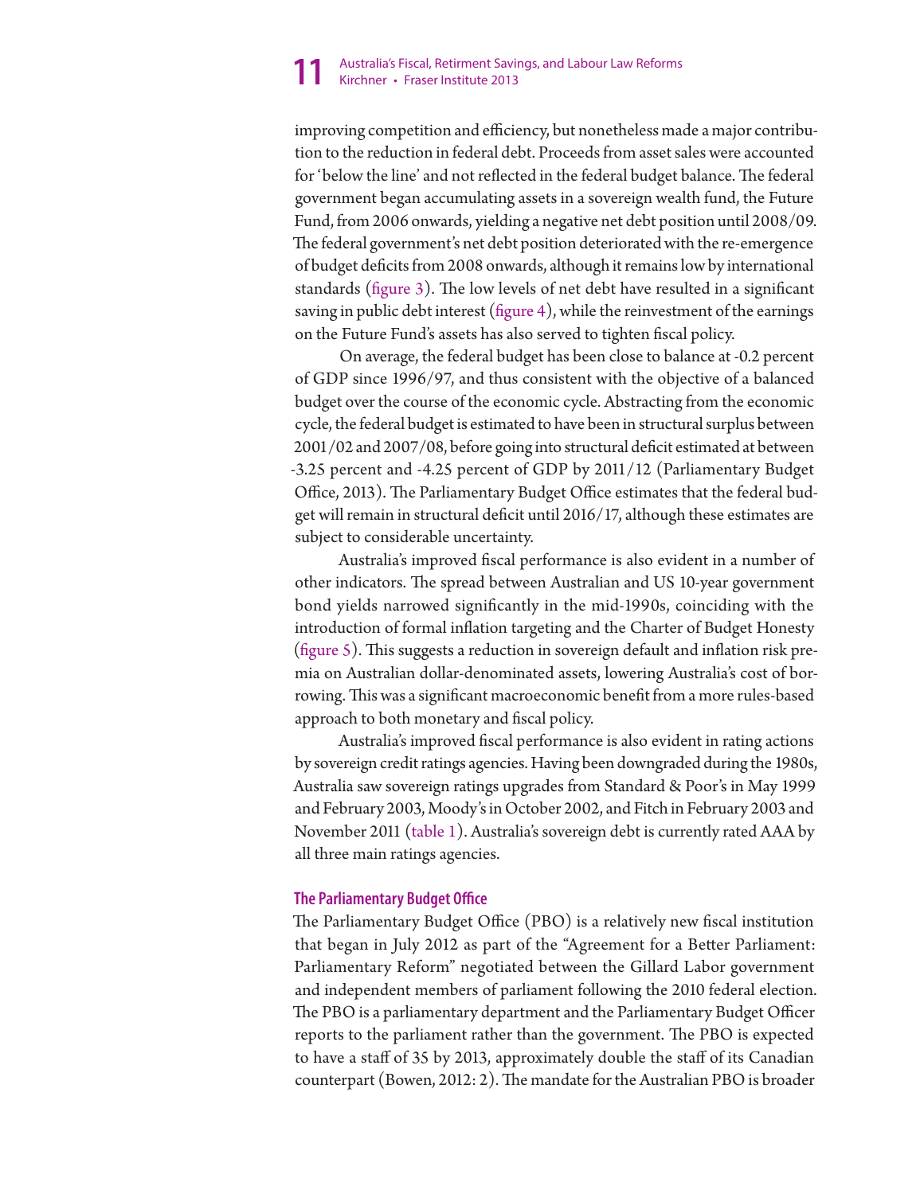improving competition and efficiency, but nonetheless made a major contribution to the reduction in federal debt. Proceeds from asset sales were accounted for 'below the line' and not reflected in the federal budget balance. The federal government began accumulating assets in a sovereign wealth fund, the Future Fund, from 2006 onwards, yielding a negative net debt position until 2008/09. The federal government's net debt position deteriorated with the re-emergence of budget deficits from 2008 onwards, although it remains low by international standards (figure 3). The low levels of net debt have resulted in a significant saving in public debt interest (figure 4), while the reinvestment of the earnings on the Future Fund's assets has also served to tighten fiscal policy.

On average, the federal budget has been close to balance at -0.2 percent of GDP since 1996/97, and thus consistent with the objective of a balanced budget over the course of the economic cycle. Abstracting from the economic cycle, the federal budget is estimated to have been in structural surplus between 2001/02 and 2007/08, before going into structural deficit estimated at between -3.25 percent and -4.25 percent of GDP by 2011/12 (Parliamentary Budget Office, 2013). The Parliamentary Budget Office estimates that the federal budget will remain in structural deficit until 2016/17, although these estimates are subject to considerable uncertainty.

Australia's improved fiscal performance is also evident in a number of other indicators. The spread between Australian and US 10-year government bond yields narrowed significantly in the mid-1990s, coinciding with the introduction of formal inflation targeting and the Charter of Budget Honesty (figure 5). This suggests a reduction in sovereign default and inflation risk premia on Australian dollar-denominated assets, lowering Australia's cost of borrowing. This was a significant macroeconomic benefit from a more rules-based approach to both monetary and fiscal policy.

Australia's improved fiscal performance is also evident in rating actions by sovereign credit ratings agencies. Having been downgraded during the 1980s, Australia saw sovereign ratings upgrades from Standard & Poor's in May 1999 and February 2003, Moody's in October 2002, and Fitch in February 2003 and November 2011 (table 1). Australia's sovereign debt is currently rated AAA by all three main ratings agencies.

### The Parliamentary Budget Office

The Parliamentary Budget Office (PBO) is a relatively new fiscal institution that began in July 2012 as part of the "Agreement for a Better Parliament: Parliamentary Reform" negotiated between the Gillard Labor government and independent members of parliament following the 2010 federal election. The PBO is a parliamentary department and the Parliamentary Budget Officer reports to the parliament rather than the government. The PBO is expected to have a staff of 35 by 2013, approximately double the staff of its Canadian counterpart (Bowen, 2012: 2). The mandate for the Australian PBO is broader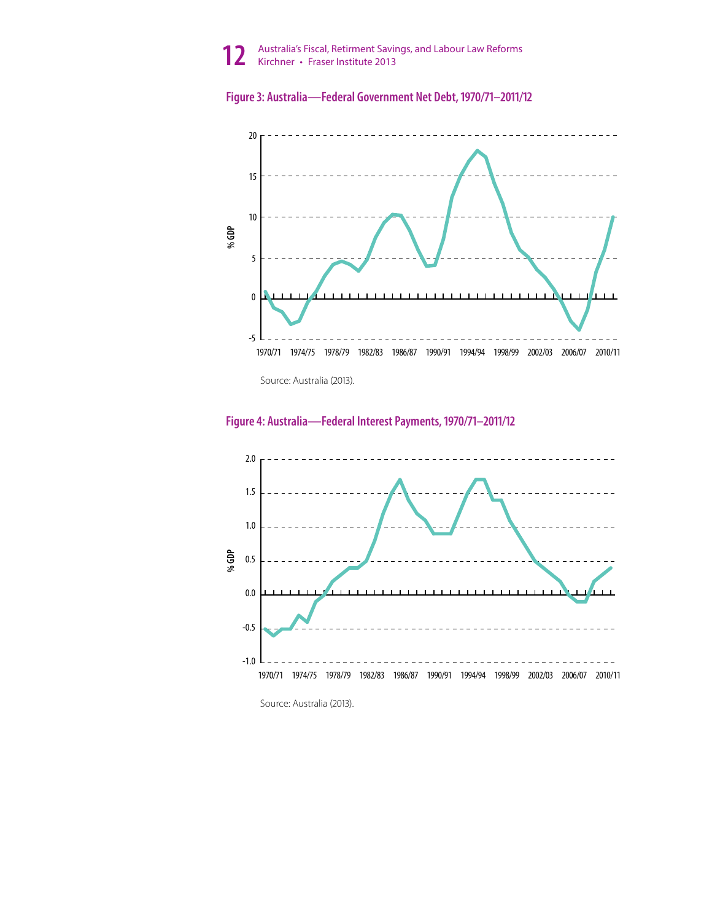**Figure 3: Australia—Federal Government Net Debt, 1970/71–2011/12**

Source: Australia (2013).

**Figure 4: Australia—Federal Interest Payments, 1970/71–2011/12**

Source: Australia (2013).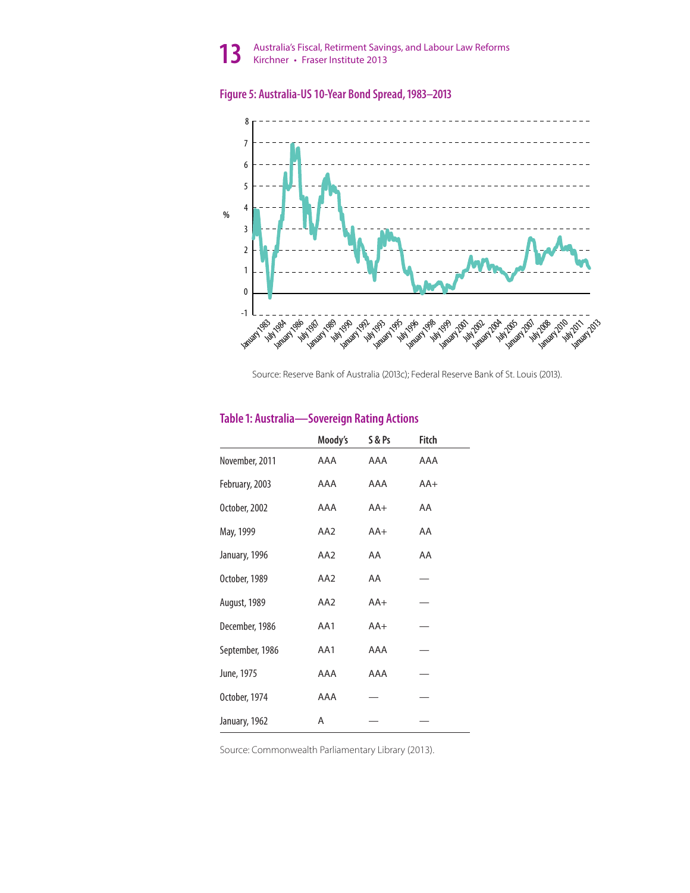### Figure 5: Australia-US 10-Year Bond Spread, 1983–2013

Source: Reserve Bank of Australia (2013c); Federal Reserve Bank of St. Louis (2013).

### Table 1: Australia—Sovereign Rating Actions

| | Moody's | S & Ps | Fitch |
|---|---|---|---|
| November, 2011 | AAA | AAA | AAA |
| February, 2003 | AAA | AAA | AA+ |
| October, 2002 | AAA | AA+ | AA |
| May, 1999 | AA2 | AA+ | AA |
| January, 1996 | AA2 | AA | AA |
| October, 1989 | AA2 | AA | — |
| August, 1989 | AA2 | AA+ | — |
| December, 1986 | AA1 | AA+ | — |
| September, 1986 | AA1 | AAA | — |
| June, 1975 | AAA | AAA | — |
| October, 1974 | AAA | — | — |
| January, 1962 | A | — | — |

Source: Commonwealth Parliamentary Library (2013).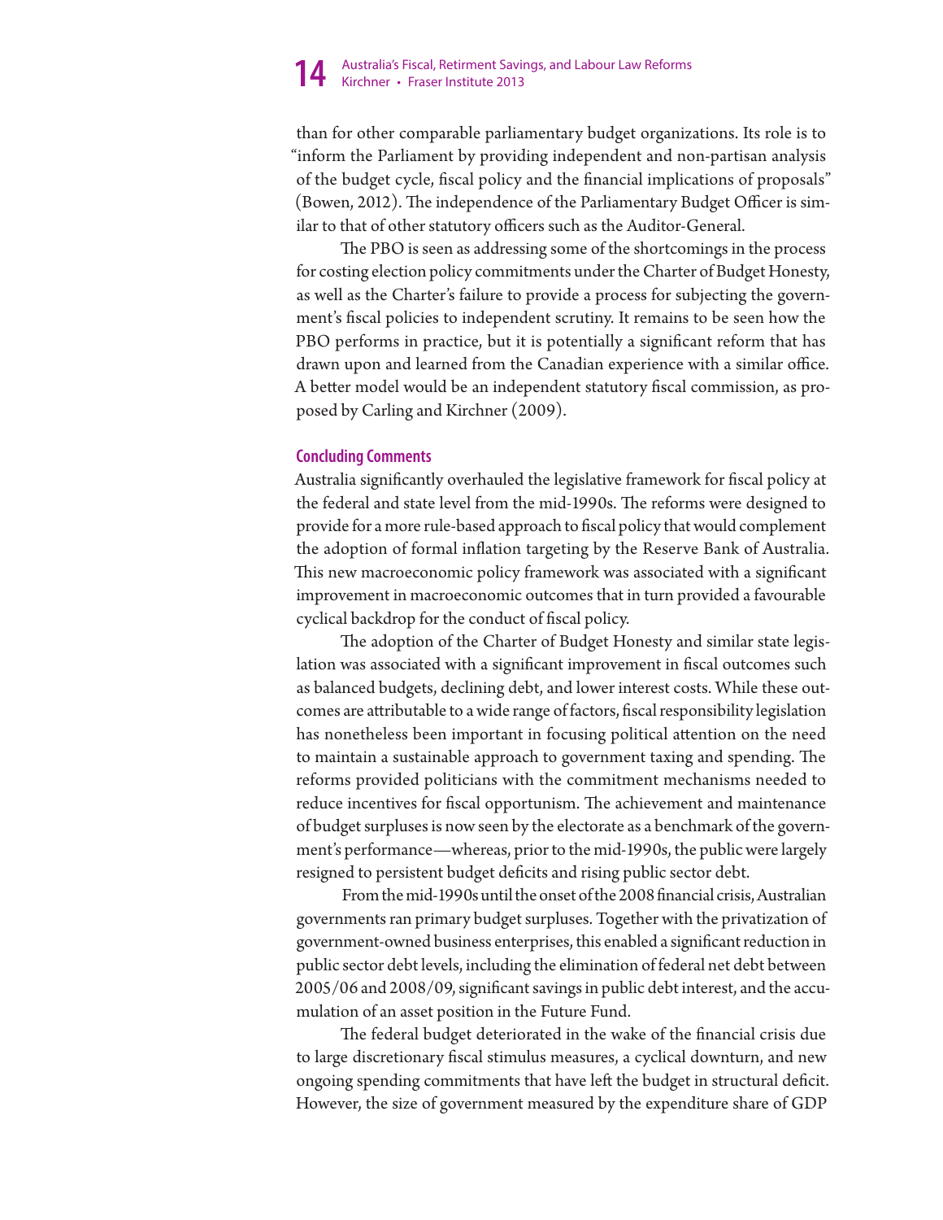than for other comparable parliamentary budget organizations. Its role is to "inform the Parliament by providing independent and non-partisan analysis of the budget cycle, fiscal policy and the financial implications of proposals" (Bowen, 2012). The independence of the Parliamentary Budget Officer is similar to that of other statutory officers such as the Auditor-General.

The PBO is seen as addressing some of the shortcomings in the process for costing election policy commitments under the Charter of Budget Honesty, as well as the Charter's failure to provide a process for subjecting the government's fiscal policies to independent scrutiny. It remains to be seen how the PBO performs in practice, but it is potentially a significant reform that has drawn upon and learned from the Canadian experience with a similar office. A better model would be an independent statutory fiscal commission, as proposed by Carling and Kirchner (2009).

### Concluding Comments

Australia significantly overhauled the legislative framework for fiscal policy at the federal and state level from the mid-1990s. The reforms were designed to provide for a more rule-based approach to fiscal policy that would complement the adoption of formal inflation targeting by the Reserve Bank of Australia. This new macroeconomic policy framework was associated with a significant improvement in macroeconomic outcomes that in turn provided a favourable cyclical backdrop for the conduct of fiscal policy.

The adoption of the Charter of Budget Honesty and similar state legislation was associated with a significant improvement in fiscal outcomes such as balanced budgets, declining debt, and lower interest costs. While these outcomes are attributable to a wide range of factors, fiscal responsibility legislation has nonetheless been important in focusing political attention on the need to maintain a sustainable approach to government taxing and spending. The reforms provided politicians with the commitment mechanisms needed to reduce incentives for fiscal opportunism. The achievement and maintenance of budget surpluses is now seen by the electorate as a benchmark of the government's performance—whereas, prior to the mid-1990s, the public were largely resigned to persistent budget deficits and rising public sector debt.

From the mid-1990s until the onset of the 2008 financial crisis, Australian governments ran primary budget surpluses. Together with the privatization of government-owned business enterprises, this enabled a significant reduction in public sector debt levels, including the elimination of federal net debt between 2005/06 and 2008/09, significant savings in public debt interest, and the accumulation of an asset position in the Future Fund.

The federal budget deteriorated in the wake of the financial crisis due to large discretionary fiscal stimulus measures, a cyclical downturn, and new ongoing spending commitments that have left the budget in structural deficit. However, the size of government measured by the expenditure share of GDP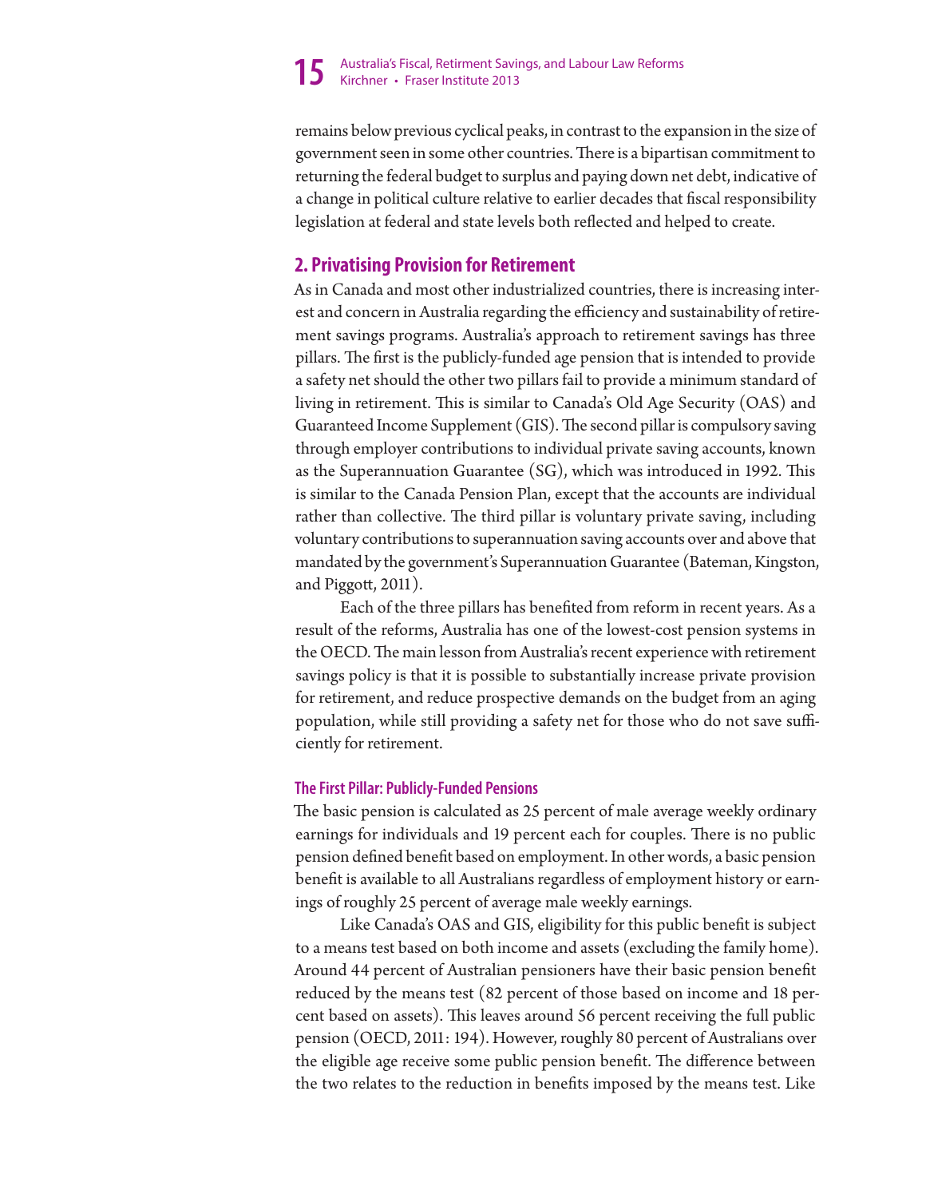remains below previous cyclical peaks, in contrast to the expansion in the size of government seen in some other countries. There is a bipartisan commitment to returning the federal budget to surplus and paying down net debt, indicative of a change in political culture relative to earlier decades that fiscal responsibility legislation at federal and state levels both reflected and helped to create.

## 2. Privatising Provision for Retirement

As in Canada and most other industrialized countries, there is increasing interest and concern in Australia regarding the efficiency and sustainability of retirement savings programs. Australia's approach to retirement savings has three pillars. The first is the publicly-funded age pension that is intended to provide a safety net should the other two pillars fail to provide a minimum standard of living in retirement. This is similar to Canada's Old Age Security (OAS) and Guaranteed Income Supplement (GIS). The second pillar is compulsory saving through employer contributions to individual private saving accounts, known as the Superannuation Guarantee (SG), which was introduced in 1992. This is similar to the Canada Pension Plan, except that the accounts are individual rather than collective. The third pillar is voluntary private saving, including voluntary contributions to superannuation saving accounts over and above that mandated by the government's Superannuation Guarantee (Bateman, Kingston, and Piggott, 2011).

Each of the three pillars has benefited from reform in recent years. As a result of the reforms, Australia has one of the lowest-cost pension systems in the OECD. The main lesson from Australia's recent experience with retirement savings policy is that it is possible to substantially increase private provision for retirement, and reduce prospective demands on the budget from an aging population, while still providing a safety net for those who do not save sufficiently for retirement.

### The First Pillar: Publicly-Funded Pensions

The basic pension is calculated as 25 percent of male average weekly ordinary earnings for individuals and 19 percent each for couples. There is no public pension defined benefit based on employment. In other words, a basic pension benefit is available to all Australians regardless of employment history or earnings of roughly 25 percent of average male weekly earnings.

Like Canada's OAS and GIS, eligibility for this public benefit is subject to a means test based on both income and assets (excluding the family home). Around 44 percent of Australian pensioners have their basic pension benefit reduced by the means test (82 percent of those based on income and 18 percent based on assets). This leaves around 56 percent receiving the full public pension (OECD, 2011: 194). However, roughly 80 percent of Australians over the eligible age receive some public pension benefit. The difference between the two relates to the reduction in benefits imposed by the means test. Like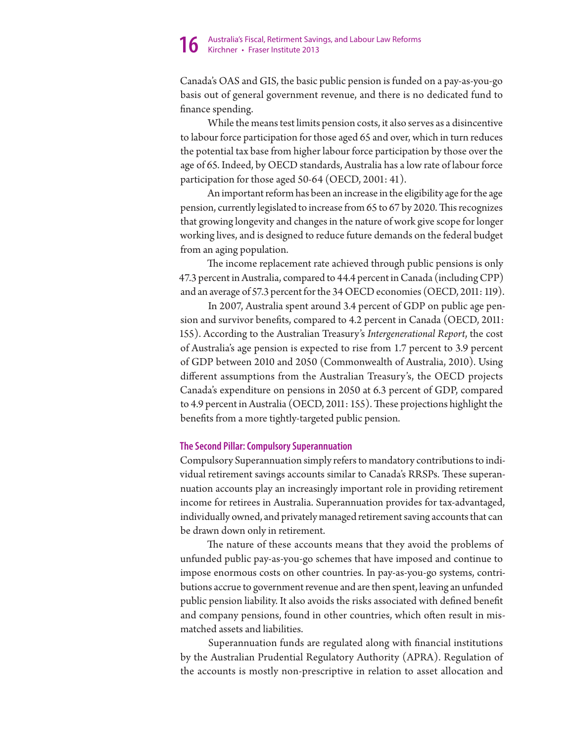Canada's OAS and GIS, the basic public pension is funded on a pay-as-you-go basis out of general government revenue, and there is no dedicated fund to finance spending.

While the means test limits pension costs, it also serves as a disincentive to labour force participation for those aged 65 and over, which in turn reduces the potential tax base from higher labour force participation by those over the age of 65. Indeed, by OECD standards, Australia has a low rate of labour force participation for those aged 50-64 (OECD, 2001: 41).

An important reform has been an increase in the eligibility age for the age pension, currently legislated to increase from 65 to 67 by 2020. This recognizes that growing longevity and changes in the nature of work give scope for longer working lives, and is designed to reduce future demands on the federal budget from an aging population.

The income replacement rate achieved through public pensions is only 47.3 percent in Australia, compared to 44.4 percent in Canada (including CPP) and an average of 57.3 percent for the 34 OECD economies (OECD, 2011: 119).

In 2007, Australia spent around 3.4 percent of GDP on public age pension and survivor benefits, compared to 4.2 percent in Canada (OECD, 2011: 155). According to the Australian Treasury's *Intergenerational Report*, the cost of Australia's age pension is expected to rise from 1.7 percent to 3.9 percent of GDP between 2010 and 2050 (Commonwealth of Australia, 2010). Using different assumptions from the Australian Treasury's, the OECD projects Canada's expenditure on pensions in 2050 at 6.3 percent of GDP, compared to 4.9 percent in Australia (OECD, 2011: 155). These projections highlight the benefits from a more tightly-targeted public pension.

### The Second Pillar: Compulsory Superannuation

Compulsory Superannuation simply refers to mandatory contributions to individual retirement savings accounts similar to Canada's RRSPs. These superannuation accounts play an increasingly important role in providing retirement income for retirees in Australia. Superannuation provides for tax-advantaged, individually owned, and privately managed retirement saving accounts that can be drawn down only in retirement.

The nature of these accounts means that they avoid the problems of unfunded public pay-as-you-go schemes that have imposed and continue to impose enormous costs on other countries. In pay-as-you-go systems, contributions accrue to government revenue and are then spent, leaving an unfunded public pension liability. It also avoids the risks associated with defined benefit and company pensions, found in other countries, which often result in mismatched assets and liabilities.

Superannuation funds are regulated along with financial institutions by the Australian Prudential Regulatory Authority (APRA). Regulation of the accounts is mostly non-prescriptive in relation to asset allocation and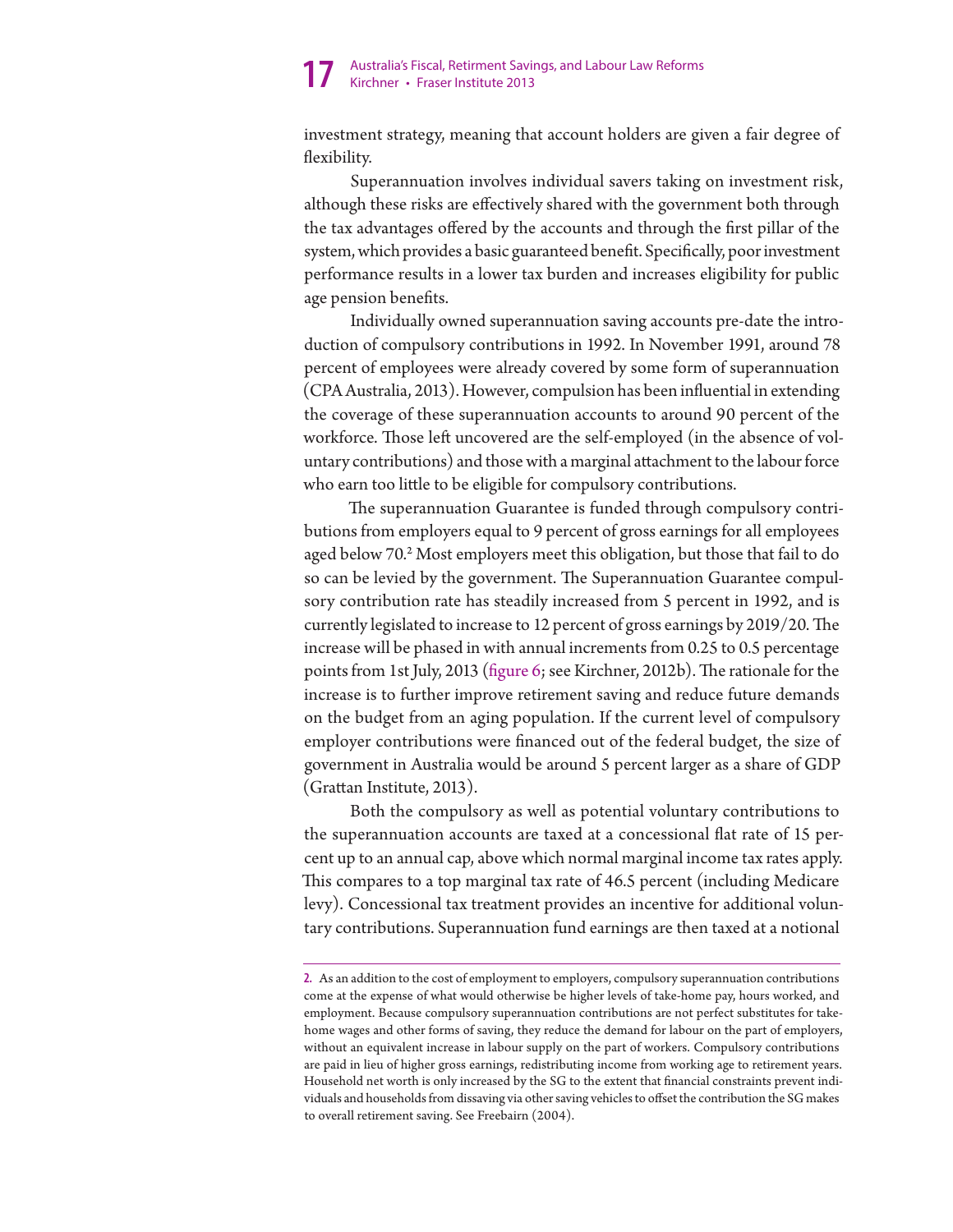investment strategy, meaning that account holders are given a fair degree of flexibility.

Superannuation involves individual savers taking on investment risk, although these risks are effectively shared with the government both through the tax advantages offered by the accounts and through the first pillar of the system, which provides a basic guaranteed benefit. Specifically, poor investment performance results in a lower tax burden and increases eligibility for public age pension benefits.

Individually owned superannuation saving accounts pre-date the introduction of compulsory contributions in 1992. In November 1991, around 78 percent of employees were already covered by some form of superannuation (CPA Australia, 2013). However, compulsion has been influential in extending the coverage of these superannuation accounts to around 90 percent of the workforce. Those left uncovered are the self-employed (in the absence of voluntary contributions) and those with a marginal attachment to the labour force who earn too little to be eligible for compulsory contributions.

The superannuation Guarantee is funded through compulsory contributions from employers equal to 9 percent of gross earnings for all employees aged below 70.[2] Most employers meet this obligation, but those that fail to do so can be levied by the government. The Superannuation Guarantee compulsory contribution rate has steadily increased from 5 percent in 1992, and is currently legislated to increase to 12 percent of gross earnings by 2019/20. The increase will be phased in with annual increments from 0.25 to 0.5 percentage points from 1st July, 2013 (figure 6; see Kirchner, 2012b). The rationale for the increase is to further improve retirement saving and reduce future demands on the budget from an aging population. If the current level of compulsory employer contributions were financed out of the federal budget, the size of government in Australia would be around 5 percent larger as a share of GDP (Grattan Institute, 2013).

Both the compulsory as well as potential voluntary contributions to the superannuation accounts are taxed at a concessional flat rate of 15 percent up to an annual cap, above which normal marginal income tax rates apply. This compares to a top marginal tax rate of 46.5 percent (including Medicare levy). Concessional tax treatment provides an incentive for additional voluntary contributions. Superannuation fund earnings are then taxed at a notional

---

2. As an addition to the cost of employment to employers, compulsory superannuation contributions come at the expense of what would otherwise be higher levels of take-home pay, hours worked, and employment. Because compulsory superannuation contributions are not perfect substitutes for take-home wages and other forms of saving, they reduce the demand for labour on the part of employers, without an equivalent increase in labour supply on the part of workers. Compulsory contributions are paid in lieu of higher gross earnings, redistributing income from working age to retirement years. Household net worth is only increased by the SG to the extent that financial constraints prevent individuals and households from dissaving via other saving vehicles to offset the contribution the SG makes to overall retirement saving. See Freebairn (2004).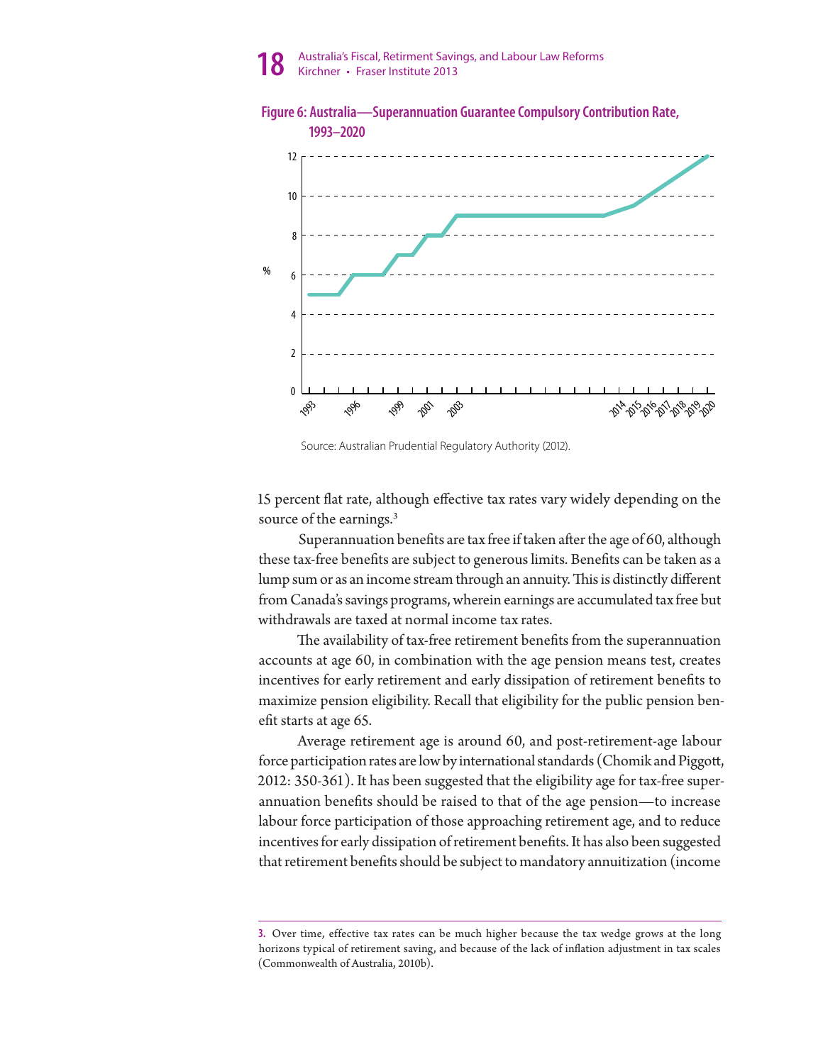**Figure 6: Australia—Superannuation Guarantee Compulsory Contribution Rate, 1993–2020**

Source: Australian Prudential Regulatory Authority (2012).

15 percent flat rate, although effective tax rates vary widely depending on the source of the earnings.[3]

Superannuation benefits are tax free if taken after the age of 60, although these tax-free benefits are subject to generous limits. Benefits can be taken as a lump sum or as an income stream through an annuity. This is distinctly different from Canada's savings programs, wherein earnings are accumulated tax free but withdrawals are taxed at normal income tax rates.

The availability of tax-free retirement benefits from the superannuation accounts at age 60, in combination with the age pension means test, creates incentives for early retirement and early dissipation of retirement benefits to maximize pension eligibility. Recall that eligibility for the public pension benefit starts at age 65.

Average retirement age is around 60, and post-retirement-age labour force participation rates are low by international standards (Chomik and Piggott, 2012: 350-361). It has been suggested that the eligibility age for tax-free superannuation benefits should be raised to that of the age pension—to increase labour force participation of those approaching retirement age, and to reduce incentives for early dissipation of retirement benefits. It has also been suggested that retirement benefits should be subject to mandatory annuitization (income

3. Over time, effective tax rates can be much higher because the tax wedge grows at the long horizons typical of retirement saving, and because of the lack of inflation adjustment in tax scales (Commonwealth of Australia, 2010b).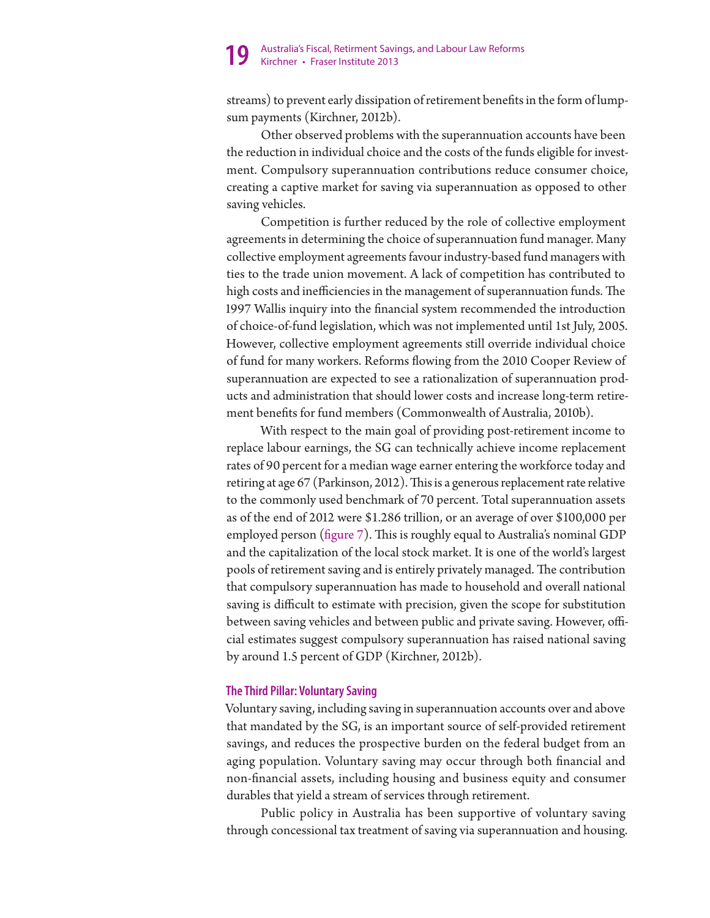streams) to prevent early dissipation of retirement benefits in the form of lump-sum payments (Kirchner, 2012b).

Other observed problems with the superannuation accounts have been the reduction in individual choice and the costs of the funds eligible for investment. Compulsory superannuation contributions reduce consumer choice, creating a captive market for saving via superannuation as opposed to other saving vehicles.

Competition is further reduced by the role of collective employment agreements in determining the choice of superannuation fund manager. Many collective employment agreements favour industry-based fund managers with ties to the trade union movement. A lack of competition has contributed to high costs and inefficiencies in the management of superannuation funds. The 1997 Wallis inquiry into the financial system recommended the introduction of choice-of-fund legislation, which was not implemented until 1st July, 2005. However, collective employment agreements still override individual choice of fund for many workers. Reforms flowing from the 2010 Cooper Review of superannuation are expected to see a rationalization of superannuation products and administration that should lower costs and increase long-term retirement benefits for fund members (Commonwealth of Australia, 2010b).

With respect to the main goal of providing post-retirement income to replace labour earnings, the SG can technically achieve income replacement rates of 90 percent for a median wage earner entering the workforce today and retiring at age 67 (Parkinson, 2012). This is a generous replacement rate relative to the commonly used benchmark of 70 percent. Total superannuation assets as of the end of 2012 were $1.286 trillion, or an average of over $100,000 per employed person (figure 7). This is roughly equal to Australia's nominal GDP and the capitalization of the local stock market. It is one of the world's largest pools of retirement saving and is entirely privately managed. The contribution that compulsory superannuation has made to household and overall national saving is difficult to estimate with precision, given the scope for substitution between saving vehicles and between public and private saving. However, official estimates suggest compulsory superannuation has raised national saving by around 1.5 percent of GDP (Kirchner, 2012b).

### The Third Pillar: Voluntary Saving

Voluntary saving, including saving in superannuation accounts over and above that mandated by the SG, is an important source of self-provided retirement savings, and reduces the prospective burden on the federal budget from an aging population. Voluntary saving may occur through both financial and non-financial assets, including housing and business equity and consumer durables that yield a stream of services through retirement.

Public policy in Australia has been supportive of voluntary saving through concessional tax treatment of saving via superannuation and housing.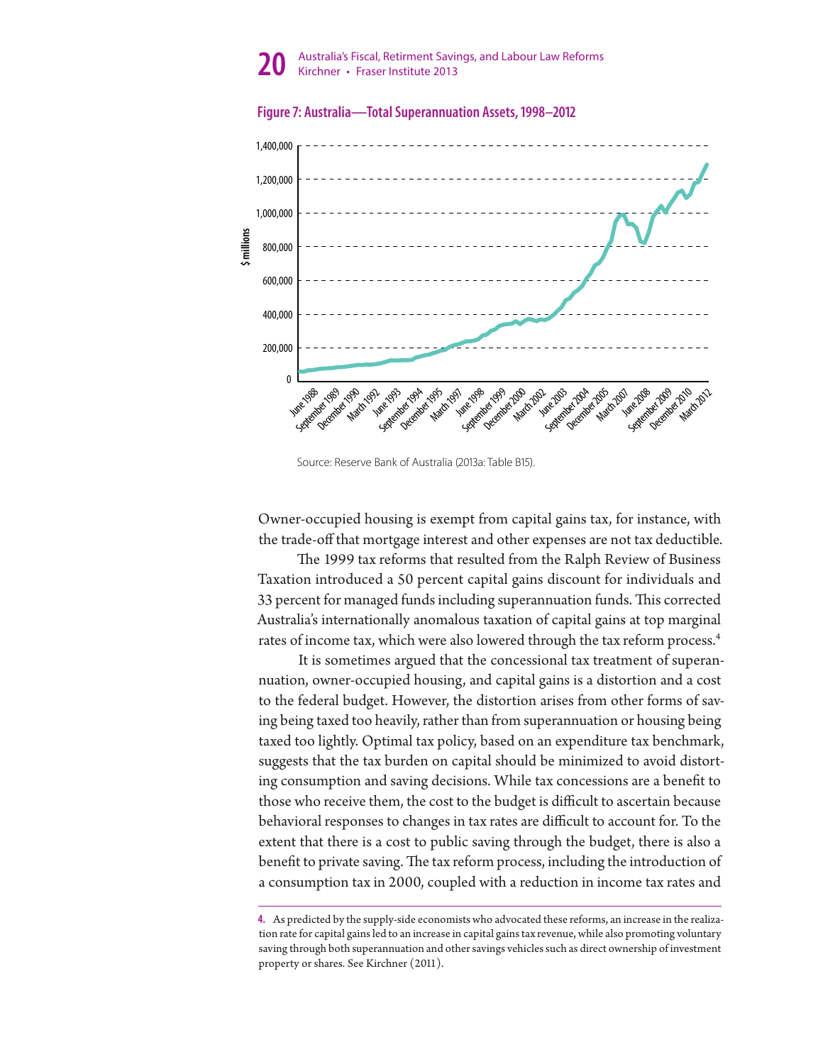**Figure 7: Australia—Total Superannuation Assets, 1998–2012**

Source: Reserve Bank of Australia (2013a: Table B15).

Owner-occupied housing is exempt from capital gains tax, for instance, with the trade-off that mortgage interest and other expenses are not tax deductible.

The 1999 tax reforms that resulted from the Ralph Review of Business Taxation introduced a 50 percent capital gains discount for individuals and 33 percent for managed funds including superannuation funds. This corrected Australia's internationally anomalous taxation of capital gains at top marginal rates of income tax, which were also lowered through the tax reform process.[4]

It is sometimes argued that the concessional tax treatment of superannuation, owner-occupied housing, and capital gains is a distortion and a cost to the federal budget. However, the distortion arises from other forms of saving being taxed too heavily, rather than from superannuation or housing being taxed too lightly. Optimal tax policy, based on an expenditure tax benchmark, suggests that the tax burden on capital should be minimized to avoid distorting consumption and saving decisions. While tax concessions are a benefit to those who receive them, the cost to the budget is difficult to ascertain because behavioral responses to changes in tax rates are difficult to account for. To the extent that there is a cost to public saving through the budget, there is also a benefit to private saving. The tax reform process, including the introduction of a consumption tax in 2000, coupled with a reduction in income tax rates and

4. As predicted by the supply-side economists who advocated these reforms, an increase in the realization rate for capital gains led to an increase in capital gains tax revenue, while also promoting voluntary saving through both superannuation and other savings vehicles such as direct ownership of investment property or shares. See Kirchner (2011).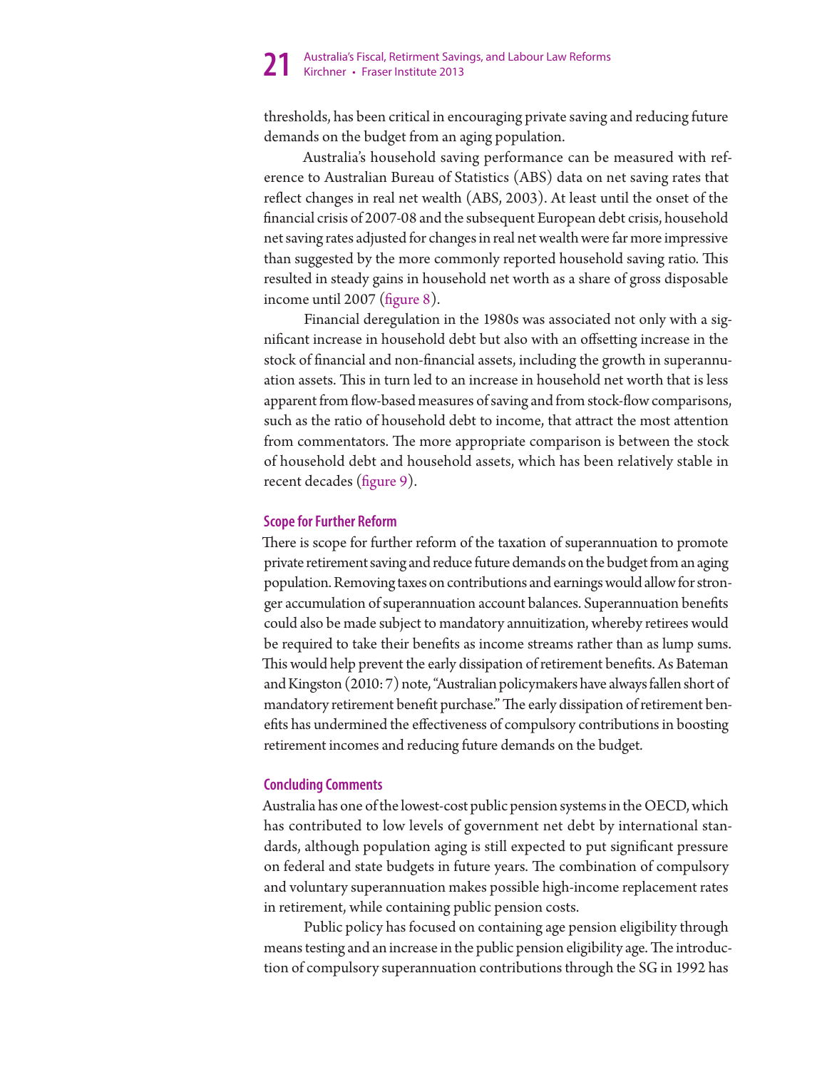thresholds, has been critical in encouraging private saving and reducing future demands on the budget from an aging population.

Australia's household saving performance can be measured with reference to Australian Bureau of Statistics (ABS) data on net saving rates that reflect changes in real net wealth (ABS, 2003). At least until the onset of the financial crisis of 2007-08 and the subsequent European debt crisis, household net saving rates adjusted for changes in real net wealth were far more impressive than suggested by the more commonly reported household saving ratio. This resulted in steady gains in household net worth as a share of gross disposable income until 2007 (figure 8).

Financial deregulation in the 1980s was associated not only with a significant increase in household debt but also with an offsetting increase in the stock of financial and non-financial assets, including the growth in superannuation assets. This in turn led to an increase in household net worth that is less apparent from flow-based measures of saving and from stock-flow comparisons, such as the ratio of household debt to income, that attract the most attention from commentators. The more appropriate comparison is between the stock of household debt and household assets, which has been relatively stable in recent decades (figure 9).

### Scope for Further Reform

There is scope for further reform of the taxation of superannuation to promote private retirement saving and reduce future demands on the budget from an aging population. Removing taxes on contributions and earnings would allow for stronger accumulation of superannuation account balances. Superannuation benefits could also be made subject to mandatory annuitization, whereby retirees would be required to take their benefits as income streams rather than as lump sums. This would help prevent the early dissipation of retirement benefits. As Bateman and Kingston (2010: 7) note, "Australian policymakers have always fallen short of mandatory retirement benefit purchase." The early dissipation of retirement benefits has undermined the effectiveness of compulsory contributions in boosting retirement incomes and reducing future demands on the budget.

### Concluding Comments

Australia has one of the lowest-cost public pension systems in the OECD, which has contributed to low levels of government net debt by international standards, although population aging is still expected to put significant pressure on federal and state budgets in future years. The combination of compulsory and voluntary superannuation makes possible high-income replacement rates in retirement, while containing public pension costs.

Public policy has focused on containing age pension eligibility through means testing and an increase in the public pension eligibility age. The introduction of compulsory superannuation contributions through the SG in 1992 has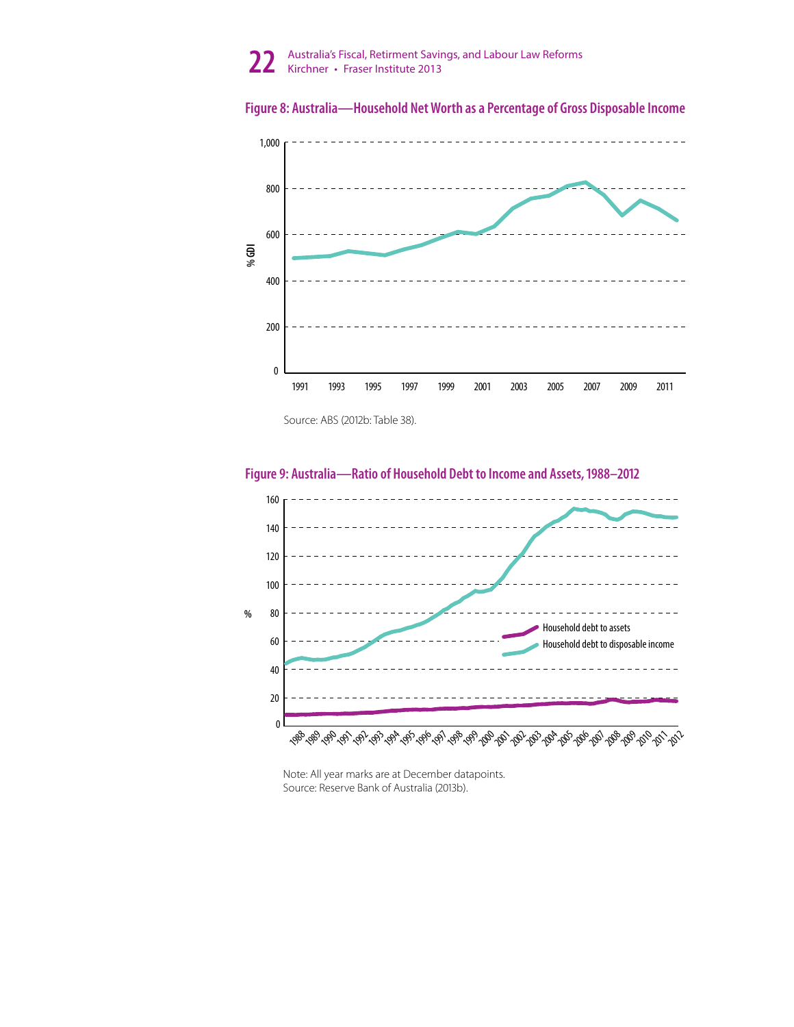**Figure 8: Australia—Household Net Worth as a Percentage of Gross Disposable Income**

Source: ABS (2012b: Table 38).

**Figure 9: Australia—Ratio of Household Debt to Income and Assets, 1988–2012**

Note: All year marks are at December datapoints.
Source: Reserve Bank of Australia (2013b).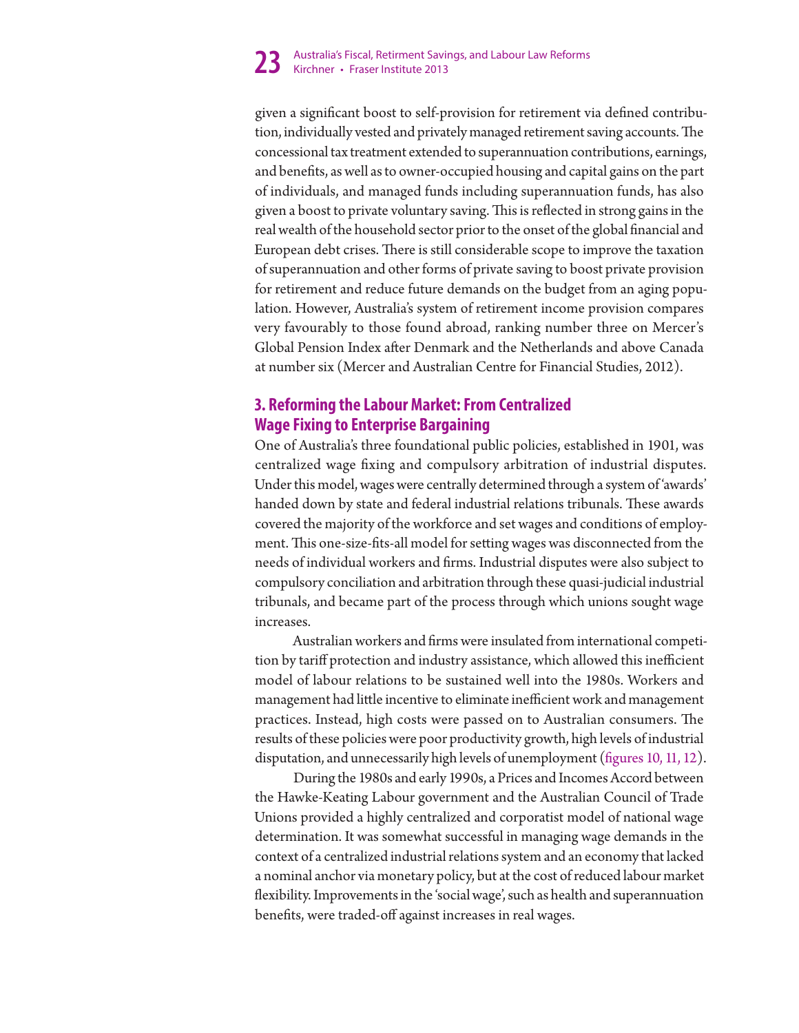given a significant boost to self-provision for retirement via defined contribution, individually vested and privately managed retirement saving accounts. The concessional tax treatment extended to superannuation contributions, earnings, and benefits, as well as to owner-occupied housing and capital gains on the part of individuals, and managed funds including superannuation funds, has also given a boost to private voluntary saving. This is reflected in strong gains in the real wealth of the household sector prior to the onset of the global financial and European debt crises. There is still considerable scope to improve the taxation of superannuation and other forms of private saving to boost private provision for retirement and reduce future demands on the budget from an aging population. However, Australia's system of retirement income provision compares very favourably to those found abroad, ranking number three on Mercer's Global Pension Index after Denmark and the Netherlands and above Canada at number six (Mercer and Australian Centre for Financial Studies, 2012).

## 3. Reforming the Labour Market: From Centralized Wage Fixing to Enterprise Bargaining

One of Australia's three foundational public policies, established in 1901, was centralized wage fixing and compulsory arbitration of industrial disputes. Under this model, wages were centrally determined through a system of 'awards' handed down by state and federal industrial relations tribunals. These awards covered the majority of the workforce and set wages and conditions of employment. This one-size-fits-all model for setting wages was disconnected from the needs of individual workers and firms. Industrial disputes were also subject to compulsory conciliation and arbitration through these quasi-judicial industrial tribunals, and became part of the process through which unions sought wage increases.

Australian workers and firms were insulated from international competition by tariff protection and industry assistance, which allowed this inefficient model of labour relations to be sustained well into the 1980s. Workers and management had little incentive to eliminate inefficient work and management practices. Instead, high costs were passed on to Australian consumers. The results of these policies were poor productivity growth, high levels of industrial disputation, and unnecessarily high levels of unemployment (figures 10, 11, 12).

During the 1980s and early 1990s, a Prices and Incomes Accord between the Hawke-Keating Labour government and the Australian Council of Trade Unions provided a highly centralized and corporatist model of national wage determination. It was somewhat successful in managing wage demands in the context of a centralized industrial relations system and an economy that lacked a nominal anchor via monetary policy, but at the cost of reduced labour market flexibility. Improvements in the 'social wage', such as health and superannuation benefits, were traded-off against increases in real wages.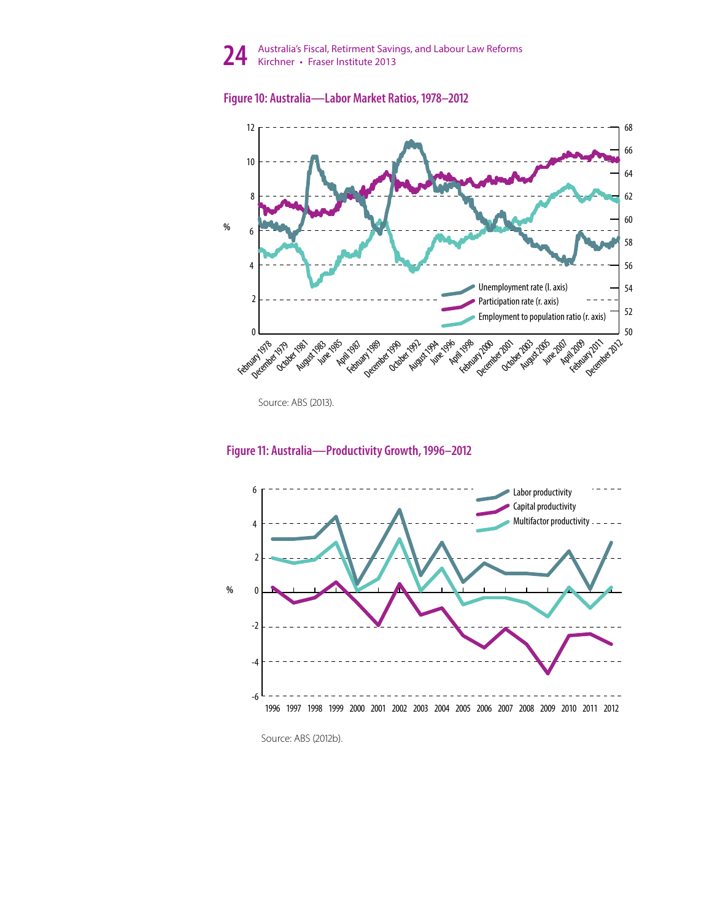#### Figure 10: Australia—Labor Market Ratios, 1978–2012

Source: ABS (2013).

#### Figure 11: Australia—Productivity Growth, 1996–2012

Source: ABS (2012b).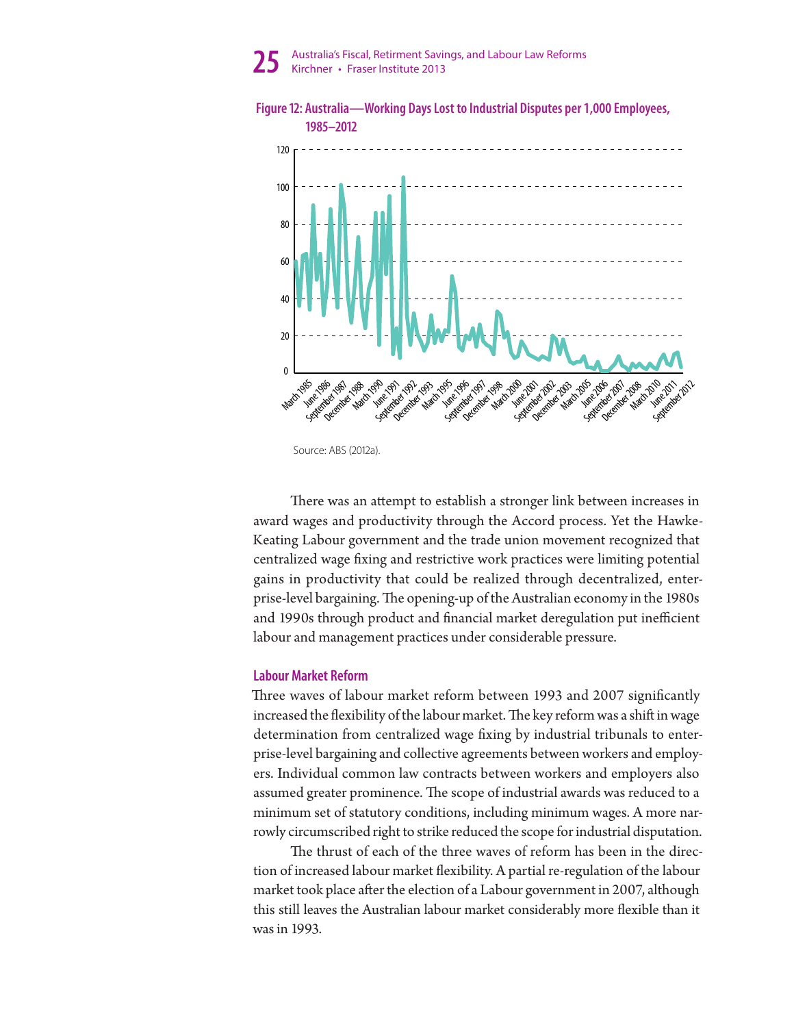**Figure 12: Australia—Working Days Lost to Industrial Disputes per 1,000 Employees, 1985–2012**

Source: ABS (2012a).

There was an attempt to establish a stronger link between increases in award wages and productivity through the Accord process. Yet the Hawke-Keating Labour government and the trade union movement recognized that centralized wage fixing and restrictive work practices were limiting potential gains in productivity that could be realized through decentralized, enterprise-level bargaining. The opening-up of the Australian economy in the 1980s and 1990s through product and financial market deregulation put inefficient labour and management practices under considerable pressure.

## Labour Market Reform

Three waves of labour market reform between 1993 and 2007 significantly increased the flexibility of the labour market. The key reform was a shift in wage determination from centralized wage fixing by industrial tribunals to enterprise-level bargaining and collective agreements between workers and employers. Individual common law contracts between workers and employers also assumed greater prominence. The scope of industrial awards was reduced to a minimum set of statutory conditions, including minimum wages. A more narrowly circumscribed right to strike reduced the scope for industrial disputation.

The thrust of each of the three waves of reform has been in the direction of increased labour market flexibility. A partial re-regulation of the labour market took place after the election of a Labour government in 2007, although this still leaves the Australian labour market considerably more flexible than it was in 1993.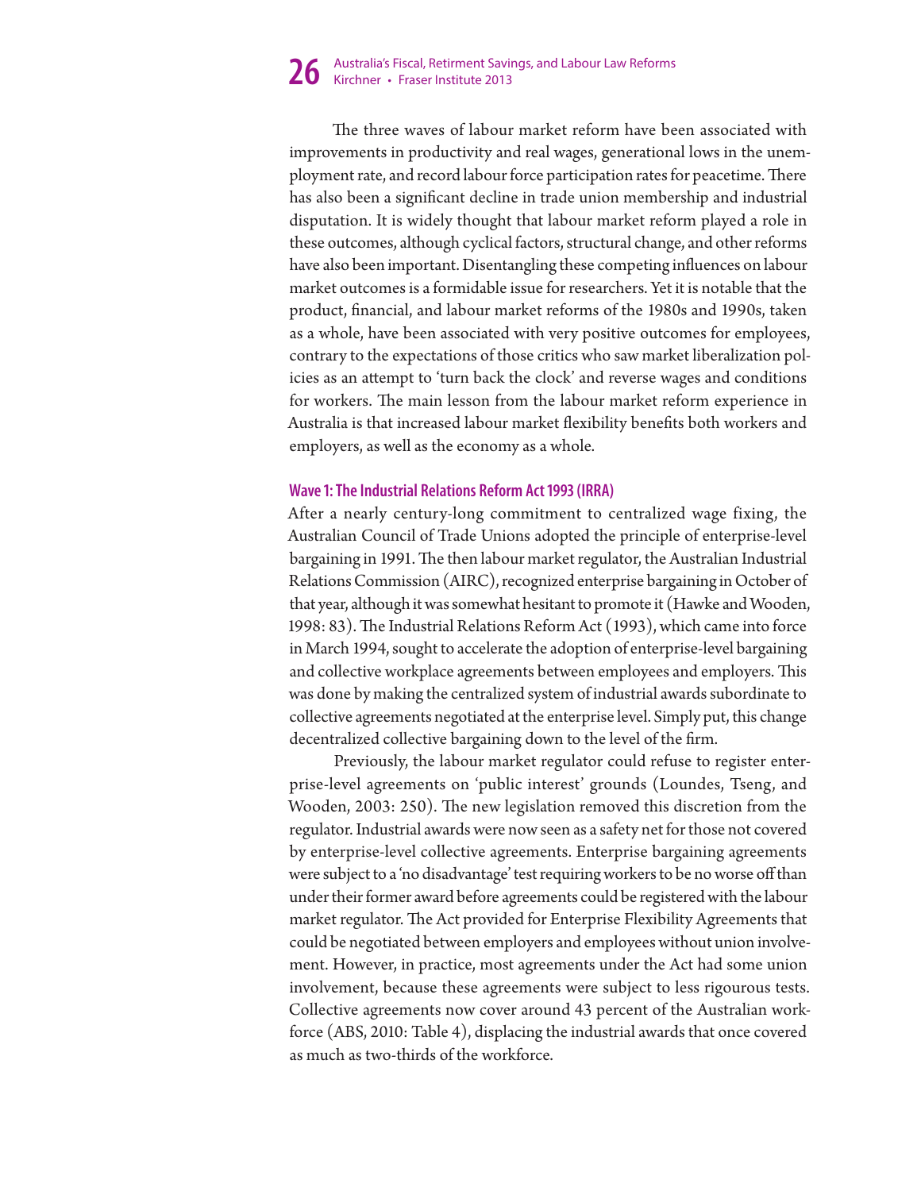The three waves of labour market reform have been associated with improvements in productivity and real wages, generational lows in the unemployment rate, and record labour force participation rates for peacetime. There has also been a significant decline in trade union membership and industrial disputation. It is widely thought that labour market reform played a role in these outcomes, although cyclical factors, structural change, and other reforms have also been important. Disentangling these competing influences on labour market outcomes is a formidable issue for researchers. Yet it is notable that the product, financial, and labour market reforms of the 1980s and 1990s, taken as a whole, have been associated with very positive outcomes for employees, contrary to the expectations of those critics who saw market liberalization policies as an attempt to 'turn back the clock' and reverse wages and conditions for workers. The main lesson from the labour market reform experience in Australia is that increased labour market flexibility benefits both workers and employers, as well as the economy as a whole.

### Wave 1: The Industrial Relations Reform Act 1993 (IRRA)

After a nearly century-long commitment to centralized wage fixing, the Australian Council of Trade Unions adopted the principle of enterprise-level bargaining in 1991. The then labour market regulator, the Australian Industrial Relations Commission (AIRC), recognized enterprise bargaining in October of that year, although it was somewhat hesitant to promote it (Hawke and Wooden, 1998: 83). The Industrial Relations Reform Act (1993), which came into force in March 1994, sought to accelerate the adoption of enterprise-level bargaining and collective workplace agreements between employees and employers. This was done by making the centralized system of industrial awards subordinate to collective agreements negotiated at the enterprise level. Simply put, this change decentralized collective bargaining down to the level of the firm.

Previously, the labour market regulator could refuse to register enterprise-level agreements on 'public interest' grounds (Loundes, Tseng, and Wooden, 2003: 250). The new legislation removed this discretion from the regulator. Industrial awards were now seen as a safety net for those not covered by enterprise-level collective agreements. Enterprise bargaining agreements were subject to a 'no disadvantage' test requiring workers to be no worse off than under their former award before agreements could be registered with the labour market regulator. The Act provided for Enterprise Flexibility Agreements that could be negotiated between employers and employees without union involvement. However, in practice, most agreements under the Act had some union involvement, because these agreements were subject to less rigourous tests. Collective agreements now cover around 43 percent of the Australian workforce (ABS, 2010: Table 4), displacing the industrial awards that once covered as much as two-thirds of the workforce.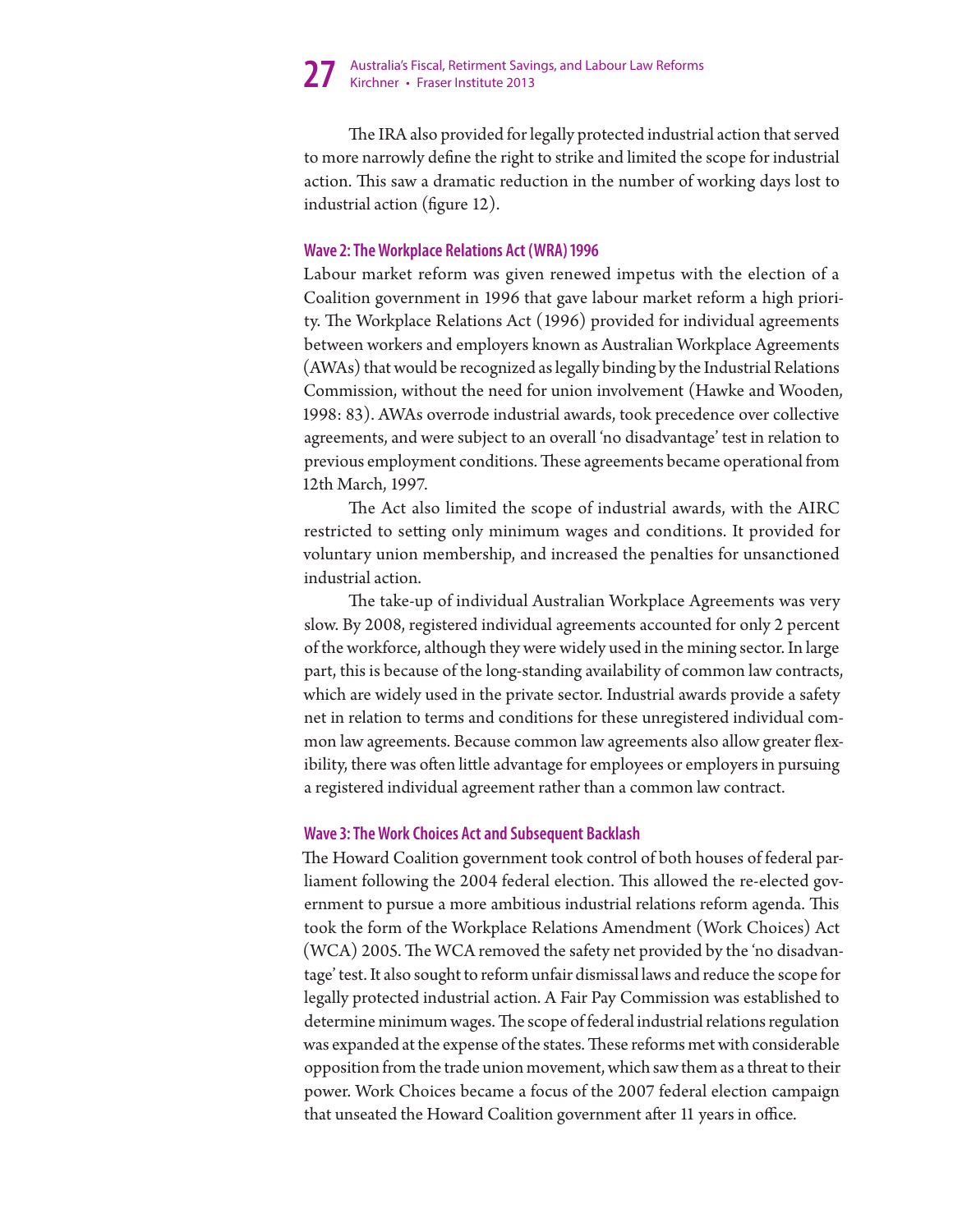The IRA also provided for legally protected industrial action that served to more narrowly define the right to strike and limited the scope for industrial action. This saw a dramatic reduction in the number of working days lost to industrial action (figure 12).

### Wave 2: The Workplace Relations Act (WRA) 1996

Labour market reform was given renewed impetus with the election of a Coalition government in 1996 that gave labour market reform a high priority. The Workplace Relations Act (1996) provided for individual agreements between workers and employers known as Australian Workplace Agreements (AWAs) that would be recognized as legally binding by the Industrial Relations Commission, without the need for union involvement (Hawke and Wooden, 1998: 83). AWAs overrode industrial awards, took precedence over collective agreements, and were subject to an overall 'no disadvantage' test in relation to previous employment conditions. These agreements became operational from 12th March, 1997.

The Act also limited the scope of industrial awards, with the AIRC restricted to setting only minimum wages and conditions. It provided for voluntary union membership, and increased the penalties for unsanctioned industrial action.

The take-up of individual Australian Workplace Agreements was very slow. By 2008, registered individual agreements accounted for only 2 percent of the workforce, although they were widely used in the mining sector. In large part, this is because of the long-standing availability of common law contracts, which are widely used in the private sector. Industrial awards provide a safety net in relation to terms and conditions for these unregistered individual common law agreements. Because common law agreements also allow greater flexibility, there was often little advantage for employees or employers in pursuing a registered individual agreement rather than a common law contract.

### Wave 3: The Work Choices Act and Subsequent Backlash

The Howard Coalition government took control of both houses of federal parliament following the 2004 federal election. This allowed the re-elected government to pursue a more ambitious industrial relations reform agenda. This took the form of the Workplace Relations Amendment (Work Choices) Act (WCA) 2005. The WCA removed the safety net provided by the 'no disadvantage' test. It also sought to reform unfair dismissal laws and reduce the scope for legally protected industrial action. A Fair Pay Commission was established to determine minimum wages. The scope of federal industrial relations regulation was expanded at the expense of the states. These reforms met with considerable opposition from the trade union movement, which saw them as a threat to their power. Work Choices became a focus of the 2007 federal election campaign that unseated the Howard Coalition government after 11 years in office.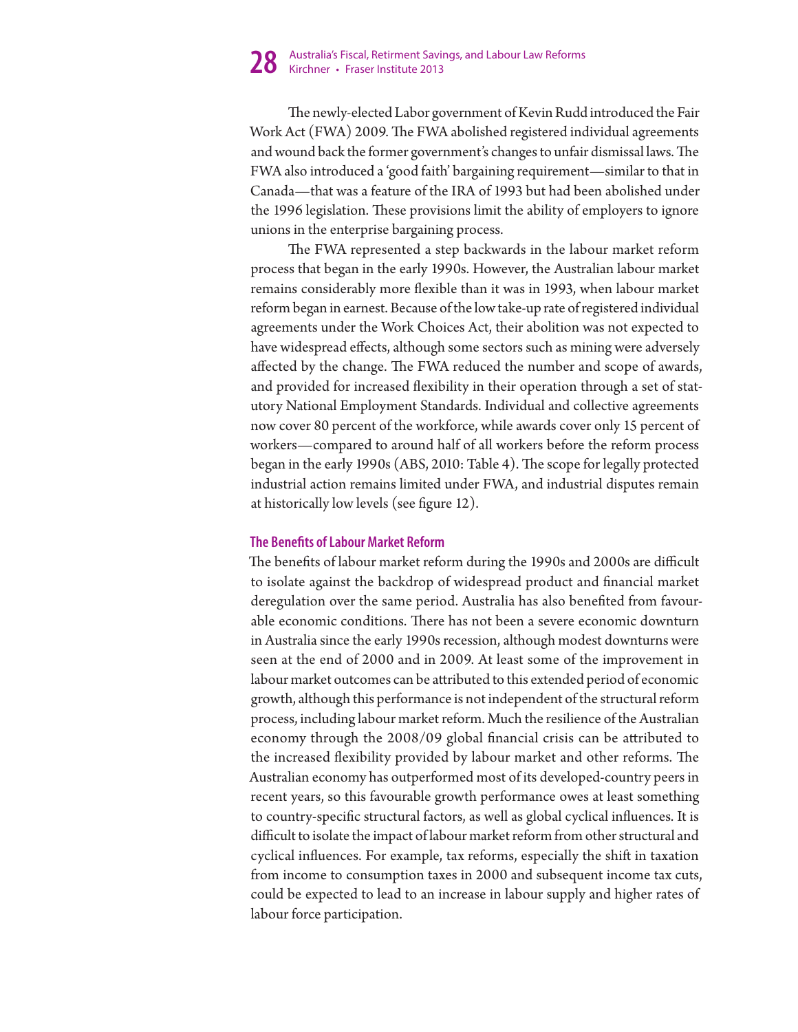The newly-elected Labor government of Kevin Rudd introduced the Fair Work Act (FWA) 2009. The FWA abolished registered individual agreements and wound back the former government's changes to unfair dismissal laws. The FWA also introduced a 'good faith' bargaining requirement—similar to that in Canada—that was a feature of the IRA of 1993 but had been abolished under the 1996 legislation. These provisions limit the ability of employers to ignore unions in the enterprise bargaining process.

The FWA represented a step backwards in the labour market reform process that began in the early 1990s. However, the Australian labour market remains considerably more flexible than it was in 1993, when labour market reform began in earnest. Because of the low take-up rate of registered individual agreements under the Work Choices Act, their abolition was not expected to have widespread effects, although some sectors such as mining were adversely affected by the change. The FWA reduced the number and scope of awards, and provided for increased flexibility in their operation through a set of statutory National Employment Standards. Individual and collective agreements now cover 80 percent of the workforce, while awards cover only 15 percent of workers—compared to around half of all workers before the reform process began in the early 1990s (ABS, 2010: Table 4). The scope for legally protected industrial action remains limited under FWA, and industrial disputes remain at historically low levels (see figure 12).

### The Benefits of Labour Market Reform

The benefits of labour market reform during the 1990s and 2000s are difficult to isolate against the backdrop of widespread product and financial market deregulation over the same period. Australia has also benefited from favourable economic conditions. There has not been a severe economic downturn in Australia since the early 1990s recession, although modest downturns were seen at the end of 2000 and in 2009. At least some of the improvement in labour market outcomes can be attributed to this extended period of economic growth, although this performance is not independent of the structural reform process, including labour market reform. Much the resilience of the Australian economy through the 2008/09 global financial crisis can be attributed to the increased flexibility provided by labour market and other reforms. The Australian economy has outperformed most of its developed-country peers in recent years, so this favourable growth performance owes at least something to country-specific structural factors, as well as global cyclical influences. It is difficult to isolate the impact of labour market reform from other structural and cyclical influences. For example, tax reforms, especially the shift in taxation from income to consumption taxes in 2000 and subsequent income tax cuts, could be expected to lead to an increase in labour supply and higher rates of labour force participation.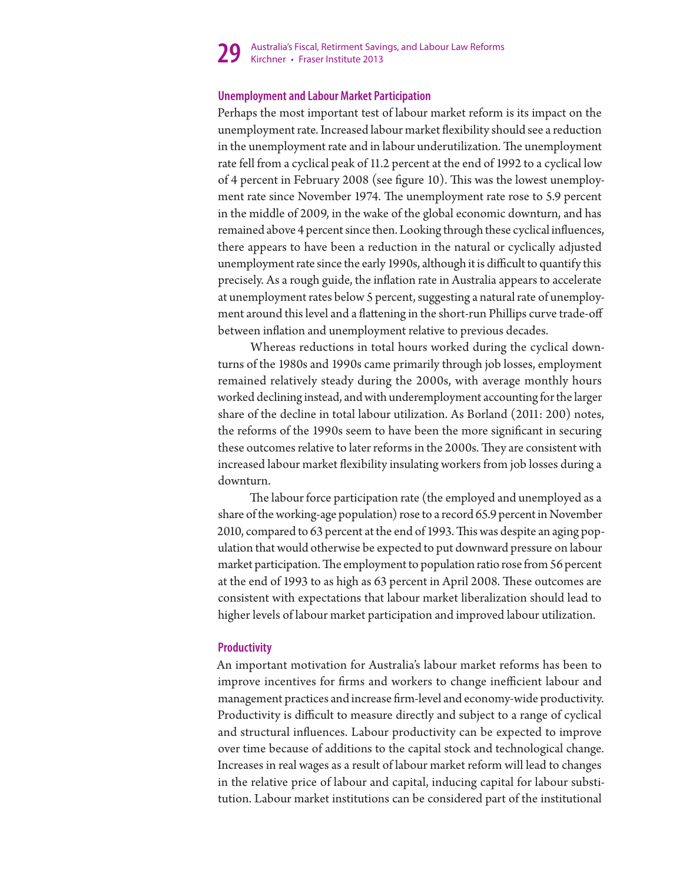### Unemployment and Labour Market Participation

Perhaps the most important test of labour market reform is its impact on the unemployment rate. Increased labour market flexibility should see a reduction in the unemployment rate and in labour underutilization. The unemployment rate fell from a cyclical peak of 11.2 percent at the end of 1992 to a cyclical low of 4 percent in February 2008 (see figure 10). This was the lowest unemployment rate since November 1974. The unemployment rate rose to 5.9 percent in the middle of 2009, in the wake of the global economic downturn, and has remained above 4 percent since then. Looking through these cyclical influences, there appears to have been a reduction in the natural or cyclically adjusted unemployment rate since the early 1990s, although it is difficult to quantify this precisely. As a rough guide, the inflation rate in Australia appears to accelerate at unemployment rates below 5 percent, suggesting a natural rate of unemployment around this level and a flattening in the short-run Phillips curve trade-off between inflation and unemployment relative to previous decades.

Whereas reductions in total hours worked during the cyclical downturns of the 1980s and 1990s came primarily through job losses, employment remained relatively steady during the 2000s, with average monthly hours worked declining instead, and with underemployment accounting for the larger share of the decline in total labour utilization. As Borland (2011: 200) notes, the reforms of the 1990s seem to have been the more significant in securing these outcomes relative to later reforms in the 2000s. They are consistent with increased labour market flexibility insulating workers from job losses during a downturn.

The labour force participation rate (the employed and unemployed as a share of the working-age population) rose to a record 65.9 percent in November 2010, compared to 63 percent at the end of 1993. This was despite an aging population that would otherwise be expected to put downward pressure on labour market participation. The employment to population ratio rose from 56 percent at the end of 1993 to as high as 63 percent in April 2008. These outcomes are consistent with expectations that labour market liberalization should lead to higher levels of labour market participation and improved labour utilization.

### Productivity

An important motivation for Australia's labour market reforms has been to improve incentives for firms and workers to change inefficient labour and management practices and increase firm-level and economy-wide productivity. Productivity is difficult to measure directly and subject to a range of cyclical and structural influences. Labour productivity can be expected to improve over time because of additions to the capital stock and technological change. Increases in real wages as a result of labour market reform will lead to changes in the relative price of labour and capital, inducing capital for labour substitution. Labour market institutions can be considered part of the institutional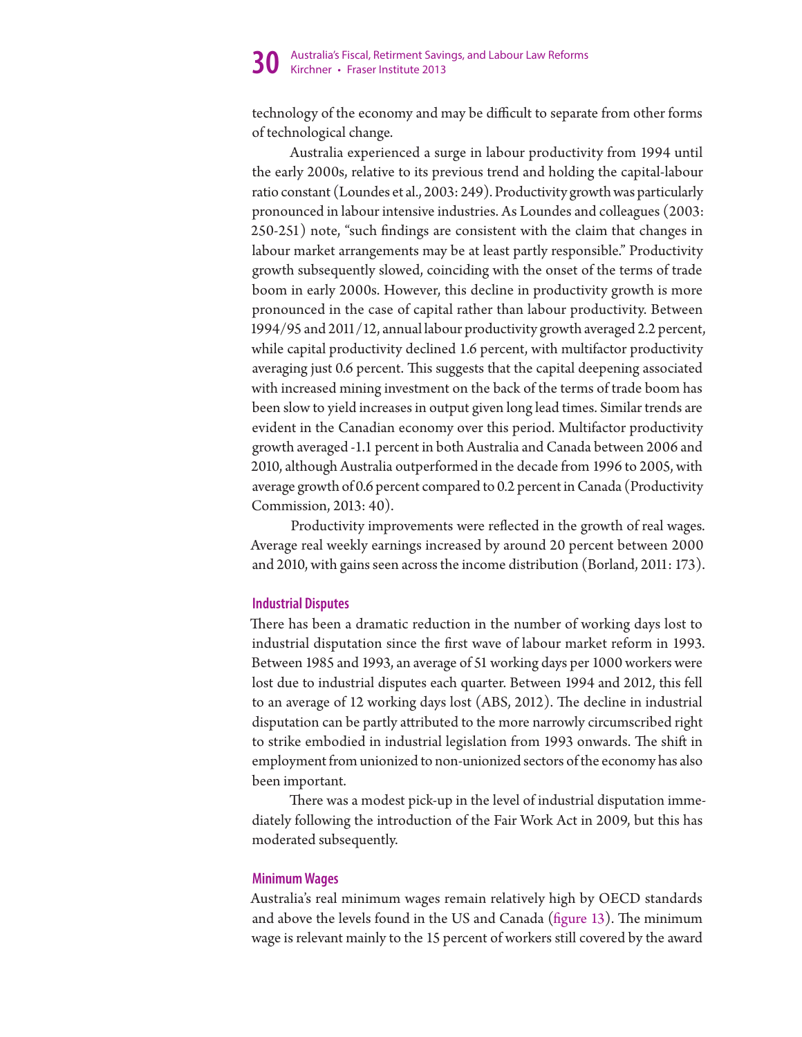technology of the economy and may be difficult to separate from other forms of technological change.

Australia experienced a surge in labour productivity from 1994 until the early 2000s, relative to its previous trend and holding the capital-labour ratio constant (Loundes et al., 2003: 249). Productivity growth was particularly pronounced in labour intensive industries. As Loundes and colleagues (2003: 250-251) note, "such findings are consistent with the claim that changes in labour market arrangements may be at least partly responsible." Productivity growth subsequently slowed, coinciding with the onset of the terms of trade boom in early 2000s. However, this decline in productivity growth is more pronounced in the case of capital rather than labour productivity. Between 1994/95 and 2011/12, annual labour productivity growth averaged 2.2 percent, while capital productivity declined 1.6 percent, with multifactor productivity averaging just 0.6 percent. This suggests that the capital deepening associated with increased mining investment on the back of the terms of trade boom has been slow to yield increases in output given long lead times. Similar trends are evident in the Canadian economy over this period. Multifactor productivity growth averaged -1.1 percent in both Australia and Canada between 2006 and 2010, although Australia outperformed in the decade from 1996 to 2005, with average growth of 0.6 percent compared to 0.2 percent in Canada (Productivity Commission, 2013: 40).

Productivity improvements were reflected in the growth of real wages. Average real weekly earnings increased by around 20 percent between 2000 and 2010, with gains seen across the income distribution (Borland, 2011: 173).

### Industrial Disputes

There has been a dramatic reduction in the number of working days lost to industrial disputation since the first wave of labour market reform in 1993. Between 1985 and 1993, an average of 51 working days per 1000 workers were lost due to industrial disputes each quarter. Between 1994 and 2012, this fell to an average of 12 working days lost (ABS, 2012). The decline in industrial disputation can be partly attributed to the more narrowly circumscribed right to strike embodied in industrial legislation from 1993 onwards. The shift in employment from unionized to non-unionized sectors of the economy has also been important.

There was a modest pick-up in the level of industrial disputation immediately following the introduction of the Fair Work Act in 2009, but this has moderated subsequently.

### Minimum Wages

Australia's real minimum wages remain relatively high by OECD standards and above the levels found in the US and Canada (figure 13). The minimum wage is relevant mainly to the 15 percent of workers still covered by the award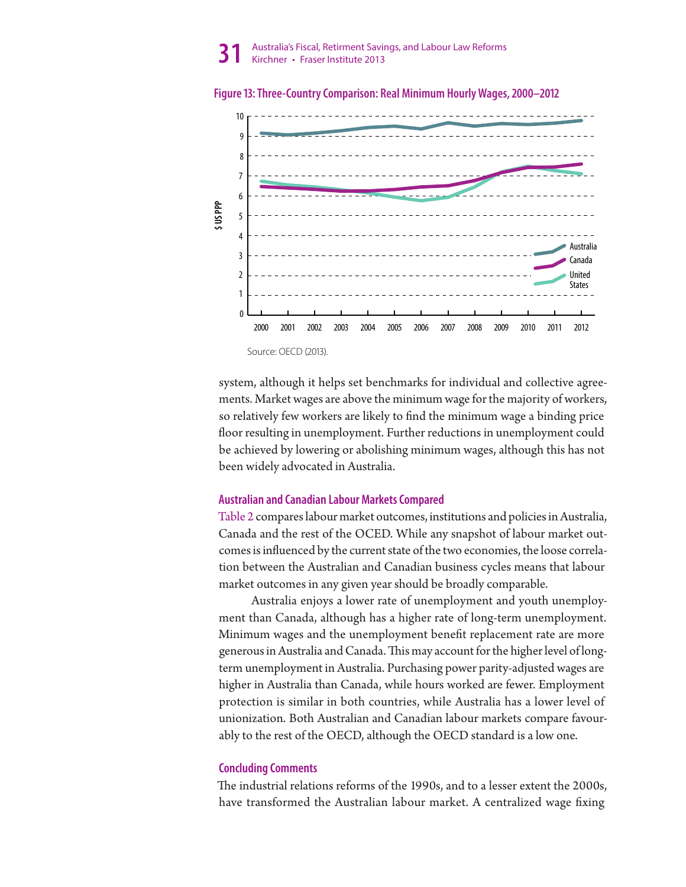**Figure 13: Three-Country Comparison: Real Minimum Hourly Wages, 2000–2012**

Source: OECD (2013).

system, although it helps set benchmarks for individual and collective agreements. Market wages are above the minimum wage for the majority of workers, so relatively few workers are likely to find the minimum wage a binding price floor resulting in unemployment. Further reductions in unemployment could be achieved by lowering or abolishing minimum wages, although this has not been widely advocated in Australia.

### Australian and Canadian Labour Markets Compared

Table 2 compares labour market outcomes, institutions and policies in Australia, Canada and the rest of the OCED. While any snapshot of labour market outcomes is influenced by the current state of the two economies, the loose correlation between the Australian and Canadian business cycles means that labour market outcomes in any given year should be broadly comparable.

Australia enjoys a lower rate of unemployment and youth unemployment than Canada, although has a higher rate of long-term unemployment. Minimum wages and the unemployment benefit replacement rate are more generous in Australia and Canada. This may account for the higher level of long-term unemployment in Australia. Purchasing power parity-adjusted wages are higher in Australia than Canada, while hours worked are fewer. Employment protection is similar in both countries, while Australia has a lower level of unionization. Both Australian and Canadian labour markets compare favourably to the rest of the OECD, although the OECD standard is a low one.

### Concluding Comments

The industrial relations reforms of the 1990s, and to a lesser extent the 2000s, have transformed the Australian labour market. A centralized wage fixing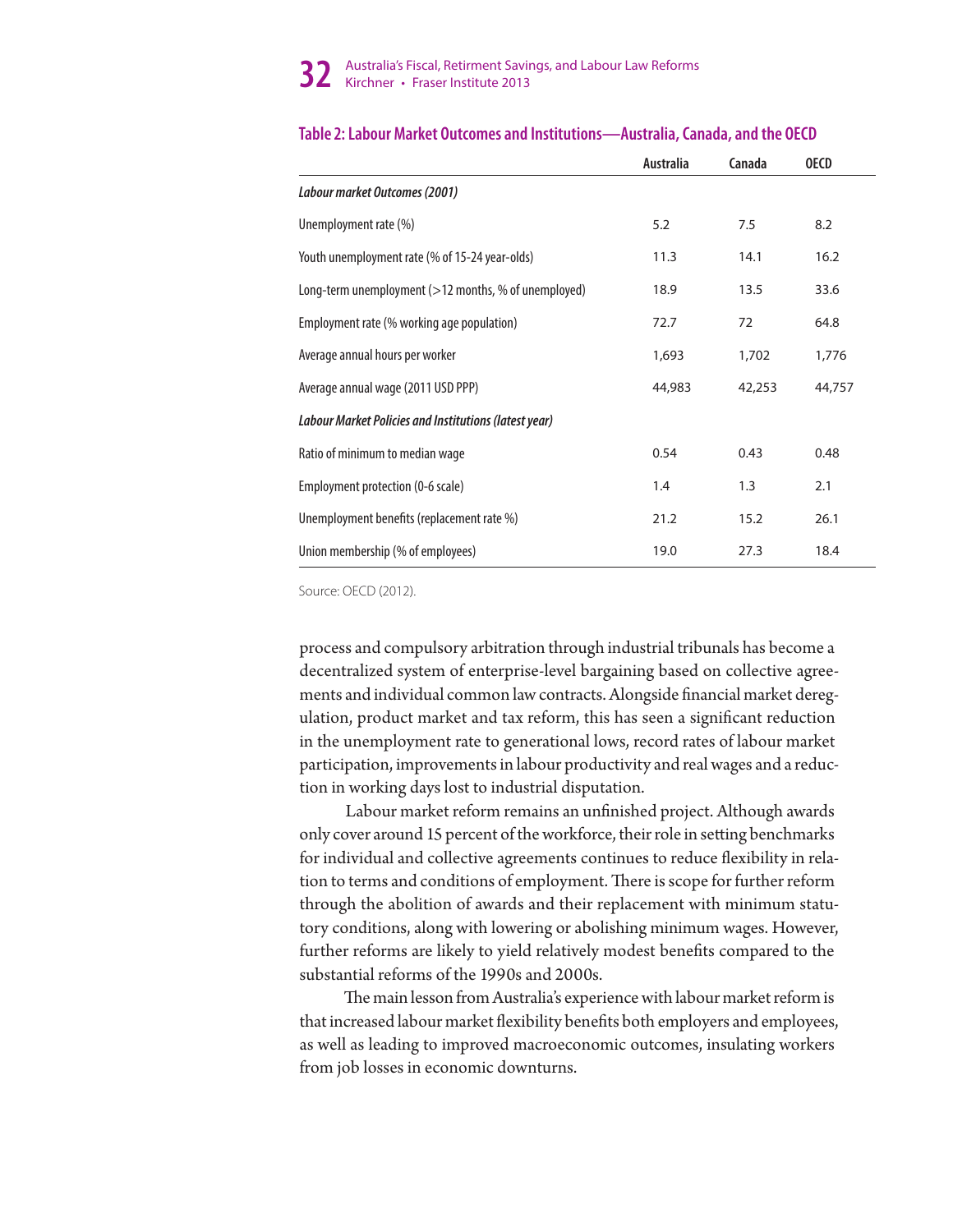**Table 2: Labour Market Outcomes and Institutions—Australia, Canada, and the OECD**

| | Australia | Canada | OECD |
|---|---|---|---|
| ***Labour market Outcomes (2001)*** | | | |
| Unemployment rate (%) | 5.2 | 7.5 | 8.2 |
| Youth unemployment rate (% of 15-24 year-olds) | 11.3 | 14.1 | 16.2 |
| Long-term unemployment (>12 months, % of unemployed) | 18.9 | 13.5 | 33.6 |
| Employment rate (% working age population) | 72.7 | 72 | 64.8 |
| Average annual hours per worker | 1,693 | 1,702 | 1,776 |
| Average annual wage (2011 USD PPP) | 44,983 | 42,253 | 44,757 |
| ***Labour Market Policies and Institutions (latest year)*** | | | |
| Ratio of minimum to median wage | 0.54 | 0.43 | 0.48 |
| Employment protection (0-6 scale) | 1.4 | 1.3 | 2.1 |
| Unemployment benefits (replacement rate %) | 21.2 | 15.2 | 26.1 |
| Union membership (% of employees) | 19.0 | 27.3 | 18.4 |

Source: OECD (2012).

process and compulsory arbitration through industrial tribunals has become a decentralized system of enterprise-level bargaining based on collective agreements and individual common law contracts. Alongside financial market deregulation, product market and tax reform, this has seen a significant reduction in the unemployment rate to generational lows, record rates of labour market participation, improvements in labour productivity and real wages and a reduction in working days lost to industrial disputation.

Labour market reform remains an unfinished project. Although awards only cover around 15 percent of the workforce, their role in setting benchmarks for individual and collective agreements continues to reduce flexibility in relation to terms and conditions of employment. There is scope for further reform through the abolition of awards and their replacement with minimum statutory conditions, along with lowering or abolishing minimum wages. However, further reforms are likely to yield relatively modest benefits compared to the substantial reforms of the 1990s and 2000s.

The main lesson from Australia's experience with labour market reform is that increased labour market flexibility benefits both employers and employees, as well as leading to improved macroeconomic outcomes, insulating workers from job losses in economic downturns.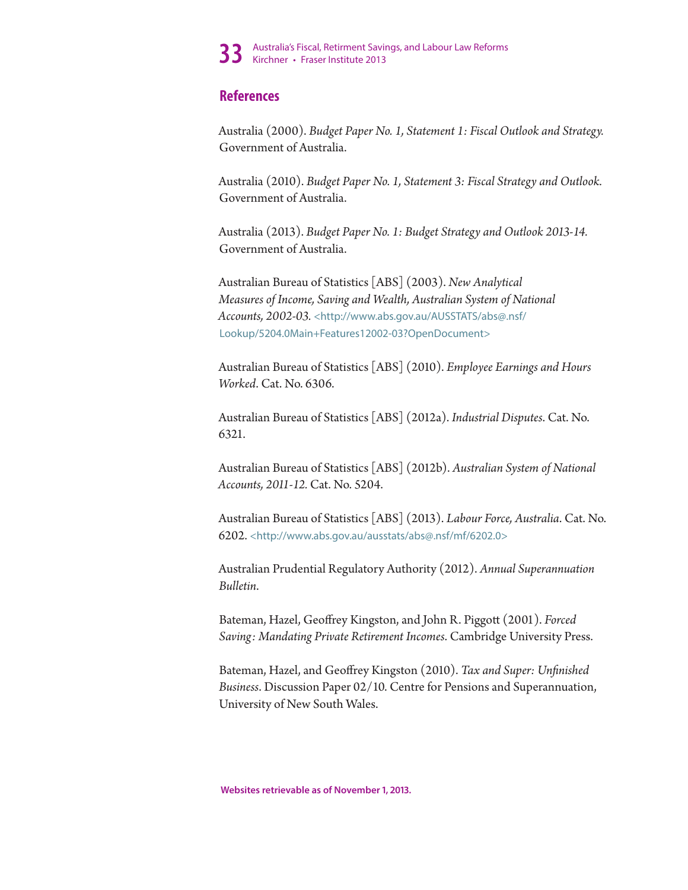## References

Australia (2000). *Budget Paper No. 1, Statement 1: Fiscal Outlook and Strategy.* Government of Australia.

Australia (2010). *Budget Paper No. 1, Statement 3: Fiscal Strategy and Outlook.* Government of Australia.

Australia (2013). *Budget Paper No. 1: Budget Strategy and Outlook 2013-14.* Government of Australia.

Australian Bureau of Statistics [ABS] (2003). *New Analytical Measures of Income, Saving and Wealth, Australian System of National Accounts, 2002-03.* <http://www.abs.gov.au/AUSSTATS/abs@.nsf/Lookup/5204.0Main+Features12002-03?OpenDocument>

Australian Bureau of Statistics [ABS] (2010). *Employee Earnings and Hours Worked*. Cat. No. 6306.

Australian Bureau of Statistics [ABS] (2012a). *Industrial Disputes.* Cat. No. 6321.

Australian Bureau of Statistics [ABS] (2012b). *Australian System of National Accounts, 2011-12.* Cat. No. 5204.

Australian Bureau of Statistics [ABS] (2013). *Labour Force, Australia*. Cat. No. 6202. <http://www.abs.gov.au/ausstats/abs@.nsf/mf/6202.0>

Australian Prudential Regulatory Authority (2012). *Annual Superannuation Bulletin*.

Bateman, Hazel, Geoffrey Kingston, and John R. Piggott (2001). *Forced Saving: Mandating Private Retirement Incomes*. Cambridge University Press.

Bateman, Hazel, and Geoffrey Kingston (2010). *Tax and Super: Unfinished Business*. Discussion Paper 02/10. Centre for Pensions and Superannuation, University of New South Wales.

**Websites retrievable as of November 1, 2013.**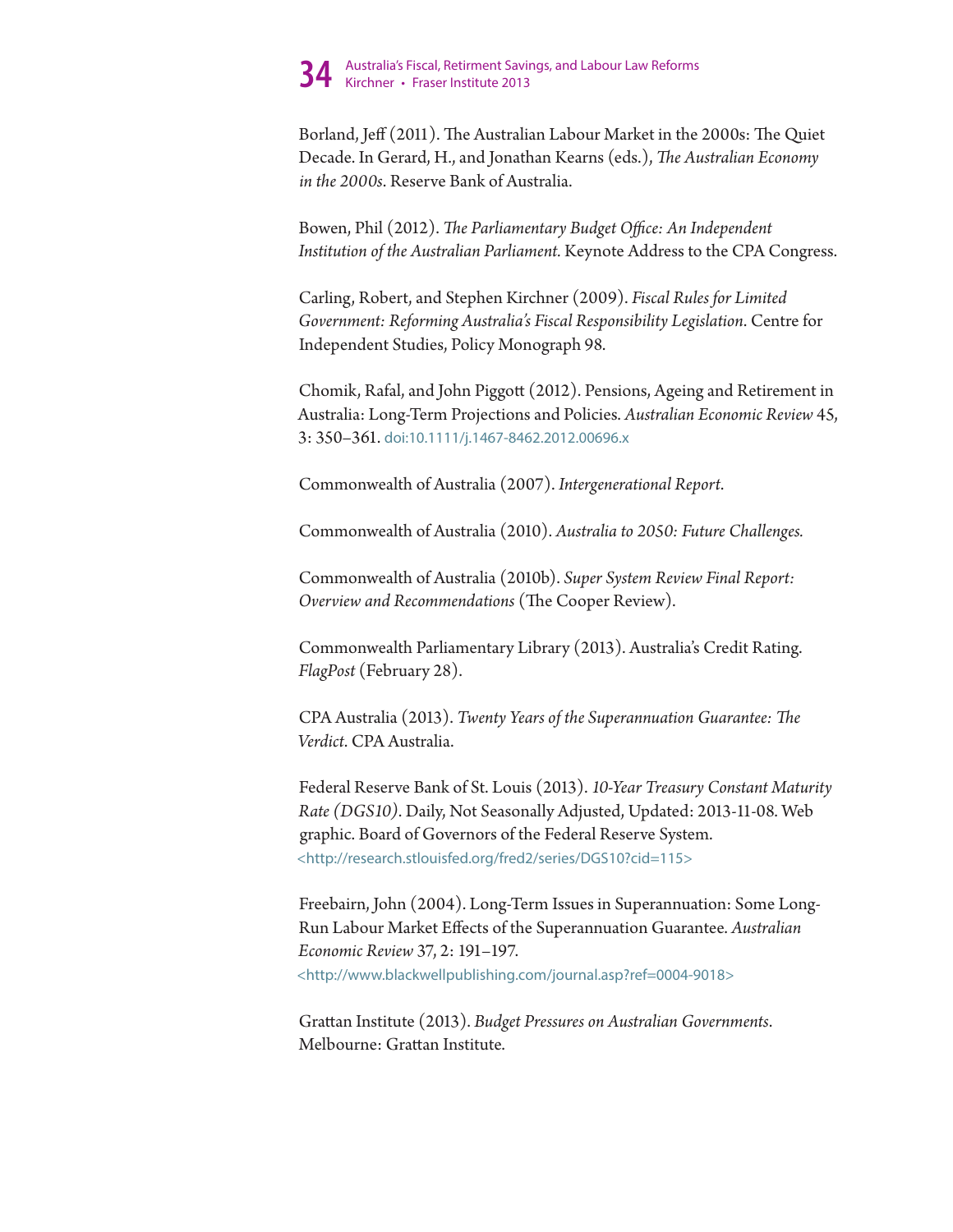Borland, Jeff (2011). The Australian Labour Market in the 2000s: The Quiet Decade. In Gerard, H., and Jonathan Kearns (eds.), *The Australian Economy in the 2000s*. Reserve Bank of Australia.

Bowen, Phil (2012). *The Parliamentary Budget Office: An Independent Institution of the Australian Parliament.* Keynote Address to the CPA Congress.

Carling, Robert, and Stephen Kirchner (2009). *Fiscal Rules for Limited Government: Reforming Australia's Fiscal Responsibility Legislation*. Centre for Independent Studies, Policy Monograph 98.

Chomik, Rafal, and John Piggott (2012). Pensions, Ageing and Retirement in Australia: Long-Term Projections and Policies. *Australian Economic Review* 45, 3: 350–361. doi:10.1111/j.1467-8462.2012.00696.x

Commonwealth of Australia (2007). *Intergenerational Report*.

Commonwealth of Australia (2010). *Australia to 2050: Future Challenges.*

Commonwealth of Australia (2010b). *Super System Review Final Report: Overview and Recommendations* (The Cooper Review).

Commonwealth Parliamentary Library (2013). Australia's Credit Rating. *FlagPost* (February 28).

CPA Australia (2013). *Twenty Years of the Superannuation Guarantee: The Verdict*. CPA Australia.

Federal Reserve Bank of St. Louis (2013). *10-Year Treasury Constant Maturity Rate (DGS10)*. Daily, Not Seasonally Adjusted, Updated: 2013-11-08. Web graphic. Board of Governors of the Federal Reserve System. <http://research.stlouisfed.org/fred2/series/DGS10?cid=115>

Freebairn, John (2004). Long-Term Issues in Superannuation: Some Long-Run Labour Market Effects of the Superannuation Guarantee. *Australian Economic Review* 37, 2: 191–197. <http://www.blackwellpublishing.com/journal.asp?ref=0004-9018>

Grattan Institute (2013). *Budget Pressures on Australian Governments*. Melbourne: Grattan Institute.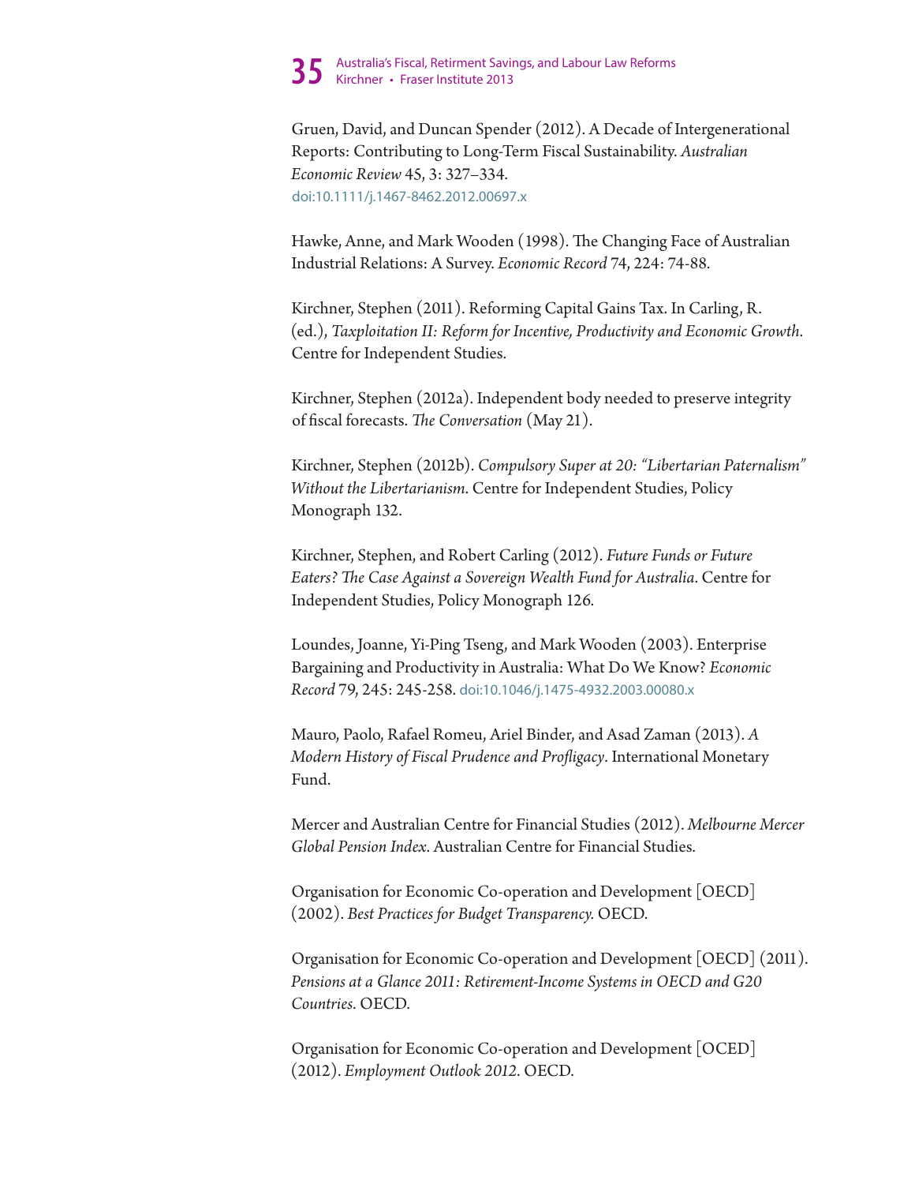Gruen, David, and Duncan Spender (2012). A Decade of Intergenerational Reports: Contributing to Long-Term Fiscal Sustainability. *Australian Economic Review* 45, 3: 327–334. doi:10.1111/j.1467-8462.2012.00697.x

Hawke, Anne, and Mark Wooden (1998). The Changing Face of Australian Industrial Relations: A Survey. *Economic Record* 74, 224: 74-88.

Kirchner, Stephen (2011). Reforming Capital Gains Tax. In Carling, R. (ed.), *Taxploitation II: Reform for Incentive, Productivity and Economic Growth*. Centre for Independent Studies.

Kirchner, Stephen (2012a). Independent body needed to preserve integrity of fiscal forecasts. *The Conversation* (May 21).

Kirchner, Stephen (2012b). *Compulsory Super at 20: "Libertarian Paternalism" Without the Libertarianism*. Centre for Independent Studies, Policy Monograph 132.

Kirchner, Stephen, and Robert Carling (2012). *Future Funds or Future Eaters? The Case Against a Sovereign Wealth Fund for Australia*. Centre for Independent Studies, Policy Monograph 126.

Loundes, Joanne, Yi-Ping Tseng, and Mark Wooden (2003). Enterprise Bargaining and Productivity in Australia: What Do We Know? *Economic Record* 79, 245: 245-258. doi:10.1046/j.1475-4932.2003.00080.x

Mauro, Paolo, Rafael Romeu, Ariel Binder, and Asad Zaman (2013). *A Modern History of Fiscal Prudence and Profligacy*. International Monetary Fund.

Mercer and Australian Centre for Financial Studies (2012). *Melbourne Mercer Global Pension Index*. Australian Centre for Financial Studies.

Organisation for Economic Co-operation and Development [OECD] (2002). *Best Practices for Budget Transparency.* OECD.

Organisation for Economic Co-operation and Development [OECD] (2011). *Pensions at a Glance 2011: Retirement-Income Systems in OECD and G20 Countries*. OECD.

Organisation for Economic Co-operation and Development [OCED] (2012). *Employment Outlook 2012*. OECD.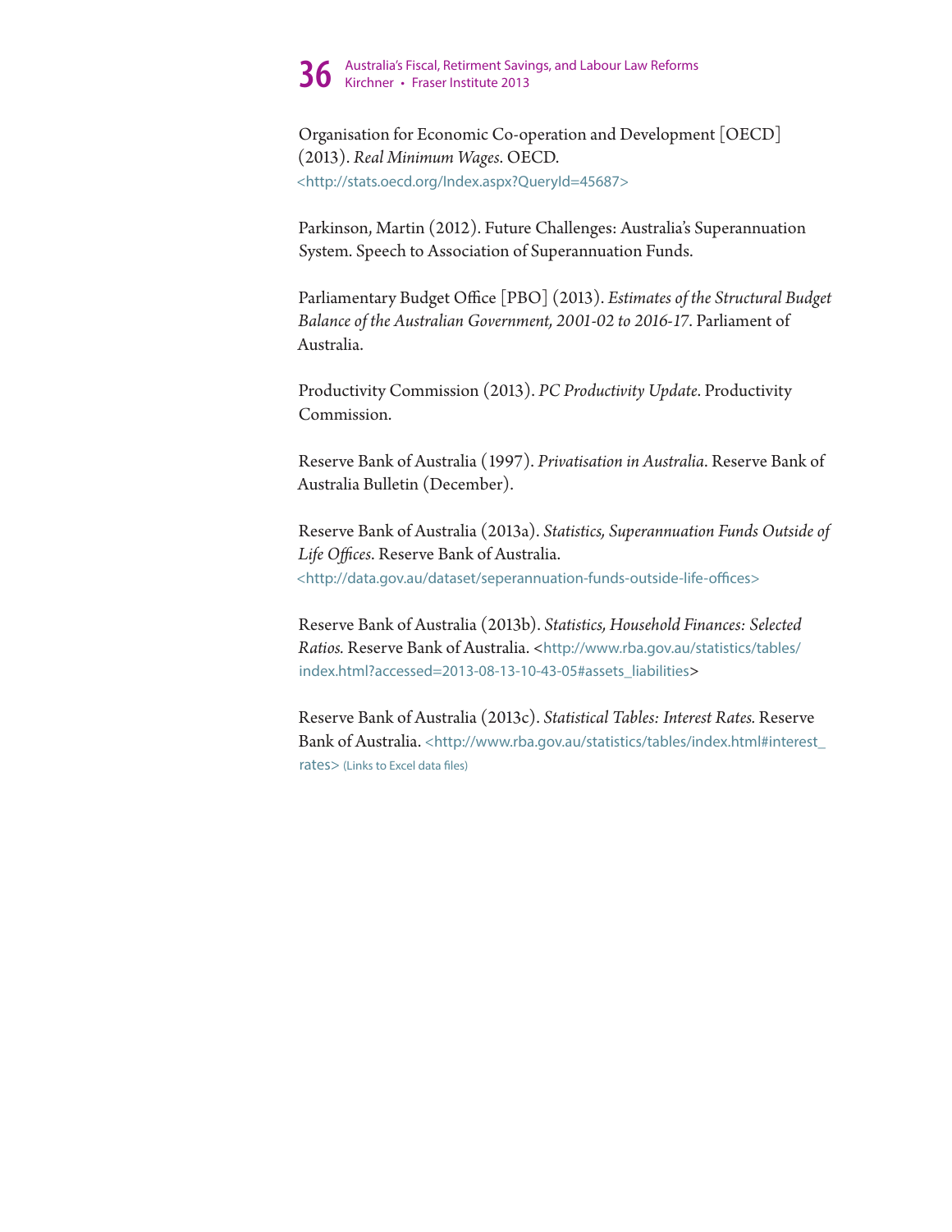Organisation for Economic Co-operation and Development [OECD] (2013). *Real Minimum Wages*. OECD. <http://stats.oecd.org/Index.aspx?QueryId=45687>

Parkinson, Martin (2012). Future Challenges: Australia's Superannuation System. Speech to Association of Superannuation Funds.

Parliamentary Budget Office [PBO] (2013). *Estimates of the Structural Budget Balance of the Australian Government, 2001-02 to 2016-17*. Parliament of Australia.

Productivity Commission (2013). *PC Productivity Update*. Productivity Commission.

Reserve Bank of Australia (1997). *Privatisation in Australia*. Reserve Bank of Australia Bulletin (December).

Reserve Bank of Australia (2013a). *Statistics, Superannuation Funds Outside of Life Offices*. Reserve Bank of Australia. <http://data.gov.au/dataset/seperannuation-funds-outside-life-offices>

Reserve Bank of Australia (2013b). *Statistics, Household Finances: Selected Ratios.* Reserve Bank of Australia. <http://www.rba.gov.au/statistics/tables/index.html?accessed=2013-08-13-10-43-05#assets_liabilities>

Reserve Bank of Australia (2013c). *Statistical Tables: Interest Rates.* Reserve Bank of Australia. <http://www.rba.gov.au/statistics/tables/index.html#interest_rates> (Links to Excel data files)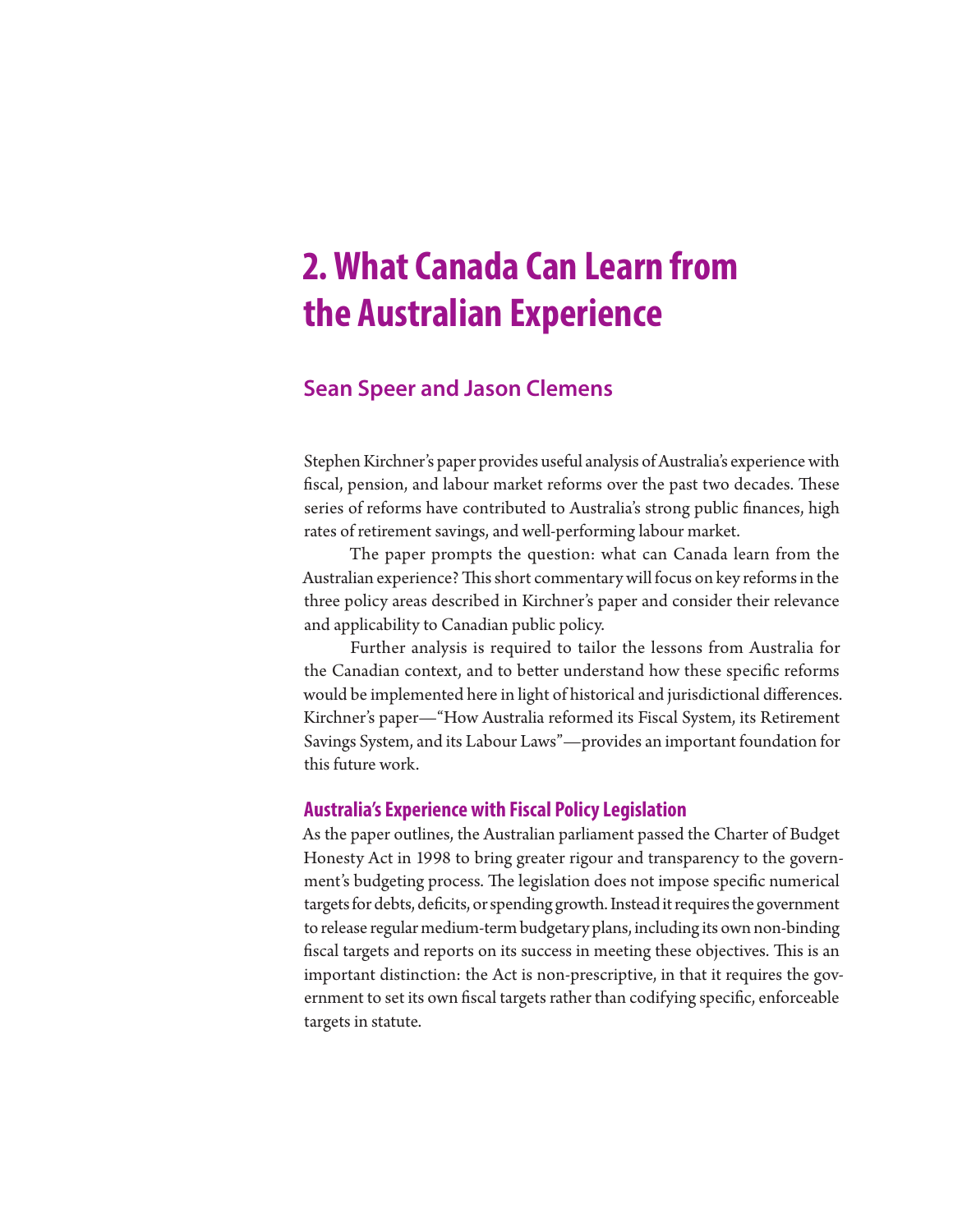# 2. What Canada Can Learn from the Australian Experience

## Sean Speer and Jason Clemens

Stephen Kirchner's paper provides useful analysis of Australia's experience with fiscal, pension, and labour market reforms over the past two decades. These series of reforms have contributed to Australia's strong public finances, high rates of retirement savings, and well-performing labour market.

The paper prompts the question: what can Canada learn from the Australian experience? This short commentary will focus on key reforms in the three policy areas described in Kirchner's paper and consider their relevance and applicability to Canadian public policy.

Further analysis is required to tailor the lessons from Australia for the Canadian context, and to better understand how these specific reforms would be implemented here in light of historical and jurisdictional differences. Kirchner's paper—"How Australia reformed its Fiscal System, its Retirement Savings System, and its Labour Laws"—provides an important foundation for this future work.

### Australia's Experience with Fiscal Policy Legislation

As the paper outlines, the Australian parliament passed the Charter of Budget Honesty Act in 1998 to bring greater rigour and transparency to the government's budgeting process. The legislation does not impose specific numerical targets for debts, deficits, or spending growth. Instead it requires the government to release regular medium-term budgetary plans, including its own non-binding fiscal targets and reports on its success in meeting these objectives. This is an important distinction: the Act is non-prescriptive, in that it requires the government to set its own fiscal targets rather than codifying specific, enforceable targets in statute.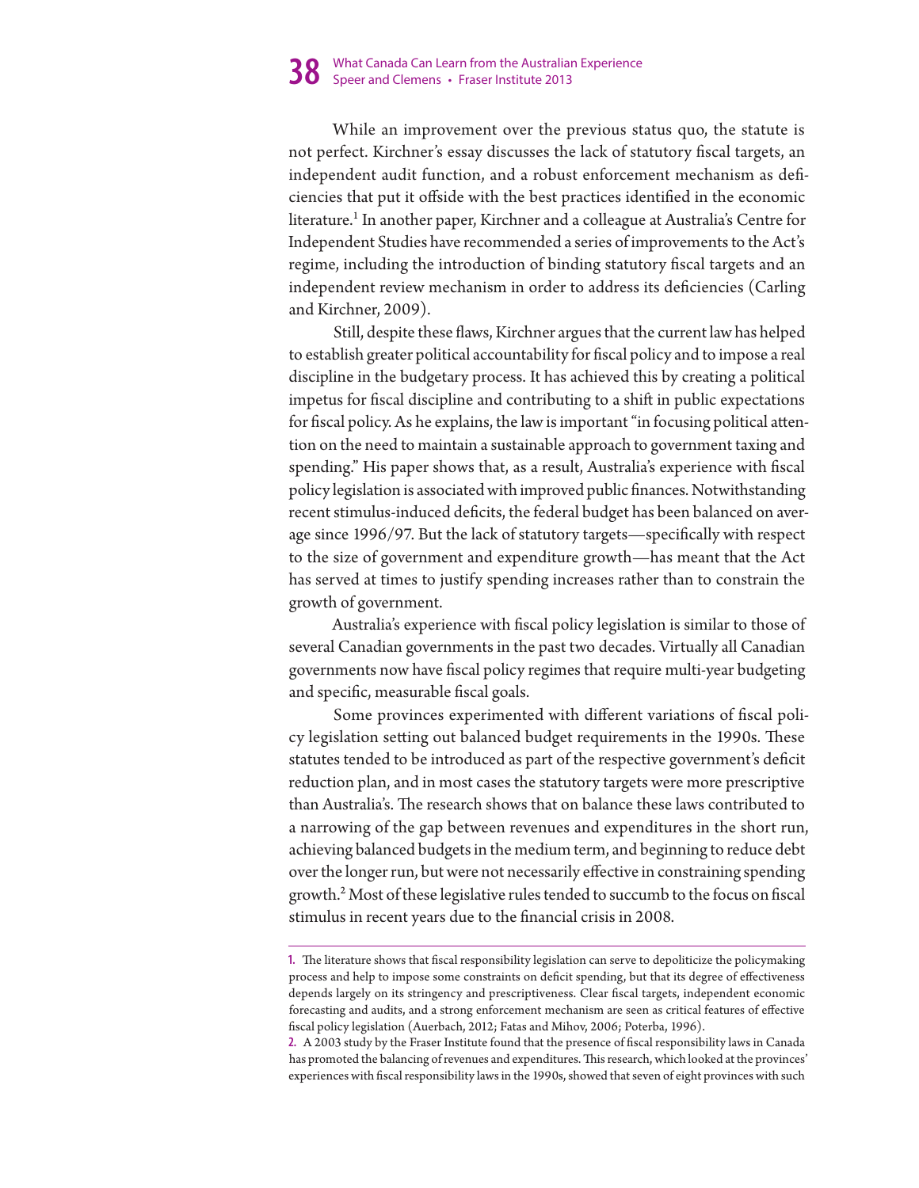While an improvement over the previous status quo, the statute is not perfect. Kirchner's essay discusses the lack of statutory fiscal targets, an independent audit function, and a robust enforcement mechanism as deficiencies that put it offside with the best practices identified in the economic literature.[1] In another paper, Kirchner and a colleague at Australia's Centre for Independent Studies have recommended a series of improvements to the Act's regime, including the introduction of binding statutory fiscal targets and an independent review mechanism in order to address its deficiencies (Carling and Kirchner, 2009).

Still, despite these flaws, Kirchner argues that the current law has helped to establish greater political accountability for fiscal policy and to impose a real discipline in the budgetary process. It has achieved this by creating a political impetus for fiscal discipline and contributing to a shift in public expectations for fiscal policy. As he explains, the law is important "in focusing political attention on the need to maintain a sustainable approach to government taxing and spending." His paper shows that, as a result, Australia's experience with fiscal policy legislation is associated with improved public finances. Notwithstanding recent stimulus-induced deficits, the federal budget has been balanced on average since 1996/97. But the lack of statutory targets—specifically with respect to the size of government and expenditure growth—has meant that the Act has served at times to justify spending increases rather than to constrain the growth of government.

Australia's experience with fiscal policy legislation is similar to those of several Canadian governments in the past two decades. Virtually all Canadian governments now have fiscal policy regimes that require multi-year budgeting and specific, measurable fiscal goals.

Some provinces experimented with different variations of fiscal policy legislation setting out balanced budget requirements in the 1990s. These statutes tended to be introduced as part of the respective government's deficit reduction plan, and in most cases the statutory targets were more prescriptive than Australia's. The research shows that on balance these laws contributed to a narrowing of the gap between revenues and expenditures in the short run, achieving balanced budgets in the medium term, and beginning to reduce debt over the longer run, but were not necessarily effective in constraining spending growth.[2] Most of these legislative rules tended to succumb to the focus on fiscal stimulus in recent years due to the financial crisis in 2008.

---

1. The literature shows that fiscal responsibility legislation can serve to depoliticize the policymaking process and help to impose some constraints on deficit spending, but that its degree of effectiveness depends largely on its stringency and prescriptiveness. Clear fiscal targets, independent economic forecasting and audits, and a strong enforcement mechanism are seen as critical features of effective fiscal policy legislation (Auerbach, 2012; Fatas and Mihov, 2006; Poterba, 1996).

2. A 2003 study by the Fraser Institute found that the presence of fiscal responsibility laws in Canada has promoted the balancing of revenues and expenditures. This research, which looked at the provinces' experiences with fiscal responsibility laws in the 1990s, showed that seven of eight provinces with such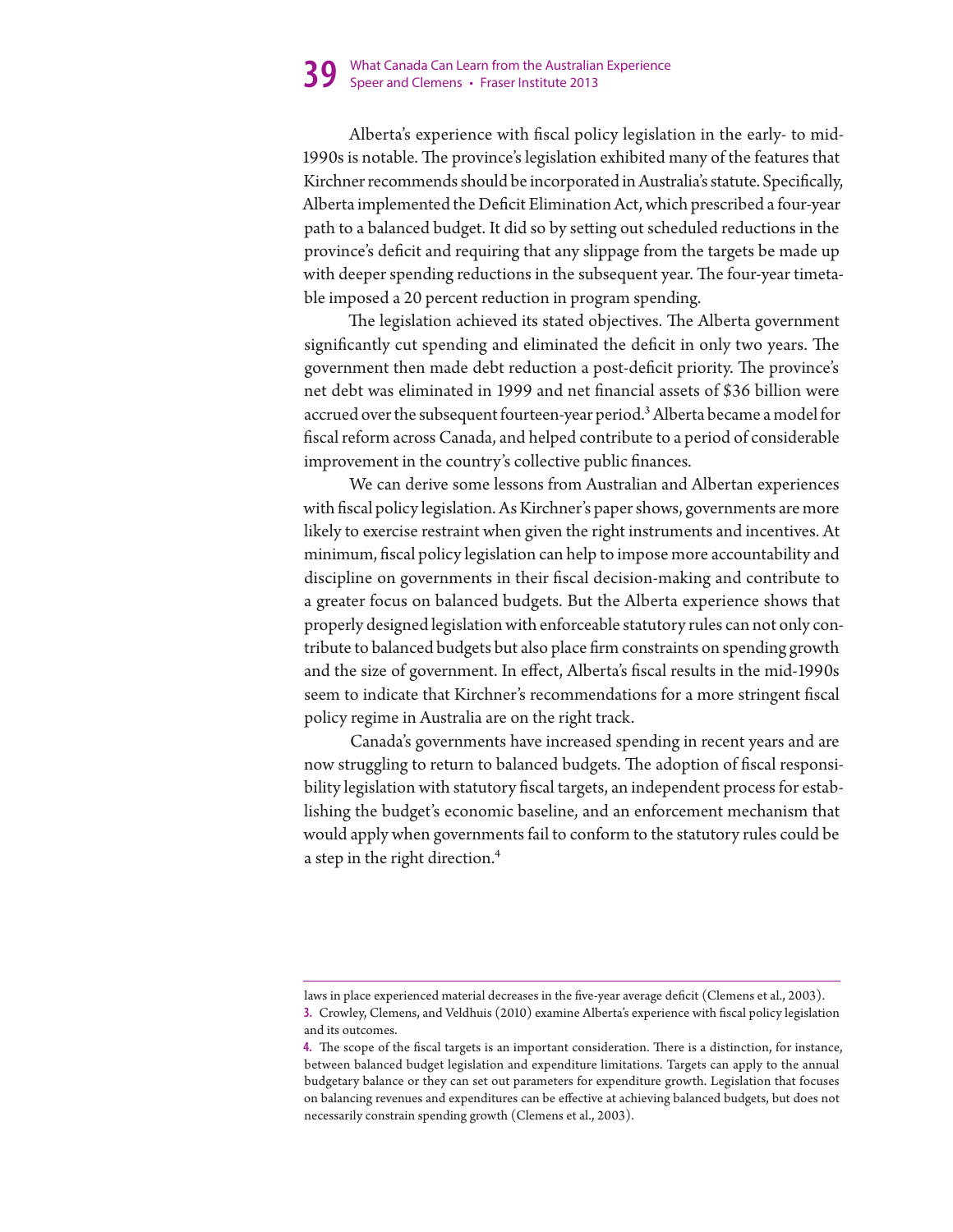Alberta's experience with fiscal policy legislation in the early- to mid-1990s is notable. The province's legislation exhibited many of the features that Kirchner recommends should be incorporated in Australia's statute. Specifically, Alberta implemented the Deficit Elimination Act, which prescribed a four-year path to a balanced budget. It did so by setting out scheduled reductions in the province's deficit and requiring that any slippage from the targets be made up with deeper spending reductions in the subsequent year. The four-year timetable imposed a 20 percent reduction in program spending.

The legislation achieved its stated objectives. The Alberta government significantly cut spending and eliminated the deficit in only two years. The government then made debt reduction a post-deficit priority. The province's net debt was eliminated in 1999 and net financial assets of $36 billion were accrued over the subsequent fourteen-year period.[3] Alberta became a model for fiscal reform across Canada, and helped contribute to a period of considerable improvement in the country's collective public finances.

We can derive some lessons from Australian and Albertan experiences with fiscal policy legislation. As Kirchner's paper shows, governments are more likely to exercise restraint when given the right instruments and incentives. At minimum, fiscal policy legislation can help to impose more accountability and discipline on governments in their fiscal decision-making and contribute to a greater focus on balanced budgets. But the Alberta experience shows that properly designed legislation with enforceable statutory rules can not only contribute to balanced budgets but also place firm constraints on spending growth and the size of government. In effect, Alberta's fiscal results in the mid-1990s seem to indicate that Kirchner's recommendations for a more stringent fiscal policy regime in Australia are on the right track.

Canada's governments have increased spending in recent years and are now struggling to return to balanced budgets. The adoption of fiscal responsibility legislation with statutory fiscal targets, an independent process for establishing the budget's economic baseline, and an enforcement mechanism that would apply when governments fail to conform to the statutory rules could be a step in the right direction.[4]

---

laws in place experienced material decreases in the five-year average deficit (Clemens et al., 2003).

**3.** Crowley, Clemens, and Veldhuis (2010) examine Alberta's experience with fiscal policy legislation and its outcomes.

**4.** The scope of the fiscal targets is an important consideration. There is a distinction, for instance, between balanced budget legislation and expenditure limitations. Targets can apply to the annual budgetary balance or they can set out parameters for expenditure growth. Legislation that focuses on balancing revenues and expenditures can be effective at achieving balanced budgets, but does not necessarily constrain spending growth (Clemens et al., 2003).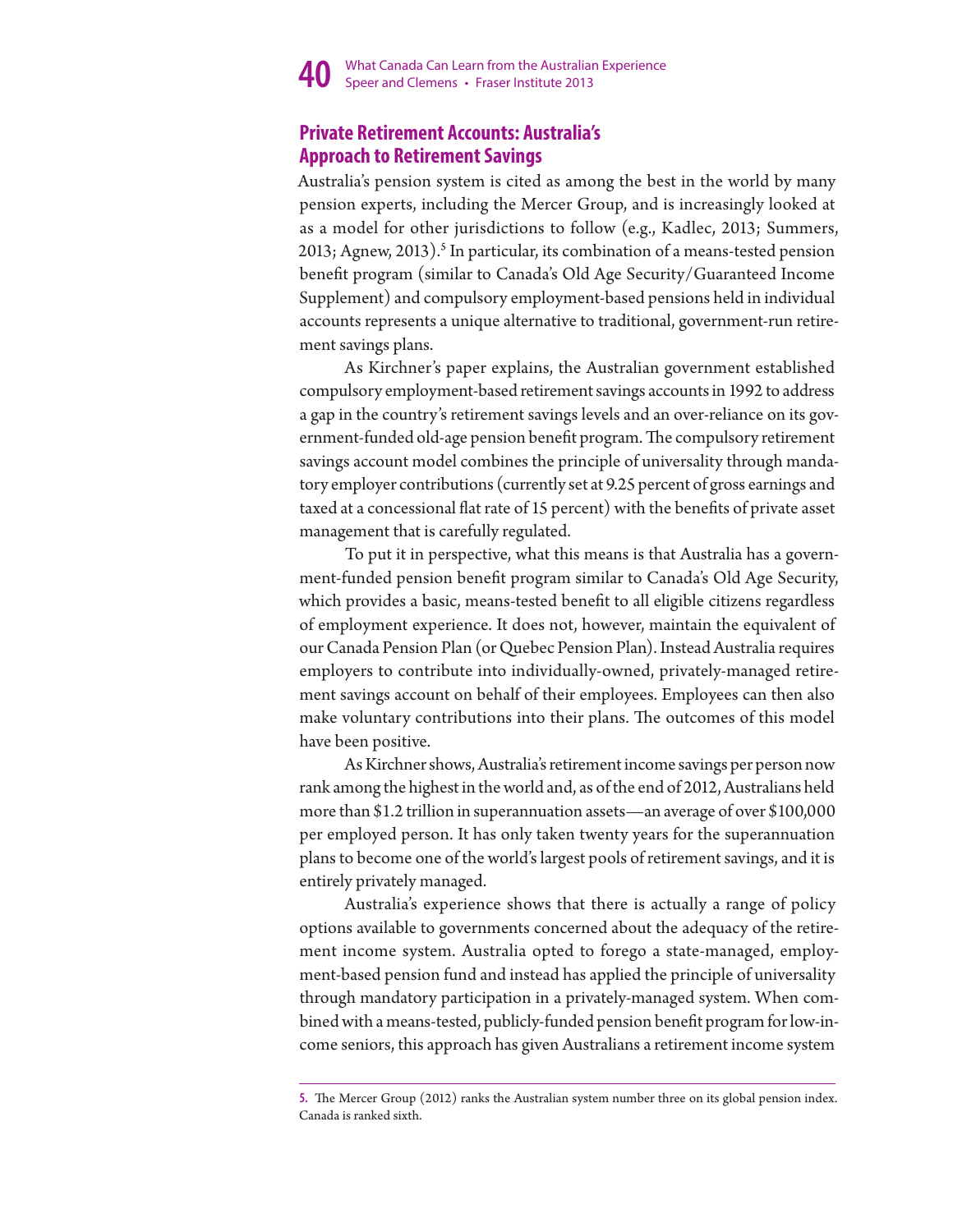## Private Retirement Accounts: Australia's Approach to Retirement Savings

Australia's pension system is cited as among the best in the world by many pension experts, including the Mercer Group, and is increasingly looked at as a model for other jurisdictions to follow (e.g., Kadlec, 2013; Summers, 2013; Agnew, 2013).[5] In particular, its combination of a means-tested pension benefit program (similar to Canada's Old Age Security/Guaranteed Income Supplement) and compulsory employment-based pensions held in individual accounts represents a unique alternative to traditional, government-run retirement savings plans.

As Kirchner's paper explains, the Australian government established compulsory employment-based retirement savings accounts in 1992 to address a gap in the country's retirement savings levels and an over-reliance on its government-funded old-age pension benefit program. The compulsory retirement savings account model combines the principle of universality through mandatory employer contributions (currently set at 9.25 percent of gross earnings and taxed at a concessional flat rate of 15 percent) with the benefits of private asset management that is carefully regulated.

To put it in perspective, what this means is that Australia has a government-funded pension benefit program similar to Canada's Old Age Security, which provides a basic, means-tested benefit to all eligible citizens regardless of employment experience. It does not, however, maintain the equivalent of our Canada Pension Plan (or Quebec Pension Plan). Instead Australia requires employers to contribute into individually-owned, privately-managed retirement savings account on behalf of their employees. Employees can then also make voluntary contributions into their plans. The outcomes of this model have been positive.

As Kirchner shows, Australia's retirement income savings per person now rank among the highest in the world and, as of the end of 2012, Australians held more than $1.2 trillion in superannuation assets—an average of over $100,000 per employed person. It has only taken twenty years for the superannuation plans to become one of the world's largest pools of retirement savings, and it is entirely privately managed.

Australia's experience shows that there is actually a range of policy options available to governments concerned about the adequacy of the retirement income system. Australia opted to forego a state-managed, employment-based pension fund and instead has applied the principle of universality through mandatory participation in a privately-managed system. When combined with a means-tested, publicly-funded pension benefit program for low-income seniors, this approach has given Australians a retirement income system

---

5. The Mercer Group (2012) ranks the Australian system number three on its global pension index. Canada is ranked sixth.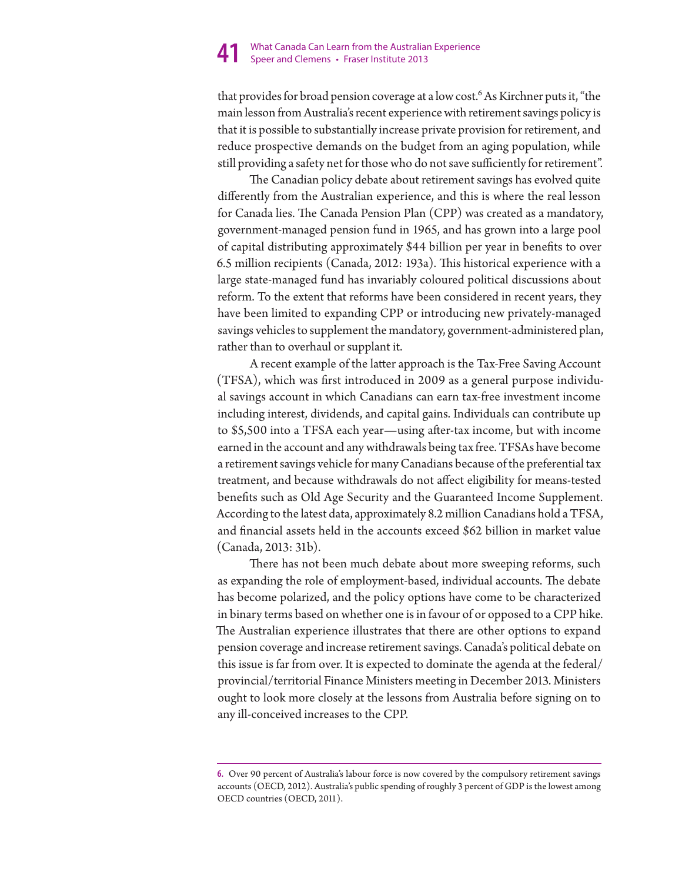that provides for broad pension coverage at a low cost.[6] As Kirchner puts it, "the main lesson from Australia's recent experience with retirement savings policy is that it is possible to substantially increase private provision for retirement, and reduce prospective demands on the budget from an aging population, while still providing a safety net for those who do not save sufficiently for retirement".

The Canadian policy debate about retirement savings has evolved quite differently from the Australian experience, and this is where the real lesson for Canada lies. The Canada Pension Plan (CPP) was created as a mandatory, government-managed pension fund in 1965, and has grown into a large pool of capital distributing approximately $44 billion per year in benefits to over 6.5 million recipients (Canada, 2012: 193a). This historical experience with a large state-managed fund has invariably coloured political discussions about reform. To the extent that reforms have been considered in recent years, they have been limited to expanding CPP or introducing new privately-managed savings vehicles to supplement the mandatory, government-administered plan, rather than to overhaul or supplant it.

A recent example of the latter approach is the Tax-Free Saving Account (TFSA), which was first introduced in 2009 as a general purpose individual savings account in which Canadians can earn tax-free investment income including interest, dividends, and capital gains. Individuals can contribute up to $5,500 into a TFSA each year—using after-tax income, but with income earned in the account and any withdrawals being tax free. TFSAs have become a retirement savings vehicle for many Canadians because of the preferential tax treatment, and because withdrawals do not affect eligibility for means-tested benefits such as Old Age Security and the Guaranteed Income Supplement. According to the latest data, approximately 8.2 million Canadians hold a TFSA, and financial assets held in the accounts exceed $62 billion in market value (Canada, 2013: 31b).

There has not been much debate about more sweeping reforms, such as expanding the role of employment-based, individual accounts. The debate has become polarized, and the policy options have come to be characterized in binary terms based on whether one is in favour of or opposed to a CPP hike. The Australian experience illustrates that there are other options to expand pension coverage and increase retirement savings. Canada's political debate on this issue is far from over. It is expected to dominate the agenda at the federal/provincial/territorial Finance Ministers meeting in December 2013. Ministers ought to look more closely at the lessons from Australia before signing on to any ill-conceived increases to the CPP.

---

6. Over 90 percent of Australia's labour force is now covered by the compulsory retirement savings accounts (OECD, 2012). Australia's public spending of roughly 3 percent of GDP is the lowest among OECD countries (OECD, 2011).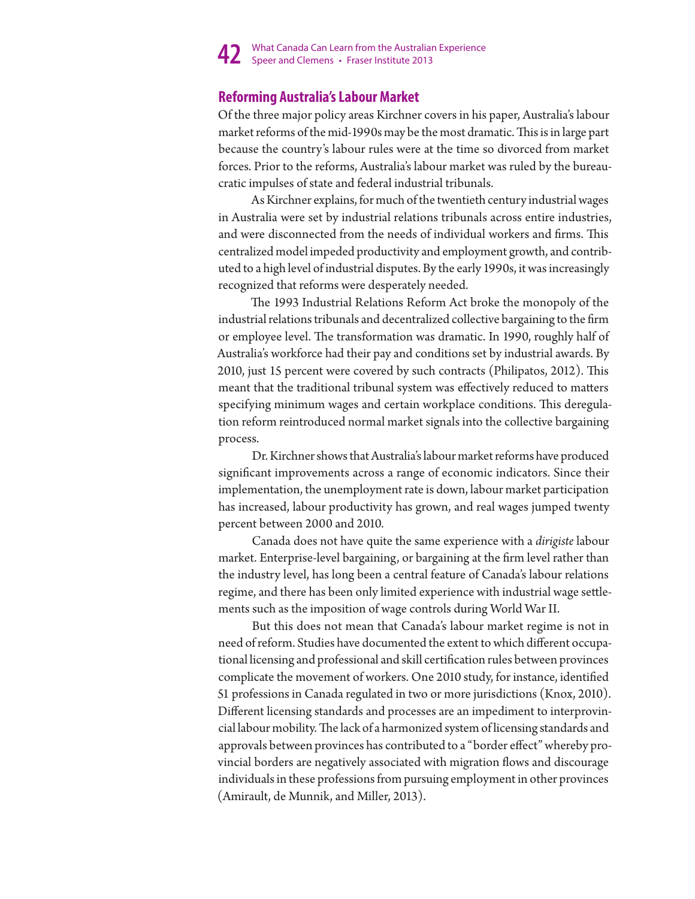## Reforming Australia's Labour Market

Of the three major policy areas Kirchner covers in his paper, Australia's labour market reforms of the mid-1990s may be the most dramatic. This is in large part because the country's labour rules were at the time so divorced from market forces. Prior to the reforms, Australia's labour market was ruled by the bureaucratic impulses of state and federal industrial tribunals.

As Kirchner explains, for much of the twentieth century industrial wages in Australia were set by industrial relations tribunals across entire industries, and were disconnected from the needs of individual workers and firms. This centralized model impeded productivity and employment growth, and contributed to a high level of industrial disputes. By the early 1990s, it was increasingly recognized that reforms were desperately needed.

The 1993 Industrial Relations Reform Act broke the monopoly of the industrial relations tribunals and decentralized collective bargaining to the firm or employee level. The transformation was dramatic. In 1990, roughly half of Australia's workforce had their pay and conditions set by industrial awards. By 2010, just 15 percent were covered by such contracts (Philipatos, 2012). This meant that the traditional tribunal system was effectively reduced to matters specifying minimum wages and certain workplace conditions. This deregulation reform reintroduced normal market signals into the collective bargaining process.

Dr. Kirchner shows that Australia's labour market reforms have produced significant improvements across a range of economic indicators. Since their implementation, the unemployment rate is down, labour market participation has increased, labour productivity has grown, and real wages jumped twenty percent between 2000 and 2010.

Canada does not have quite the same experience with a *dirigiste* labour market. Enterprise-level bargaining, or bargaining at the firm level rather than the industry level, has long been a central feature of Canada's labour relations regime, and there has been only limited experience with industrial wage settlements such as the imposition of wage controls during World War II.

But this does not mean that Canada's labour market regime is not in need of reform. Studies have documented the extent to which different occupational licensing and professional and skill certification rules between provinces complicate the movement of workers. One 2010 study, for instance, identified 51 professions in Canada regulated in two or more jurisdictions (Knox, 2010). Different licensing standards and processes are an impediment to interprovincial labour mobility. The lack of a harmonized system of licensing standards and approvals between provinces has contributed to a "border effect" whereby provincial borders are negatively associated with migration flows and discourage individuals in these professions from pursuing employment in other provinces (Amirault, de Munnik, and Miller, 2013).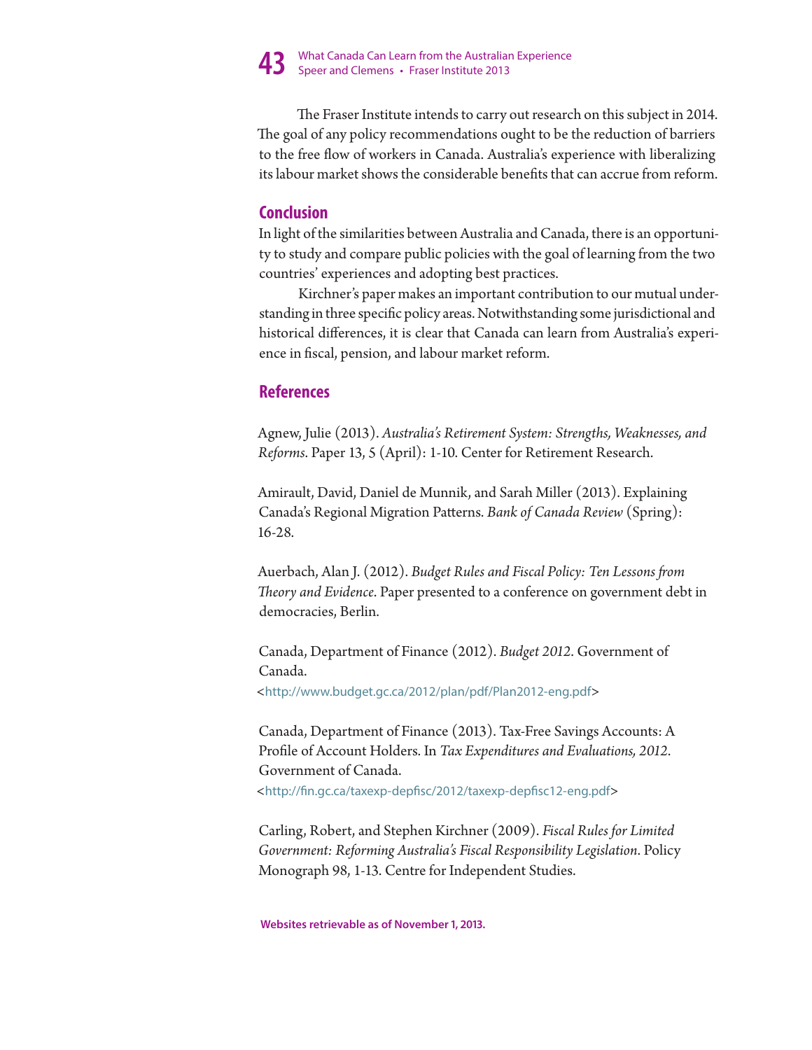The Fraser Institute intends to carry out research on this subject in 2014. The goal of any policy recommendations ought to be the reduction of barriers to the free flow of workers in Canada. Australia's experience with liberalizing its labour market shows the considerable benefits that can accrue from reform.

## Conclusion

In light of the similarities between Australia and Canada, there is an opportunity to study and compare public policies with the goal of learning from the two countries' experiences and adopting best practices.

Kirchner's paper makes an important contribution to our mutual understanding in three specific policy areas. Notwithstanding some jurisdictional and historical differences, it is clear that Canada can learn from Australia's experience in fiscal, pension, and labour market reform.

## References

Agnew, Julie (2013). *Australia's Retirement System: Strengths, Weaknesses, and Reforms*. Paper 13, 5 (April): 1-10. Center for Retirement Research.

Amirault, David, Daniel de Munnik, and Sarah Miller (2013). Explaining Canada's Regional Migration Patterns. *Bank of Canada Review* (Spring): 16-28.

Auerbach, Alan J. (2012). *Budget Rules and Fiscal Policy: Ten Lessons from Theory and Evidence*. Paper presented to a conference on government debt in democracies, Berlin.

Canada, Department of Finance (2012). *Budget 2012*. Government of Canada. <http://www.budget.gc.ca/2012/plan/pdf/Plan2012-eng.pdf>

Canada, Department of Finance (2013). Tax-Free Savings Accounts: A Profile of Account Holders. In *Tax Expenditures and Evaluations, 2012*. Government of Canada. <http://fin.gc.ca/taxexp-depfisc/2012/taxexp-depfisc12-eng.pdf>

Carling, Robert, and Stephen Kirchner (2009). *Fiscal Rules for Limited Government: Reforming Australia's Fiscal Responsibility Legislation*. Policy Monograph 98, 1-13. Centre for Independent Studies.

**Websites retrievable as of November 1, 2013.**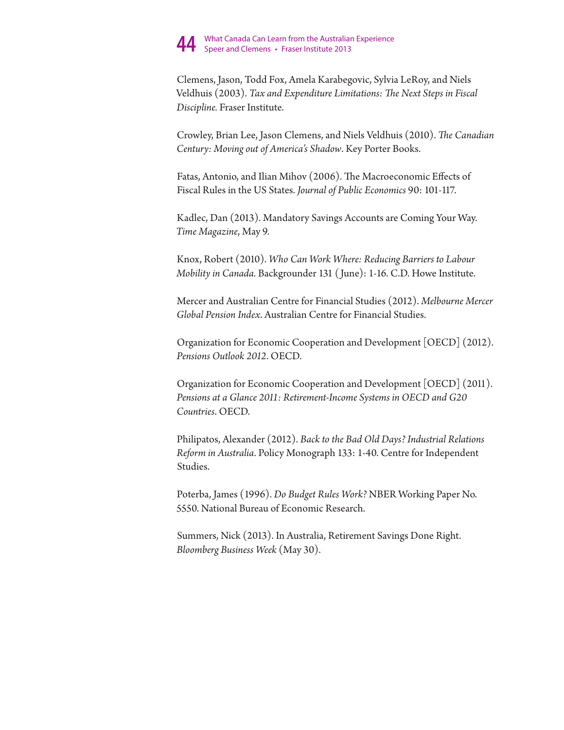Clemens, Jason, Todd Fox, Amela Karabegovic, Sylvia LeRoy, and Niels Veldhuis (2003). *Tax and Expenditure Limitations: The Next Steps in Fiscal Discipline.* Fraser Institute.

Crowley, Brian Lee, Jason Clemens, and Niels Veldhuis (2010). *The Canadian Century: Moving out of America's Shadow*. Key Porter Books.

Fatas, Antonio, and Ilian Mihov (2006). The Macroeconomic Effects of Fiscal Rules in the US States. *Journal of Public Economics* 90: 101-117.

Kadlec, Dan (2013). Mandatory Savings Accounts are Coming Your Way. *Time Magazine*, May 9.

Knox, Robert (2010). *Who Can Work Where: Reducing Barriers to Labour Mobility in Canada.* Backgrounder 131 (June): 1-16. C.D. Howe Institute.

Mercer and Australian Centre for Financial Studies (2012). *Melbourne Mercer Global Pension Index*. Australian Centre for Financial Studies.

Organization for Economic Cooperation and Development [OECD] (2012). *Pensions Outlook 2012*. OECD.

Organization for Economic Cooperation and Development [OECD] (2011). *Pensions at a Glance 2011: Retirement-Income Systems in OECD and G20 Countries*. OECD.

Philipatos, Alexander (2012). *Back to the Bad Old Days? Industrial Relations Reform in Australia*. Policy Monograph 133: 1-40. Centre for Independent Studies.

Poterba, James (1996). *Do Budget Rules Work?* NBER Working Paper No. 5550. National Bureau of Economic Research.

Summers, Nick (2013). In Australia, Retirement Savings Done Right. *Bloomberg Business Week* (May 30).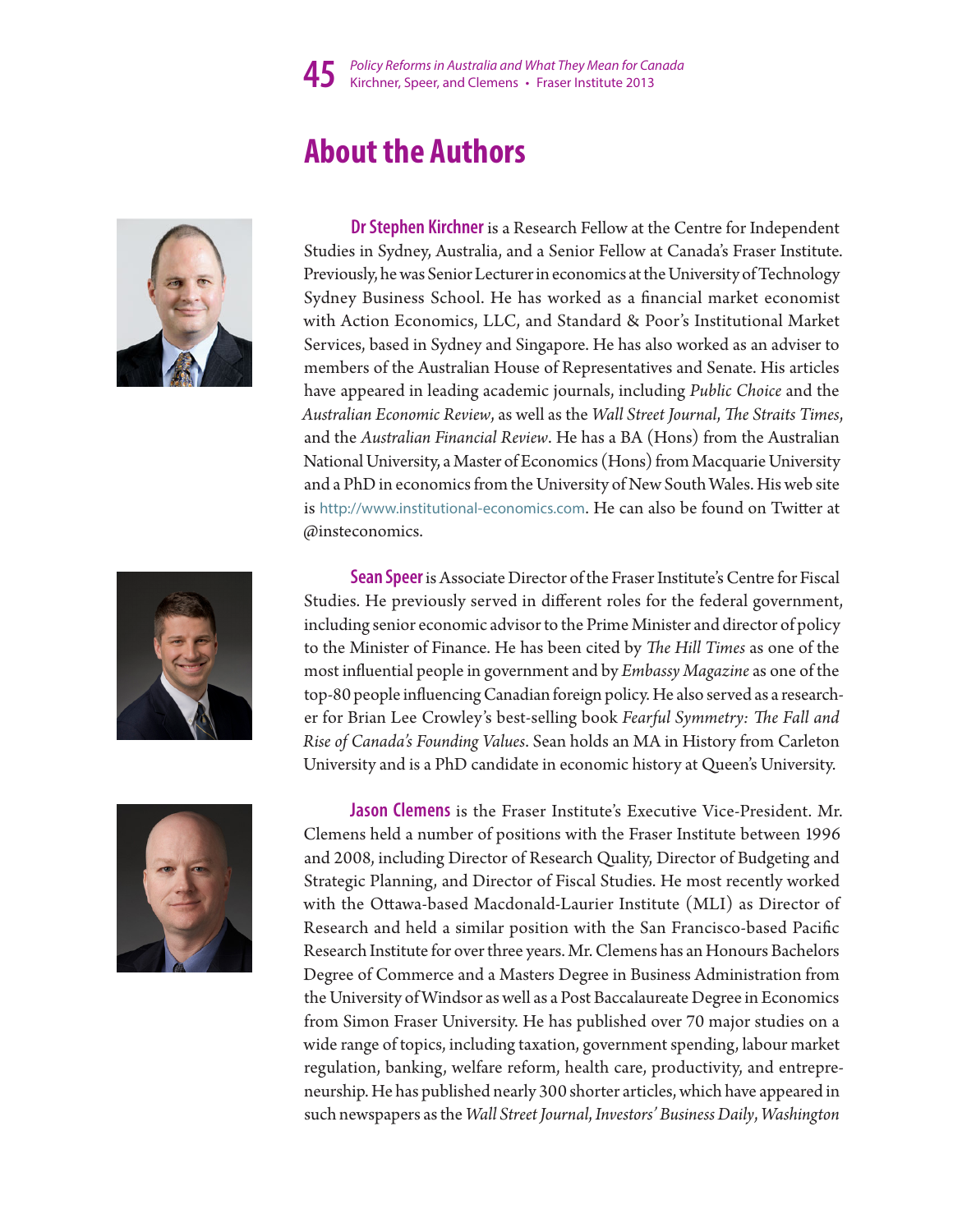# About the Authors

**Dr Stephen Kirchner** is a Research Fellow at the Centre for Independent Studies in Sydney, Australia, and a Senior Fellow at Canada's Fraser Institute. Previously, he was Senior Lecturer in economics at the University of Technology Sydney Business School. He has worked as a financial market economist with Action Economics, LLC, and Standard & Poor's Institutional Market Services, based in Sydney and Singapore. He has also worked as an adviser to members of the Australian House of Representatives and Senate. His articles have appeared in leading academic journals, including *Public Choice* and the *Australian Economic Review*, as well as the *Wall Street Journal*, *The Straits Times*, and the *Australian Financial Review*. He has a BA (Hons) from the Australian National University, a Master of Economics (Hons) from Macquarie University and a PhD in economics from the University of New South Wales. His web site is http://www.institutional-economics.com. He can also be found on Twitter at @insteconomics.

**Sean Speer** is Associate Director of the Fraser Institute's Centre for Fiscal Studies. He previously served in different roles for the federal government, including senior economic advisor to the Prime Minister and director of policy to the Minister of Finance. He has been cited by *The Hill Times* as one of the most influential people in government and by *Embassy Magazine* as one of the top-80 people influencing Canadian foreign policy. He also served as a researcher for Brian Lee Crowley's best-selling book *Fearful Symmetry: The Fall and Rise of Canada's Founding Values*. Sean holds an MA in History from Carleton University and is a PhD candidate in economic history at Queen's University.

**Jason Clemens** is the Fraser Institute's Executive Vice-President. Mr. Clemens held a number of positions with the Fraser Institute between 1996 and 2008, including Director of Research Quality, Director of Budgeting and Strategic Planning, and Director of Fiscal Studies. He most recently worked with the Ottawa-based Macdonald-Laurier Institute (MLI) as Director of Research and held a similar position with the San Francisco-based Pacific Research Institute for over three years. Mr. Clemens has an Honours Bachelors Degree of Commerce and a Masters Degree in Business Administration from the University of Windsor as well as a Post Baccalaureate Degree in Economics from Simon Fraser University. He has published over 70 major studies on a wide range of topics, including taxation, government spending, labour market regulation, banking, welfare reform, health care, productivity, and entrepreneurship. He has published nearly 300 shorter articles, which have appeared in such newspapers as the *Wall Street Journal*, *Investors' Business Daily*, *Washington*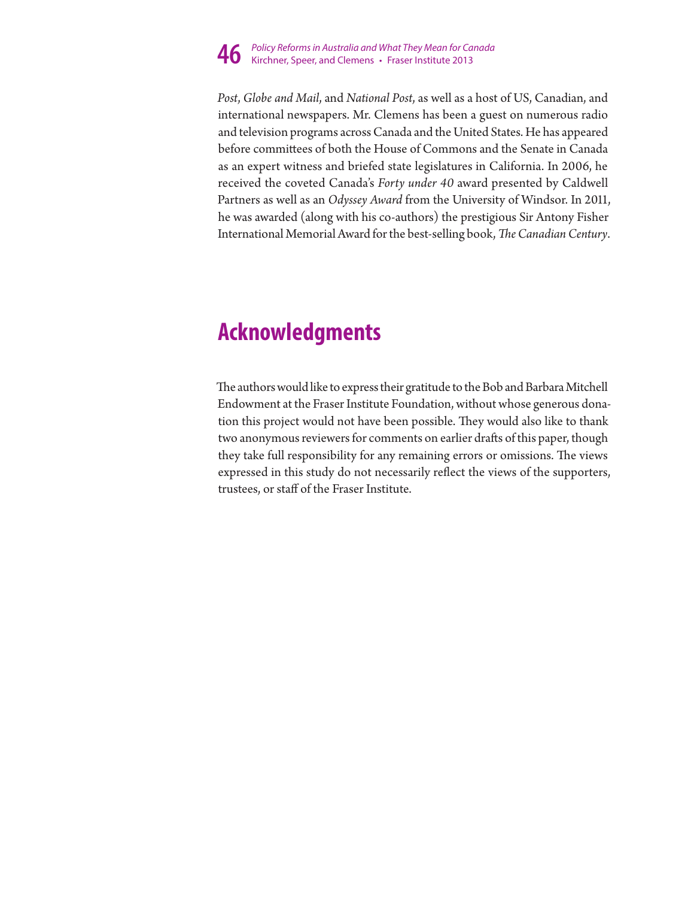*Post*, *Globe and Mail*, and *National Post*, as well as a host of US, Canadian, and international newspapers. Mr. Clemens has been a guest on numerous radio and television programs across Canada and the United States. He has appeared before committees of both the House of Commons and the Senate in Canada as an expert witness and briefed state legislatures in California. In 2006, he received the coveted Canada's *Forty under 40* award presented by Caldwell Partners as well as an *Odyssey Award* from the University of Windsor. In 2011, he was awarded (along with his co-authors) the prestigious Sir Antony Fisher International Memorial Award for the best-selling book, *The Canadian Century*.

# Acknowledgments

The authors would like to express their gratitude to the Bob and Barbara Mitchell Endowment at the Fraser Institute Foundation, without whose generous donation this project would not have been possible. They would also like to thank two anonymous reviewers for comments on earlier drafts of this paper, though they take full responsibility for any remaining errors or omissions. The views expressed in this study do not necessarily reflect the views of the supporters, trustees, or staff of the Fraser Institute.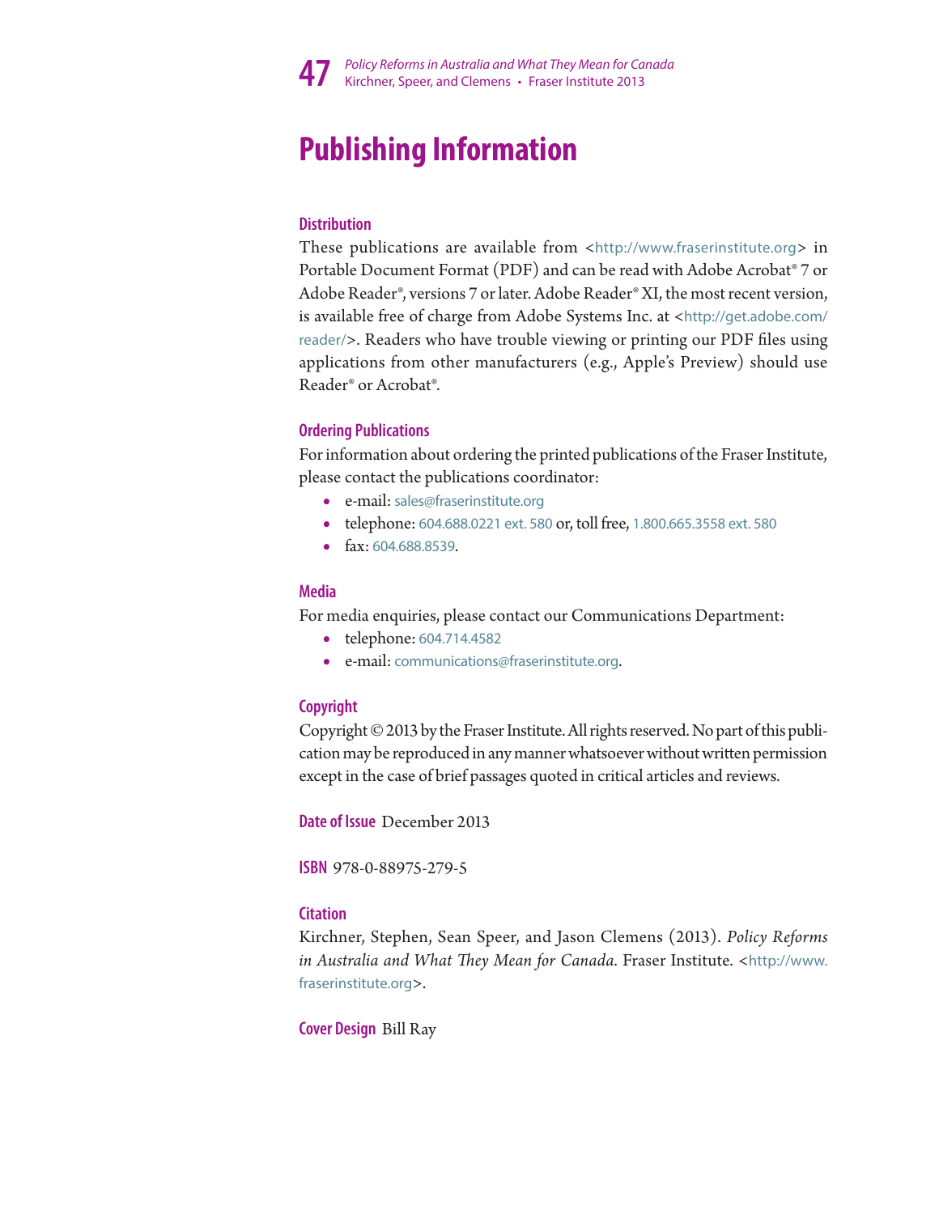# Publishing Information

### Distribution

These publications are available from <http://www.fraserinstitute.org> in Portable Document Format (PDF) and can be read with Adobe Acrobat® 7 or Adobe Reader®, versions 7 or later. Adobe Reader® XI, the most recent version, is available free of charge from Adobe Systems Inc. at <http://get.adobe.com/reader/>. Readers who have trouble viewing or printing our PDF files using applications from other manufacturers (e.g., Apple's Preview) should use Reader® or Acrobat®.

### Ordering Publications

For information about ordering the printed publications of the Fraser Institute, please contact the publications coordinator:

- e-mail: sales@fraserinstitute.org
- telephone: 604.688.0221 ext. 580 or, toll free, 1.800.665.3558 ext. 580
- fax: 604.688.8539.

### Media

For media enquiries, please contact our Communications Department:

- telephone: 604.714.4582
- e-mail: communications@fraserinstitute.org.

### Copyright

Copyright © 2013 by the Fraser Institute. All rights reserved. No part of this publication may be reproduced in any manner whatsoever without written permission except in the case of brief passages quoted in critical articles and reviews.

**Date of Issue** December 2013

**ISBN** 978-0-88975-279-5

### Citation

Kirchner, Stephen, Sean Speer, and Jason Clemens (2013). *Policy Reforms in Australia and What They Mean for Canada*. Fraser Institute. <http://www.fraserinstitute.org>.

**Cover Design** Bill Ray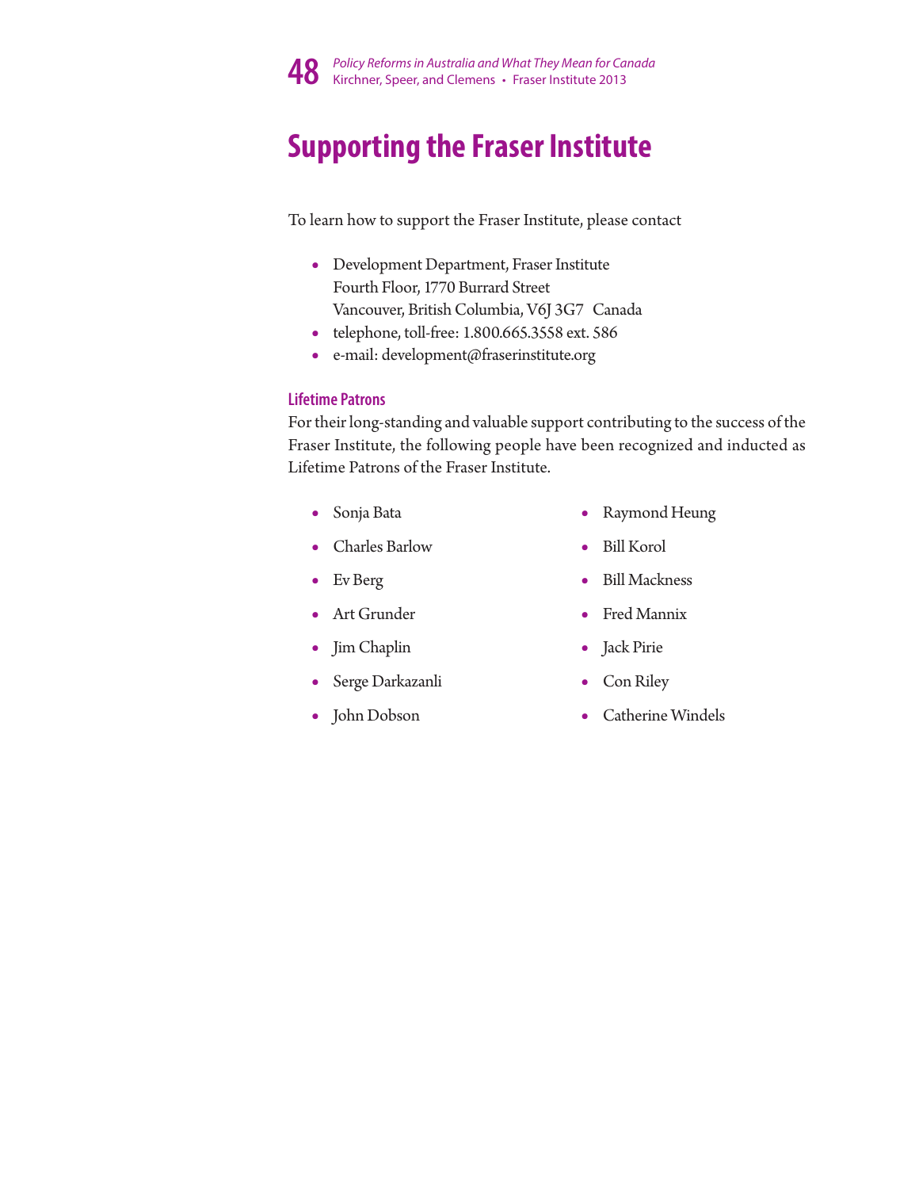# Supporting the Fraser Institute

To learn how to support the Fraser Institute, please contact

- Development Department, Fraser Institute
  Fourth Floor, 1770 Burrard Street
  Vancouver, British Columbia, V6J 3G7 Canada
- telephone, toll-free: 1.800.665.3558 ext. 586
- e-mail: development@fraserinstitute.org

### Lifetime Patrons

For their long-standing and valuable support contributing to the success of the Fraser Institute, the following people have been recognized and inducted as Lifetime Patrons of the Fraser Institute.

- Sonja Bata
- Charles Barlow
- Ev Berg
- Art Grunder
- Jim Chaplin
- Serge Darkazanli
- John Dobson
- Raymond Heung
- Bill Korol
- Bill Mackness
- Fred Mannix
- Jack Pirie
- Con Riley
- Catherine Windels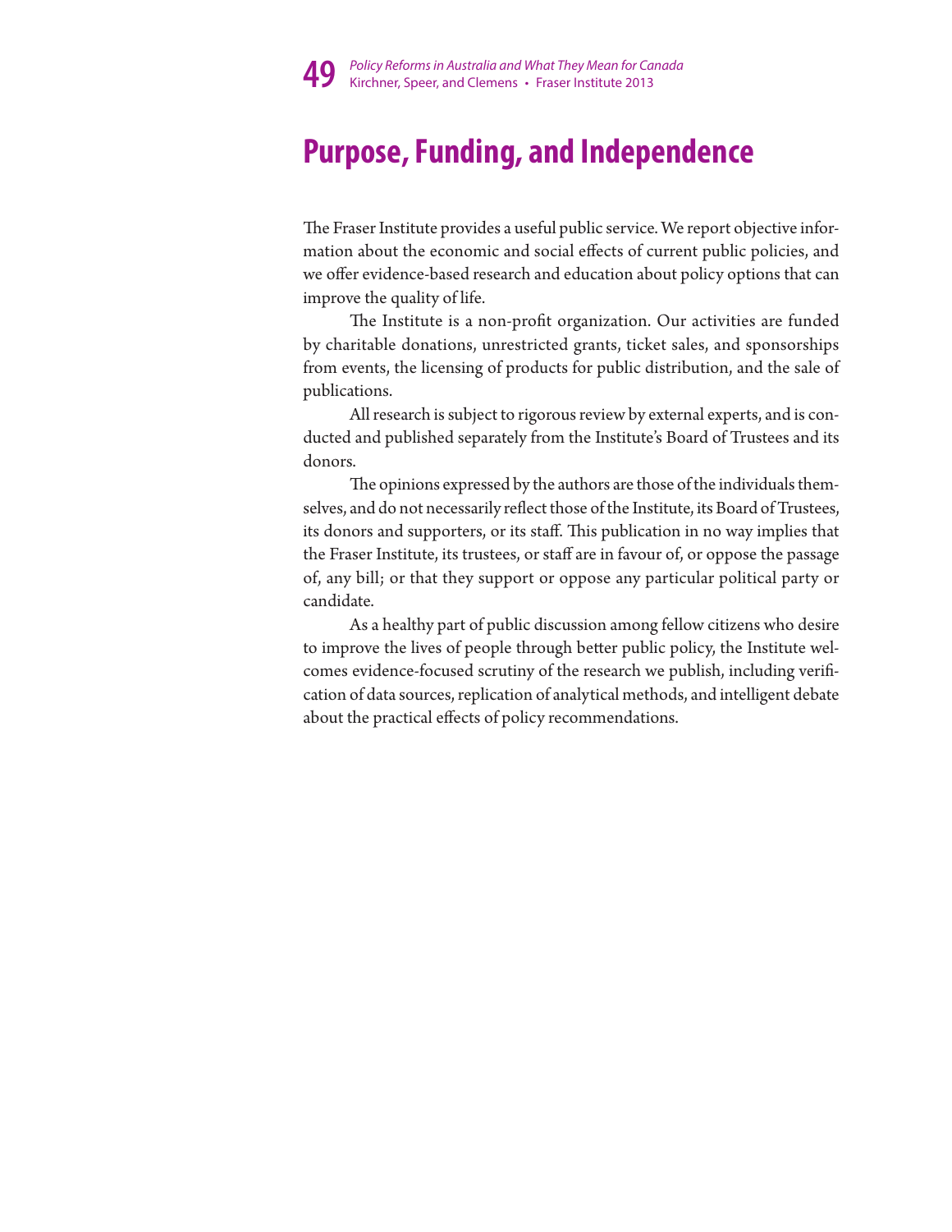# Purpose, Funding, and Independence

The Fraser Institute provides a useful public service. We report objective information about the economic and social effects of current public policies, and we offer evidence-based research and education about policy options that can improve the quality of life.

The Institute is a non-profit organization. Our activities are funded by charitable donations, unrestricted grants, ticket sales, and sponsorships from events, the licensing of products for public distribution, and the sale of publications.

All research is subject to rigorous review by external experts, and is conducted and published separately from the Institute's Board of Trustees and its donors.

The opinions expressed by the authors are those of the individuals themselves, and do not necessarily reflect those of the Institute, its Board of Trustees, its donors and supporters, or its staff. This publication in no way implies that the Fraser Institute, its trustees, or staff are in favour of, or oppose the passage of, any bill; or that they support or oppose any particular political party or candidate.

As a healthy part of public discussion among fellow citizens who desire to improve the lives of people through better public policy, the Institute welcomes evidence-focused scrutiny of the research we publish, including verification of data sources, replication of analytical methods, and intelligent debate about the practical effects of policy recommendations.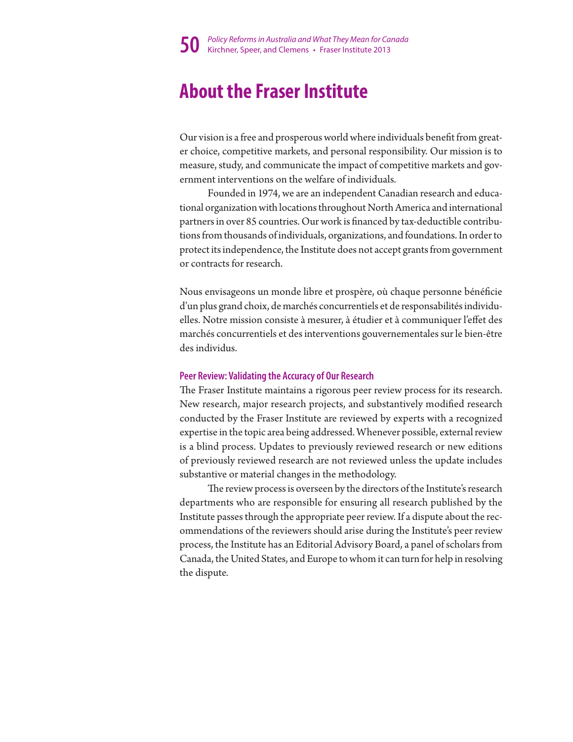# About the Fraser Institute

Our vision is a free and prosperous world where individuals benefit from greater choice, competitive markets, and personal responsibility. Our mission is to measure, study, and communicate the impact of competitive markets and government interventions on the welfare of individuals.

Founded in 1974, we are an independent Canadian research and educational organization with locations throughout North America and international partners in over 85 countries. Our work is financed by tax-deductible contributions from thousands of individuals, organizations, and foundations. In order to protect its independence, the Institute does not accept grants from government or contracts for research.

Nous envisageons un monde libre et prospère, où chaque personne bénéficie d'un plus grand choix, de marchés concurrentiels et de responsabilités individuelles. Notre mission consiste à mesurer, à étudier et à communiquer l'effet des marchés concurrentiels et des interventions gouvernementales sur le bien-être des individus.

### Peer Review: Validating the Accuracy of Our Research

The Fraser Institute maintains a rigorous peer review process for its research. New research, major research projects, and substantively modified research conducted by the Fraser Institute are reviewed by experts with a recognized expertise in the topic area being addressed. Whenever possible, external review is a blind process. Updates to previously reviewed research or new editions of previously reviewed research are not reviewed unless the update includes substantive or material changes in the methodology.

The review process is overseen by the directors of the Institute's research departments who are responsible for ensuring all research published by the Institute passes through the appropriate peer review. If a dispute about the recommendations of the reviewers should arise during the Institute's peer review process, the Institute has an Editorial Advisory Board, a panel of scholars from Canada, the United States, and Europe to whom it can turn for help in resolving the dispute.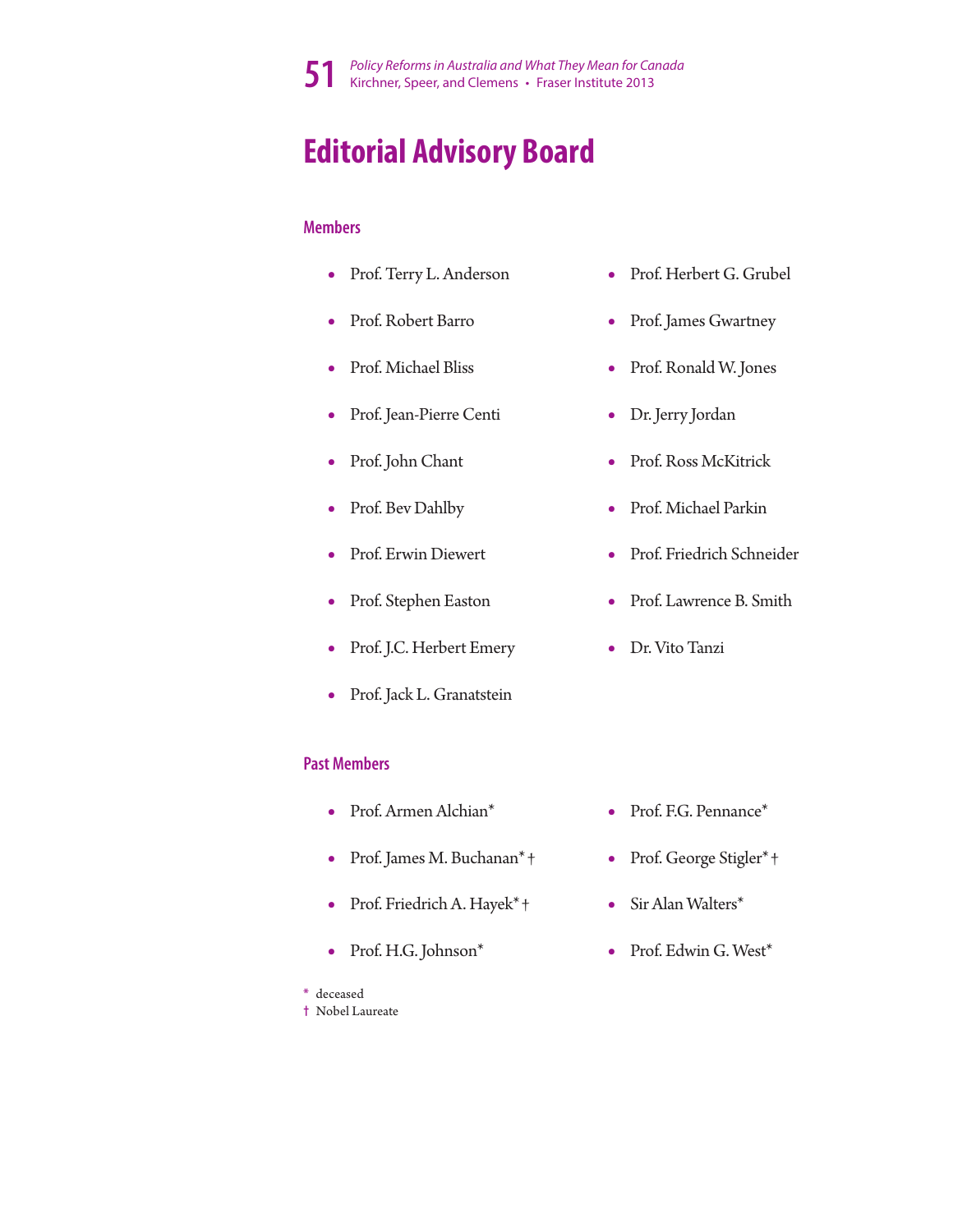# Editorial Advisory Board

## Members

- Prof. Terry L. Anderson
- Prof. Robert Barro
- Prof. Michael Bliss
- Prof. Jean-Pierre Centi
- Prof. John Chant
- Prof. Bev Dahlby
- Prof. Erwin Diewert
- Prof. Stephen Easton
- Prof. J.C. Herbert Emery
- Prof. Jack L. Granatstein
- Prof. Herbert G. Grubel
- Prof. James Gwartney
- Prof. Ronald W. Jones
- Dr. Jerry Jordan
- Prof. Ross McKitrick
- Prof. Michael Parkin
- Prof. Friedrich Schneider
- Prof. Lawrence B. Smith
- Dr. Vito Tanzi

## Past Members

- Prof. Armen Alchian*
- Prof. James M. Buchanan* †
- Prof. Friedrich A. Hayek* †
- Prof. H.G. Johnson*
- Prof. F.G. Pennance*
- Prof. George Stigler* †
- Sir Alan Walters*
- Prof. Edwin G. West*

\* deceased
† Nobel Laureate